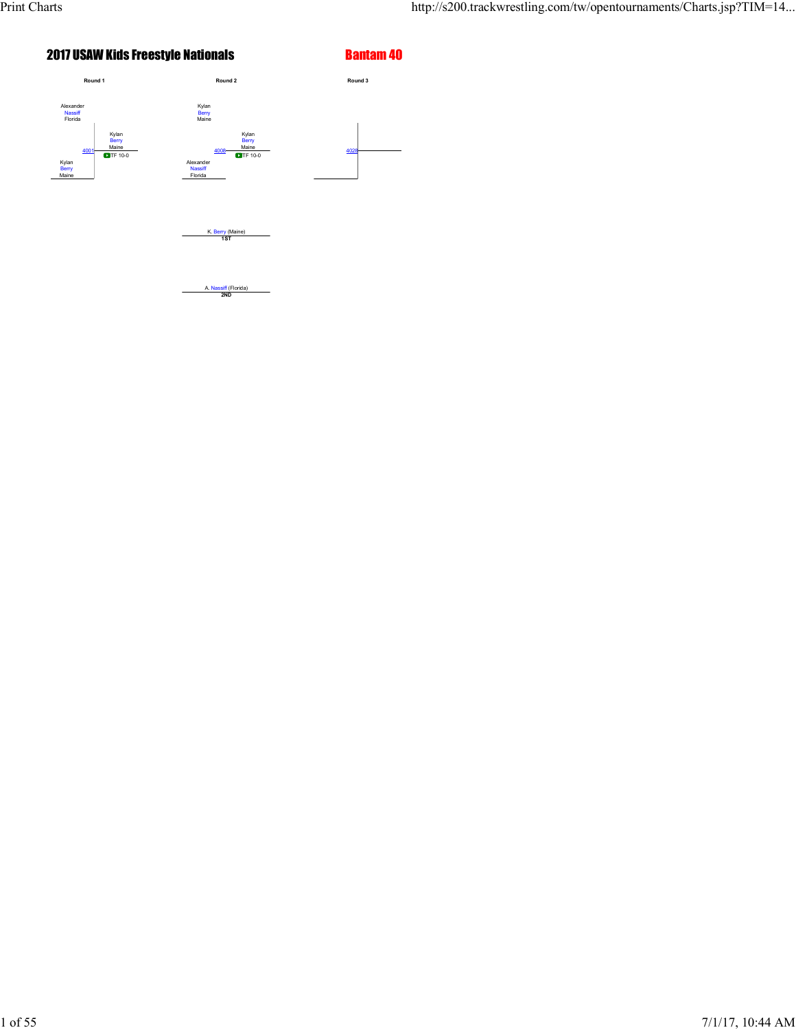# 2017 USAW Kids Freestyle Nationals

## Bantam 40

**Round 1**

Alexander
Nassiff
Florida

4001

Kylan
Berry
Maine

Kylan
Berry
Maine
TF 10-0

**Round 2**

Kylan
Berry
Maine

4008

Alexander
Nassiff
Florida

Kylan
Berry
Maine
TF 10-0

**Round 3**

4028

K. Berry (Maine)
**1ST**

A. Nassiff (Florida)
**2ND**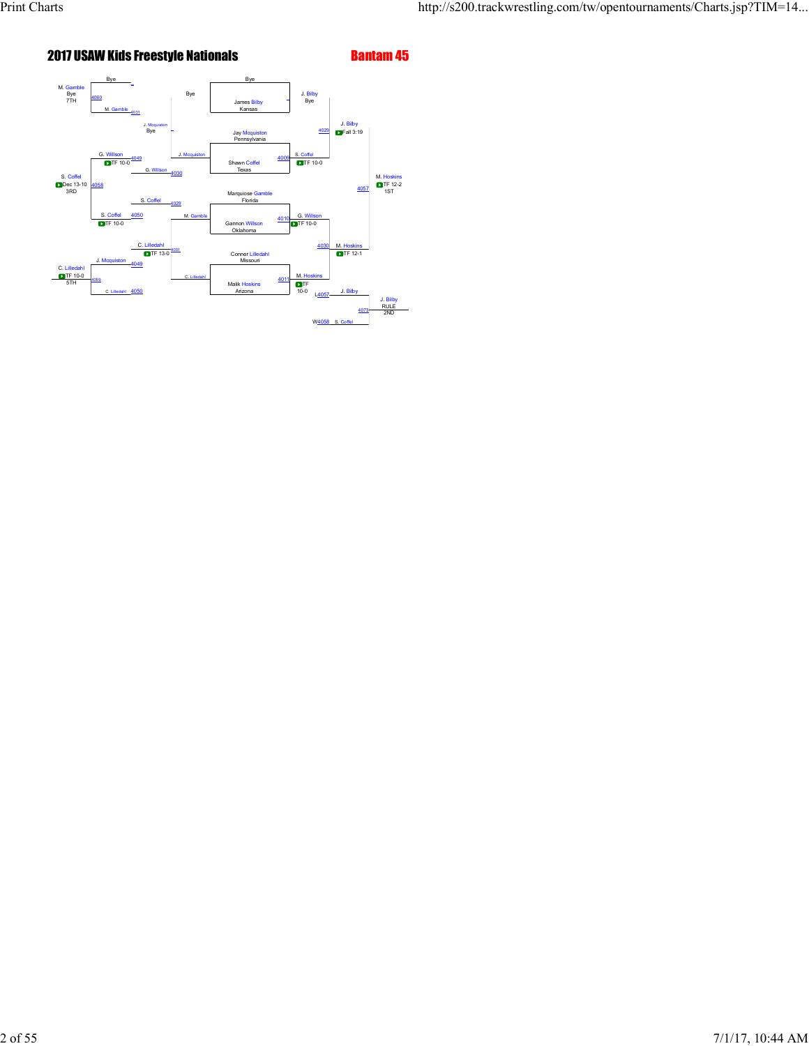# 2017 USAW Kids Freestyle Nationals

**Bantam 45**

Bye

James Bilby
Kansas

Jay Mcquiston
Pennsylvania

Shawn Coffel
Texas

Marquiose Gamble
Florida

Gannon Willson
Oklahoma

Conner Lilledahl
Missouri

Malik Hoskins
Arizona

Bye

J. Bilby
Bye

4009 S. Coffel
TF 10-0

4010 G. Willson
TF 10-0

4011 M. Hoskins
TF 10-0

4029 J. Bilby
Fall 3:19

4030 M. Hoskins
TF 12-1

4057 M. Hoskins
TF 12-2
1ST

J. Mcquiston
Bye

J. Mcquiston

G. Willson 4030

S. Coffel 4029

M. Gamble

C. Lilledahl
TF 13-0 4031

C. Lilledahl

Bye

M. Gamble 4031

G. Willson 4049
TF 10-0

S. Coffel 4050
TF 10-0

J. Mcquiston 4049

C. Lilledahl 4050

M. Gamble
Bye
7TH
4060

S. Coffel
Dec 13-10
3RD
4058

C. Lilledahl
TF 10-0
5TH
4059

L4057 J. Bilby

W4058 S. Coffel

4073 J. Bilby
RULE
2ND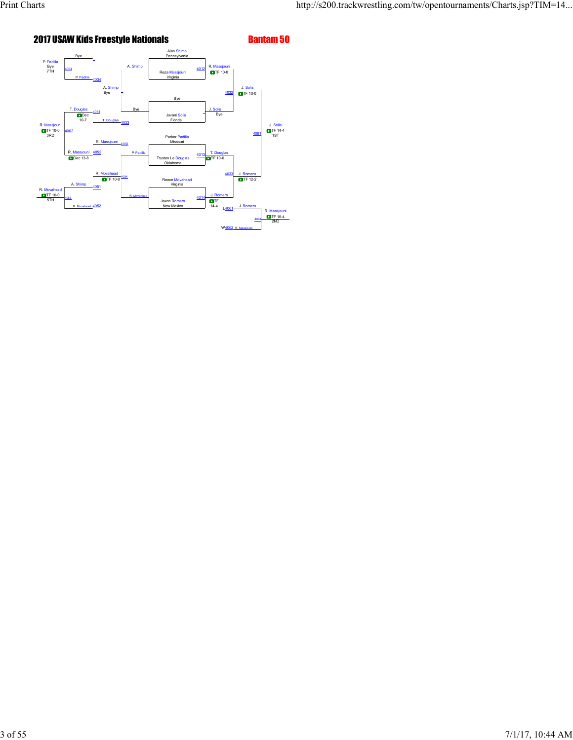# 2017 USAW Kids Freestyle Nationals

## Bantam 50

Alan Shimp
Pennsylvania

Reza Massjouni
Virginia

4012 R. Massjouni
TF 10-0

Bye

Jovani Solis
Florida

J. Solis
Bye

4032 J. Solis
TF 10-0

4061 J. Solis
TF 14-4
1ST

Parker Padilla
Missouri

Trusten Le Douglas
Oklahoma

4013 T. Douglas
TF 10-0

Reece Movahead
Virginia

Jaxon Romero
New Mexico

4014 J. Romero
TF
14-4

4033 J. Romero
TF 12-2

A. Shimp

Bye

P. Padilla

R. Movahead

Bye

P. Padilla
Bye
7TH

4064

P. Padilla 4034

A. Shimp
Bye

T. Douglas 4051
Dec
10-7

T. Douglas 4033

R. Massjouni
TF 10-0
3RD

4062

R. Massjouni 4032

R. Massjouni 4052
Dec 13-8

R. Movahead 4034
TF 10-0

A. Shimp 4051

R. Movahead
TF 10-0
5TH

4063

R. Movahead 4052

L4061 J. Romero

4074 R. Massjouni
TF 15-4
2ND

W4062 R. Massjouni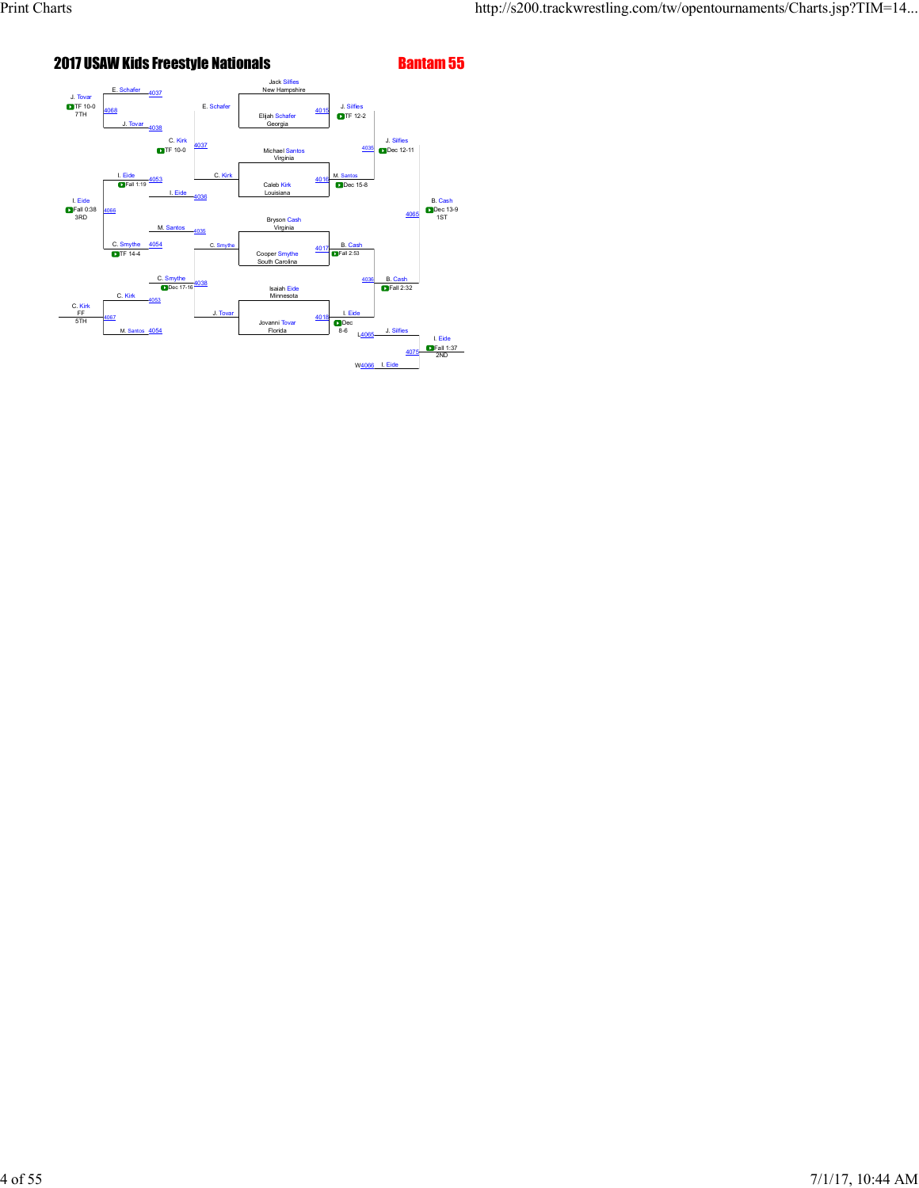# 2017 USAW Kids Freestyle Nationals

## Bantam 55

Jack Silfies
New Hampshire

Elijah Schafer
Georgia

4015 J. Silfies TF 12-2

Michael Santos
Virginia

Caleb Kirk
Louisiana

4016 M. Santos Dec 15-8

4035 J. Silfies Dec 12-11

Bryson Cash
Virginia

Cooper Smythe
South Carolina

4017 B. Cash Fall 2:53

Isaiah Eide
Minnesota

Jovanni Tovar
Florida

4018 I. Eide Dec 8-6

4036 B. Cash Fall 2:32

4065 B. Cash Dec 13-9 1ST

L4065 J. Silfies

W4066 I. Eide

4075 I. Eide Fall 1:37 2ND

E. Schafer 4037

J. Tovar 4038

4068 J. Tovar TF 10-0 7TH

E. Schafer

C. Kirk 4037

4037 C. Kirk TF 10-0

C. Kirk

I. Eide 4053 Fall 1:19

I. Eide 4036

M. Santos 4035

C. Smythe 4054 TF 14-4

4066 I. Eide Fall 0:38 3RD

C. Smythe

C. Smythe 4038 Dec 17-16

J. Tovar

C. Kirk 4053

M. Santos 4054

4067 C. Kirk FF 5TH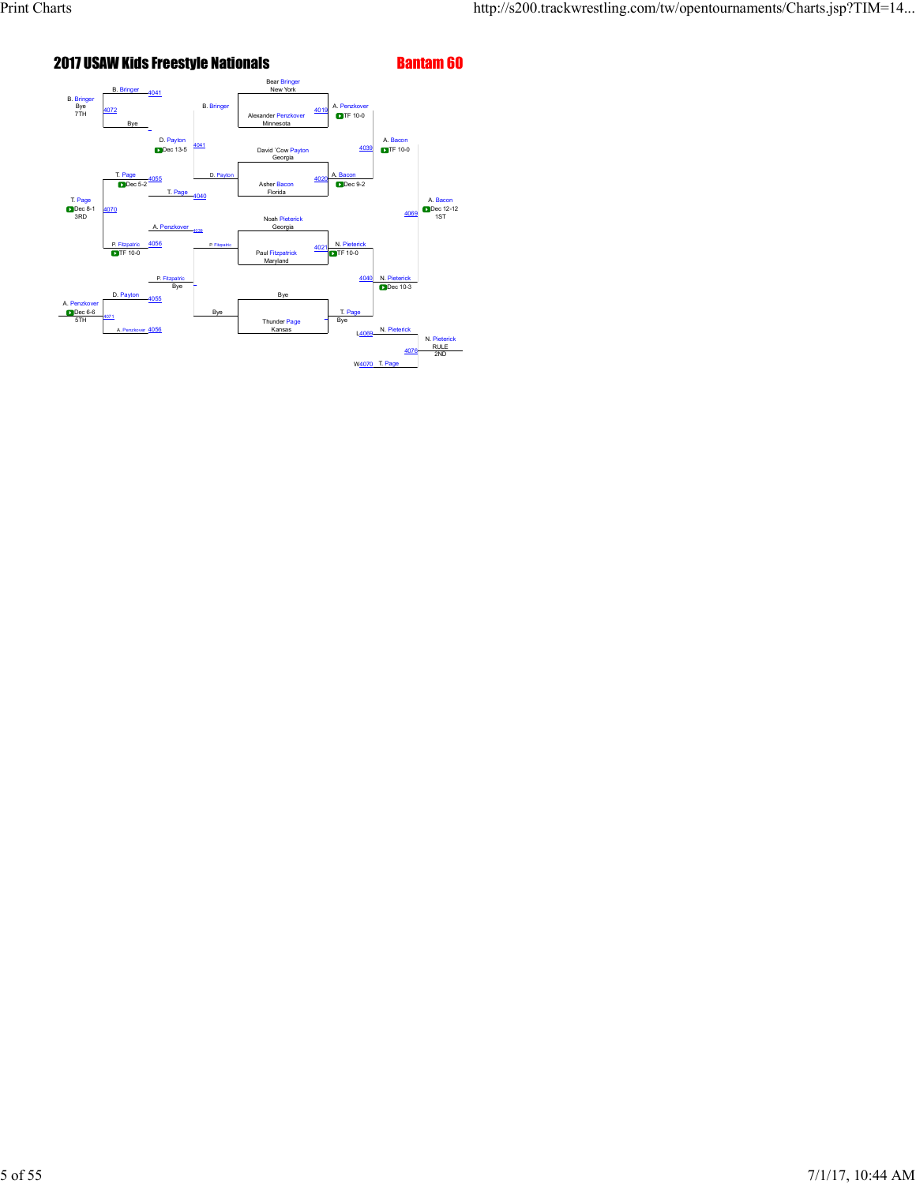# 2017 USAW Kids Freestyle Nationals

## Bantam 60

Bear Bringer
New York

Alexander Penzkover
Minnesota

4019 A. Penzkover
TF 10-0

David 'Cow Payton
Georgia

Asher Bacon
Florida

4020 A. Bacon
Dec 9-2

4039 A. Bacon
TF 10-0

Noah Pieterick
Georgia

Paul Fitzpatrick
Maryland

4021 N. Pieterick
TF 10-0

Bye

Thunder Page
Kansas

T. Page
Bye

4040 N. Pieterick
Dec 10-3

4069 A. Bacon
Dec 12-12
1ST

L4069 N. Pieterick

W4070 T. Page

4076 N. Pieterick
RULE
2ND

B. Bringer 4041
Bye

B. Bringer
Bye
7TH
4072

D. Payton
Dec 13-5
4041

B. Bringer

D. Payton

T. Page 4055
Dec 5-2

T. Page 4040

T. Page
Dec 8-1
3RD
4070

A. Penzkover 4038

P. Fitzpatric

P. Fitzpatric 4056
TF 10-0

P. Fitzpatric
Bye

D. Payton 4055

A. Penzkover
Dec 6-6
5TH
4071

A. Penzkover 4056

Bye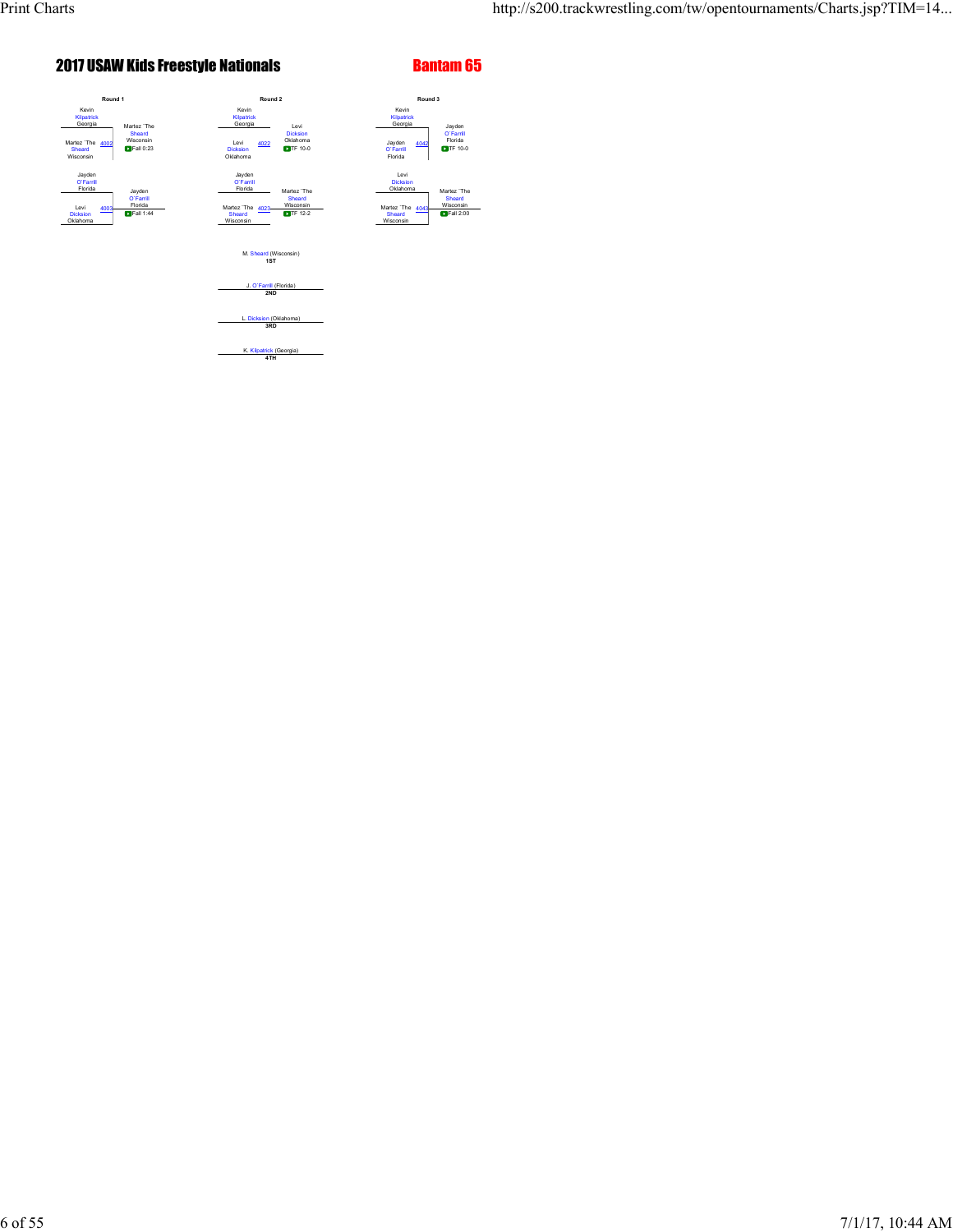# 2017 USAW Kids Freestyle Nationals

## Bantam 65

### Round 1

Kevin Kilpatrick Georgia

Martez `The Sheard Wisconsin — 4002

Winner: Martez `The Sheard Wisconsin — Fall 0:23

Jayden O`Farrill Florida

Levi Dickson Oklahoma — 4003

Winner: Jayden O`Farrill Florida — Fall 1:44

### Round 2

Kevin Kilpatrick Georgia

Levi Dickson Oklahoma — 4022

Winner: Levi Dickson Oklahoma — TF 10-0

Jayden O`Farrill Florida

Martez `The Sheard Wisconsin — 4023

Winner: Martez `The Sheard Wisconsin — TF 12-2

### Round 3

Kevin Kilpatrick Georgia

Jayden O`Farrill Florida — 4042

Winner: Jayden O`Farrill Florida — TF 10-0

Levi Dickson Oklahoma

Martez `The Sheard Wisconsin — 4043

Winner: Martez `The Sheard Wisconsin — Fall 2:00

### Placings

M. Sheard (Wisconsin) — **1ST**

J. O`Farrill (Florida) — **2ND**

L. Dickson (Oklahoma) — **3RD**

K. Kilpatrick (Georgia) — **4TH**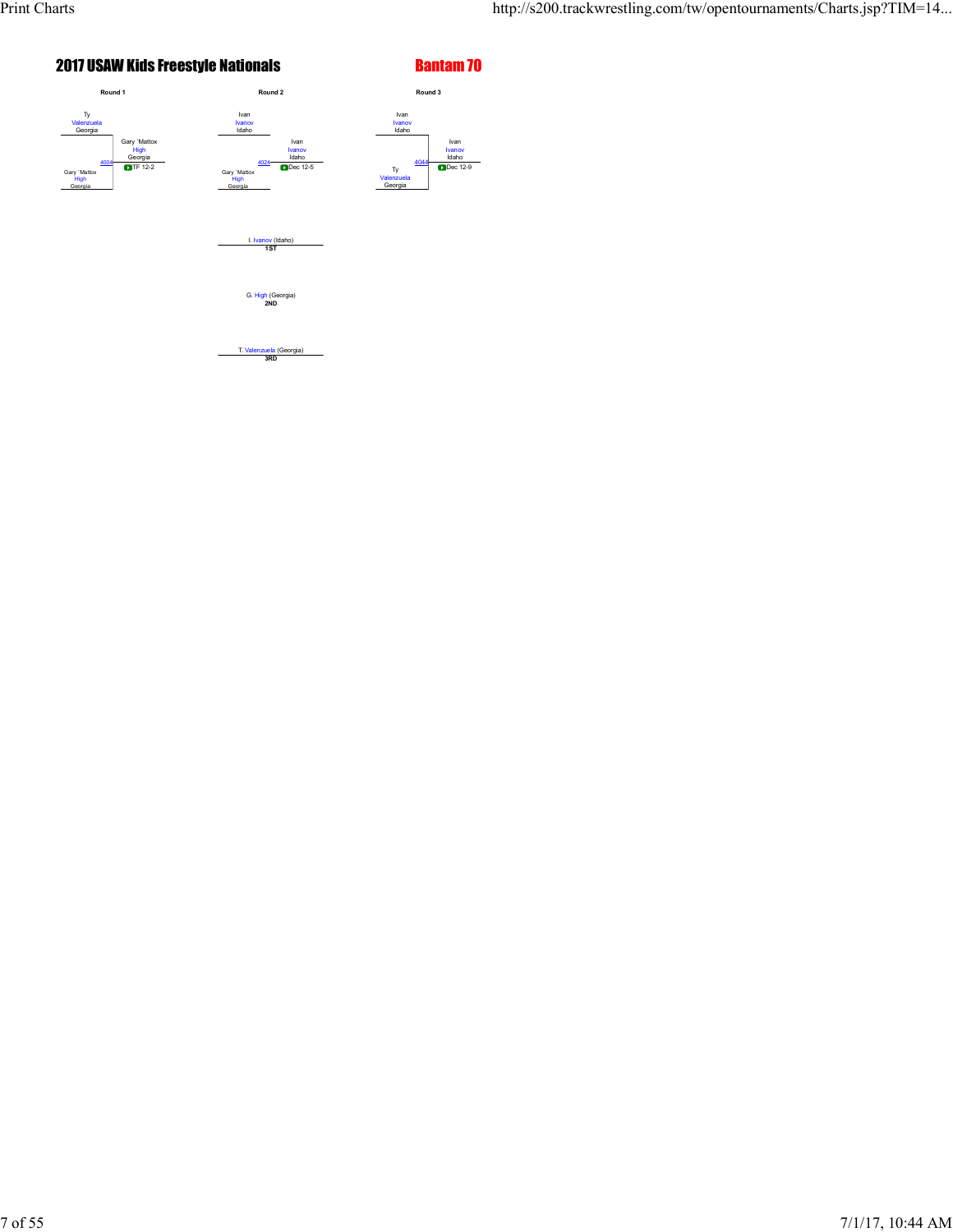# 2017 USAW Kids Freestyle Nationals

## Bantam 70

### Round 1

Ty
Valenzuela
Georgia

Gary `Mattox
High
Georgia

4004

Gary `Mattox
High
Georgia
TF 12-2

### Round 2

Ivan
Ivanov
Idaho

Gary `Mattox
High
Georgia

4024

Ivan
Ivanov
Idaho
Dec 12-5

### Round 3

Ivan
Ivanov
Idaho

Ty
Valenzuela
Georgia

4044

Ivan
Ivanov
Idaho
Dec 12-9

I. Ivanov (Idaho)
**1ST**

G. High (Georgia)
**2ND**

T. Valenzuela (Georgia)
**3RD**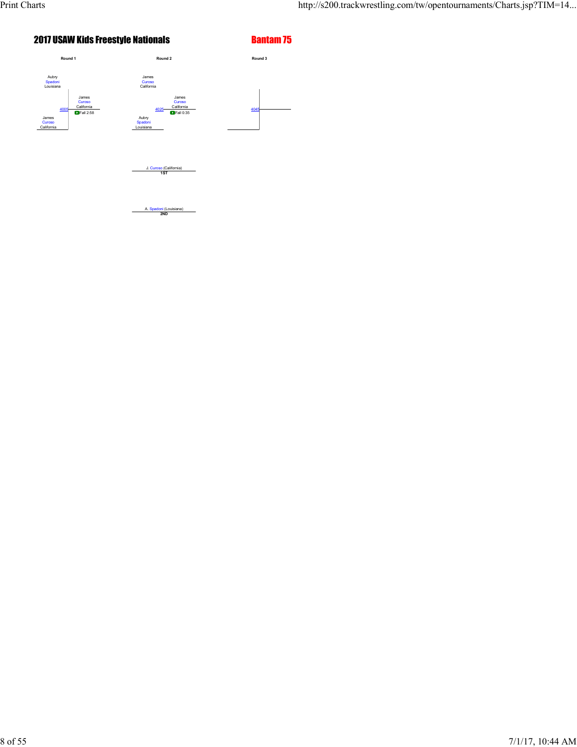# 2017 USAW Kids Freestyle Nationals

## Bantam 75

Round 1

Aubry
Spadoni
Louisiana

4005

James
Curoso
California

James
Curoso
California
Fall 2:58

Round 2

James
Curoso
California

4025

Aubry
Spadoni
Louisiana

James
Curoso
California
Fall 0:35

Round 3

4045

J. Curoso (California)
1ST

A. Spadoni (Louisiana)
2ND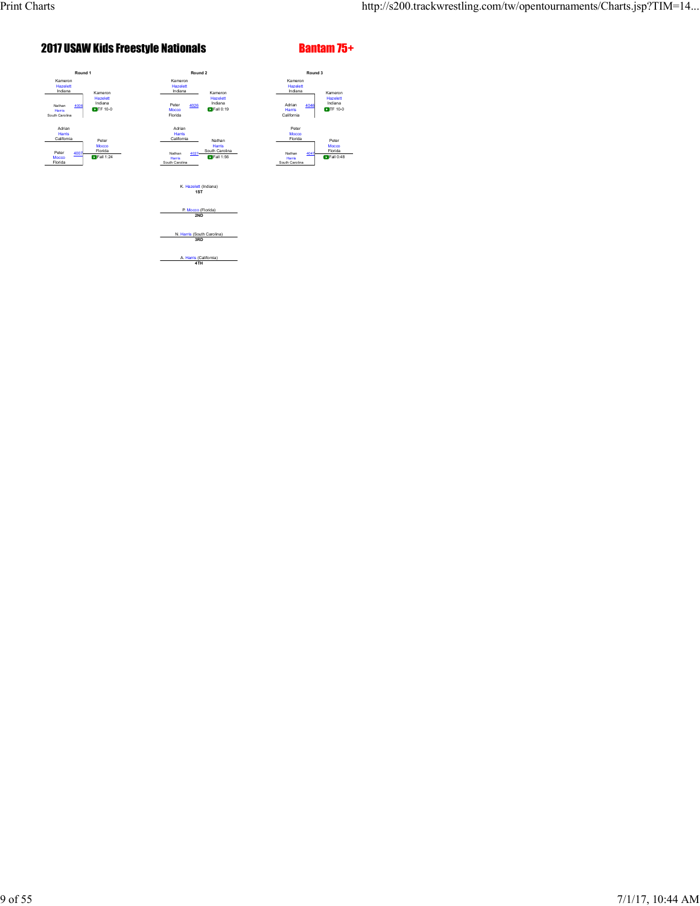# 2017 USAW Kids Freestyle Nationals

## Bantam 75+

### Round 1

Kameron Hazelett Indiana vs. Nathan Harris South Carolina — 4006 — Kameron Hazelett Indiana TF 10-0

Adrian Harris California vs. Peter Mocco Florida — 4007 — Peter Mocco Florida Fall 1:24

### Round 2

Kameron Hazelett Indiana vs. Peter Mocco Florida — 4026 — Kameron Hazelett Indiana Fall 0:19

Adrian Harris California vs. Nathan Harris South Carolina — 4027 — Nathan Harris South Carolina Fall 1:56

### Round 3

Kameron Hazelett Indiana vs. Adrian Harris California — 4046 — Kameron Hazelett Indiana TF 10-0

Peter Mocco Florida vs. Nathan Harris South Carolina — 4047 — Peter Mocco Florida Fall 0:48

### Placings

K. Hazelett (Indiana)
**1ST**

P. Mocco (Florida)
**2ND**

N. Harris (South Carolina)
**3RD**

A. Harris (California)
**4TH**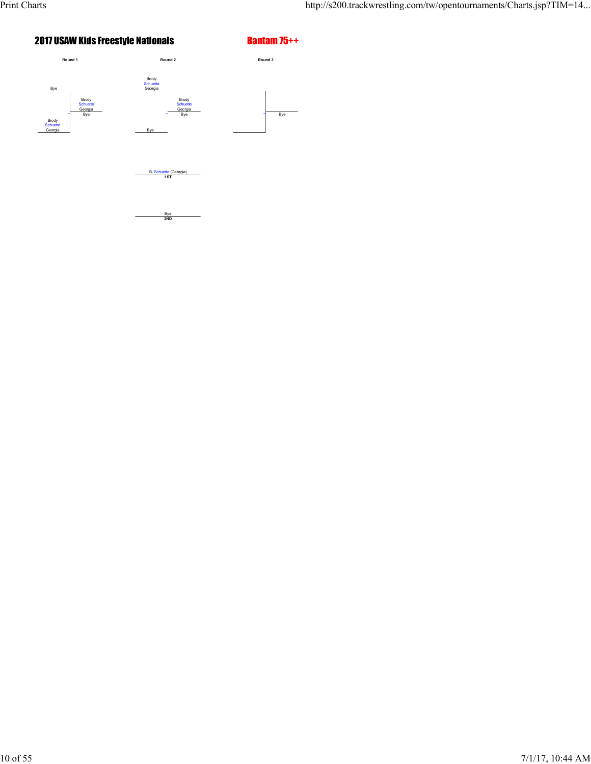# 2017 USAW Kids Freestyle Nationals

## Bantam 75++

Round 1

Bye

Brody
Schuette
Georgia
Bye

Brody
Schuette
Georgia

Round 2

Brody
Schuette
Georgia

Brody
Schuette
Georgia
Bye

Bye

Round 3

Bye

B. Schuette (Georgia)
**1ST**

Bye
**2ND**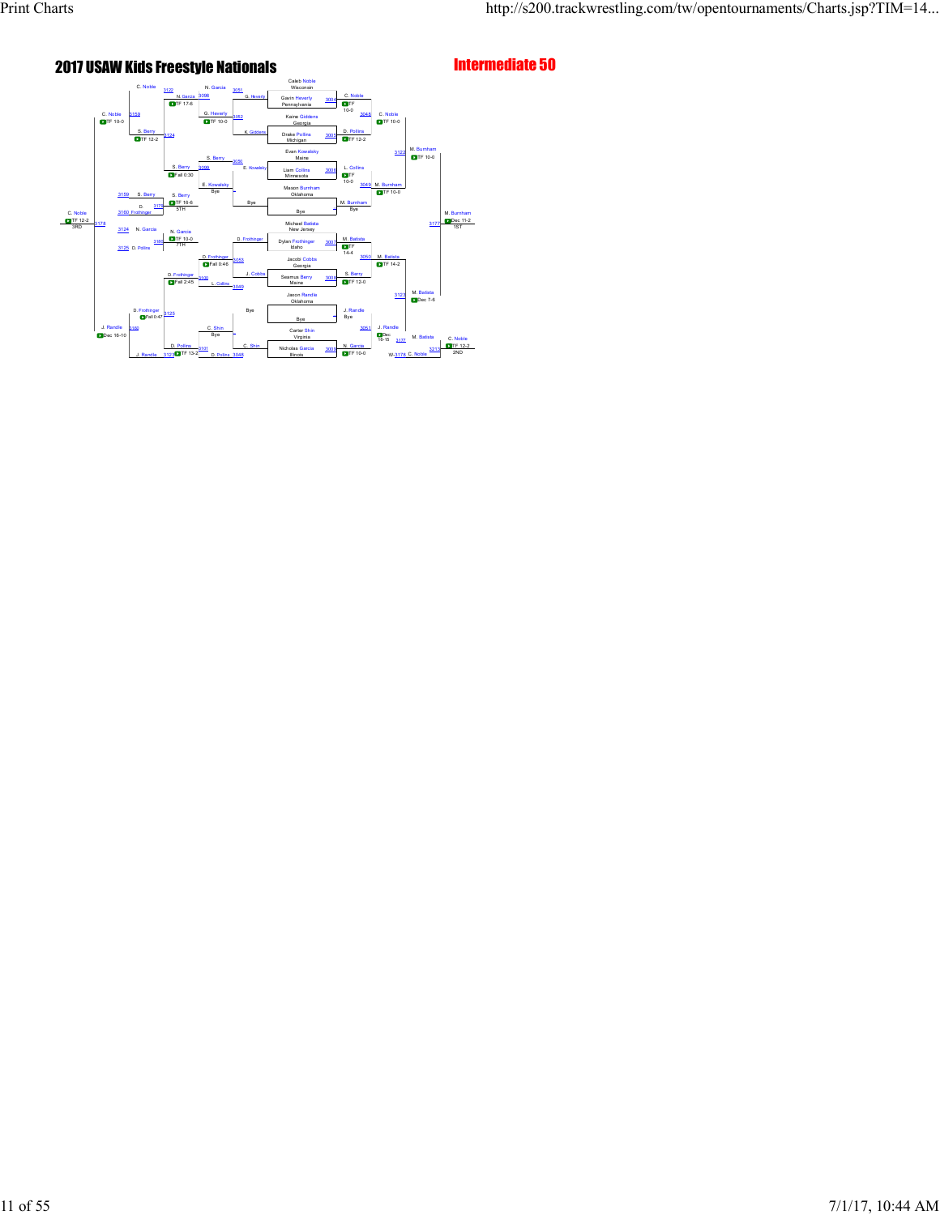# 2017 USAW Kids Freestyle Nationals

## Intermediate 50

Caleb Noble
Wisconsin

Gavin Heverly
Pennsylvania

Kaine Giddens
Georgia

Drake Pollins
Michigan

Evan Kowalsky
Maine

Liam Collins
Minnesota

Mason Burnham
Oklahoma

Bye

Michael Batista
New Jersey

Dylan Frothinger
Idaho

Jacobi Cobbs
Georgia

Seamus Berry
Maine

Jaxon Randle
Oklahoma

Bye

Carter Shin
Virginia

Nicholas Garcia
Illinois

3004 C. Noble TF 10-0
3005 D. Pollins TF 12-2
3006 L. Collins TF 10-0
M. Burnham Bye
3007 M. Batista TF 14-4
3008 S. Berry TF 12-0
J. Randle Bye
3009 N. Garcia TF 10-0

3048 C. Noble TF 10-0
3049 M. Burnham TF 10-0
3050 M. Batista TF 14-2
3051 J. Randle Dec 18-15

3122 M. Burnham TF 10-0
3123 M. Batista Dec 7-6

3177 M. Burnham Dec 11-2 1ST

3213 C. Noble TF 12-2 2ND

M. Batista

W-3178 C. Noble

3051 G. Heverly
3052 K. Giddens
3050 E. Kowalsky
Bye
D. Frothinger
3053 J. Cobbs
Bye
C. Shin

N. Garcia 3098 TF 17-6
G. Heverly TF 10-0
S. Berry 3099 Fall 0:30
E. Kowalsky Bye
D. Frothinger Fall 0:46
L. Collins 3049
C. Shin Bye
D. Pollins 3048

3122 C. Noble
3124 S. Berry TF 12-2
D. Frothinger 3100 Fall 2:45
3101 D. Pollins TF 13-2

3159 C. Noble TF 10-0
D. Frothinger 3125 Fall 0:47
3160 J. Randle Dec 16-10

3159 S. Berry
S. Berry 3179 TF 16-6 5TH
3160 D. Frothinger
3124 N. Garcia
3185 N. Garcia TF 10-0 7TH
3125 D. Pollins

3178 C. Noble TF 12-2 3RD

J. Randle 3126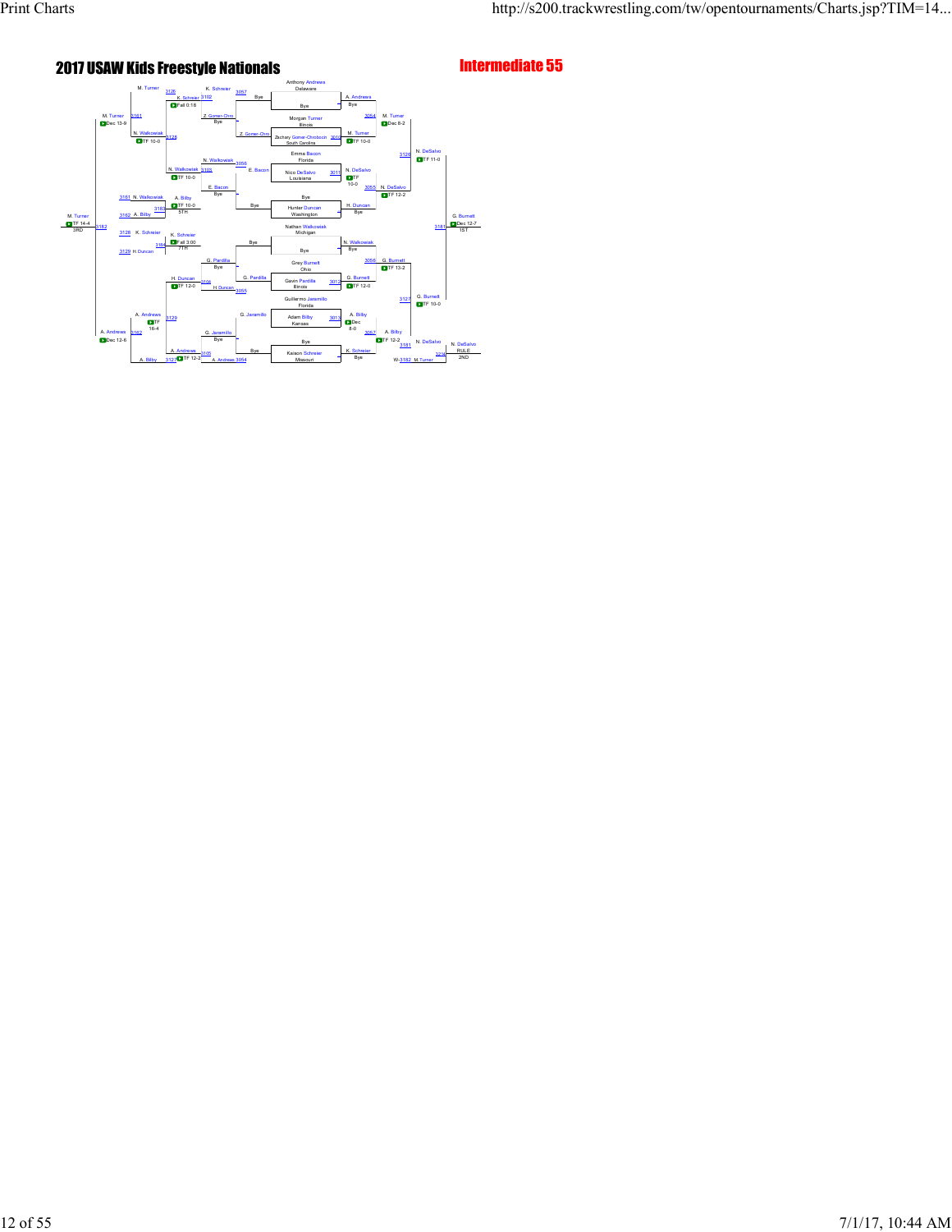# 2017 USAW Kids Freestyle Nationals

## Intermediate 55

Anthony Andrews
Delaware

Bye

Morgan Turner
Illinois

Zachary Gomer-Chrobocin
South Carolina

Emma Bacon
Florida

Nico DeSalvo
Louisiana

Bye

Hunter Duncan
Washington

Nathan Walkowiak
Michigan

Bye

Grey Burnett
Ohio

Gavin Pardilla
Illinois

Guillermo Jaramillo
Florida

Adam Bilby
Kansas

Bye

Kaison Schreier
Missouri

Bye
A. Andrews
Bye

3054 M. Turner
Dec 8-2

Z. Gomer-Chro
3010 M. Turner
TF 10-0

E. Bacon
3011 N. DeSalvo
TF 10-0

Bye
H. Duncan
Bye

3055 N. DeSalvo
TF 12-2

3126 N. DeSalvo
TF 11-0

Bye
N. Walkowiak
Bye

3056 G. Burnett
TF 13-2

G. Pardilla
3012 G. Burnett
TF 12-0

G. Jaramillo
3013 A. Bilby
Dec 8-0

Bye
K. Schreier
Bye

3057 A. Bilby
TF 12-2

3127 G. Burnett
TF 10-0

3181 G. Burnett
Dec 12-7
1ST

3181 N. DeSalvo
3218 N. DeSalvo
RULE
2ND
W-3182 M. Turner

M. Turner 3126
K. Schreier 3057
K. Schreier 3102
Fall 0:18

Z. Gomer-Chro
Bye

M. Turner 3161
Dec 13-9

N. Walkowiak 3128
TF 10-0

N. Walkowiak 3056
N. Walkowiak 3103
TF 10-0

E. Bacon
Bye

3161 N. Walkowiak
A. Bilby 3183
TF 10-0
5TH
3162 A. Bilby

M. Turner 3182
TF 14-4
3RD

3128 K. Schreier
K. Schreier 3184
Fall 3:00
7TH
3129 H. Duncan

G. Pardilla
Bye

H. Duncan 3104
TF 12-0
H. Duncan 3055

A. Andrews 3129
TF 16-4

A. Andrews 3162
Dec 12-6

G. Jaramillo
Bye

A. Andrews 3105
TF 12-2
A. Andrews 3054

A. Bilby 3127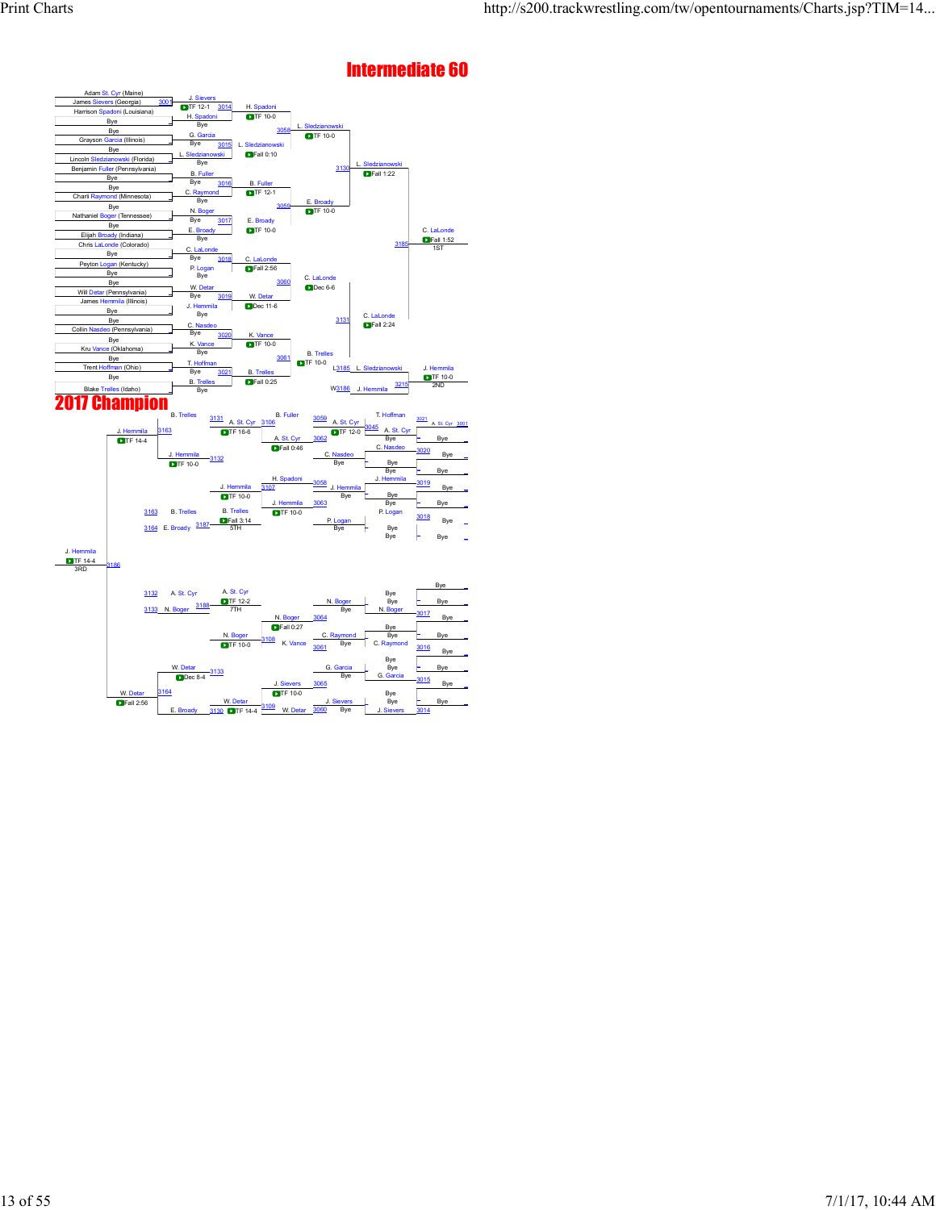# Intermediate 60

Adam St. Cyr (Maine)
James Sievers (Georgia) 3001
Harrison Spadoni (Louisiana)
Bye
Bye
Grayson Garcia (Illinois)
Bye
Lincoln Sledzianowski (Florida)
Benjamin Fuller (Pennsylvania)
Bye
Bye
Charli Raymond (Minnesota)
Bye
Nathaniel Boger (Tennessee)
Bye
Elijah Broady (Indiana)
Chris LaLonde (Colorado)
Bye
Peyton Logan (Kentucky)
Bye
Bye
Will Detar (Pennsylvania)
James Hemmila (Illinois)
Bye
Bye
Collin Nasdeo (Pennsylvania)
Bye
Kru Vance (Oklahoma)
Bye
Trent Hoffman (Ohio)
Bye
Blake Trelles (Idaho)

J. Sievers TF 12-1 3014
H. Spadoni Bye
G. Garcia Bye 3015
L. Sledzianowski Bye
B. Fuller Bye 3016
C. Raymond Bye
N. Boger Bye 3017
E. Broady Bye
C. LaLonde Bye 3018
P. Logan Bye
W. Detar Bye 3019
J. Hemmila Bye
C. Nasdeo Bye 3020
K. Vance Bye
T. Hoffman Bye 3021
B. Trelles Bye

H. Spadoni TF 10-0 3058
L. Sledzianowski Fall 0:10
B. Fuller TF 12-1 3059
E. Broady TF 10-0
C. LaLonde Fall 2:56 3060
W. Detar Dec 11-6
K. Vance TF 10-0 3061
B. Trelles Fall 0:25

L. Sledzianowski TF 10-0 3130
E. Broady TF 10-0
C. LaLonde Dec 6-6 3131
B. Trelles TF 10-0

L. Sledzianowski Fall 1:22 3185
C. LaLonde Fall 2:24

C. LaLonde Fall 1:52 1ST

L3185 L. Sledzianowski
W3186 J. Hemmila 3215
J. Hemmila TF 10-0 2ND

## 2017 Champion

B. Trelles 3131
A. St. Cyr TF 16-6 3106
B. Fuller 3059
A. St. Cyr Fall 0:46 3062
A. St. Cyr TF 12-0 3045
T. Hoffman 3021
A. St. Cyr 3001
A. St. Cyr Bye
C. Nasdeo Bye 3020
Bye
C. Nasdeo Bye
Bye
Bye

J. Hemmila 3163
J. Hemmila TF 14-4
J. Hemmila TF 10-0 3132
J. Hemmila TF 10-0 3107
H. Spadoni 3058
J. Hemmila Bye
J. Hemmila 3019
Bye
Bye
J. Hemmila 3063
Bye
P. Logan Bye 3018
Bye
Bye

3163 B. Trelles
B. Trelles Fall 3:14 5TH
3164 E. Broady 3187
P. Logan Bye

J. Hemmila TF 14-4 3RD 3186

3132 A. St. Cyr
A. St. Cyr TF 12-2 7TH 3188
3133 N. Boger
N. Boger Bye
N. Boger 3017
Bye
Bye
Bye
N. Boger Fall 0:27 3064
N. Boger TF 10-0 3108
K. Vance 3061
C. Raymond Bye
C. Raymond 3016
Bye
Bye
Bye
Bye

W. Detar Dec 8-4 3133
J. Sievers TF 10-0 3065
G. Garcia Bye
G. Garcia 3015
Bye
Bye
Bye
W. Detar 3164
W. Detar Fall 2:56
E. Broady 3130
W. Detar TF 14-4 3109
W. Detar 3060
J. Sievers Bye
J. Sievers 3014
Bye
Bye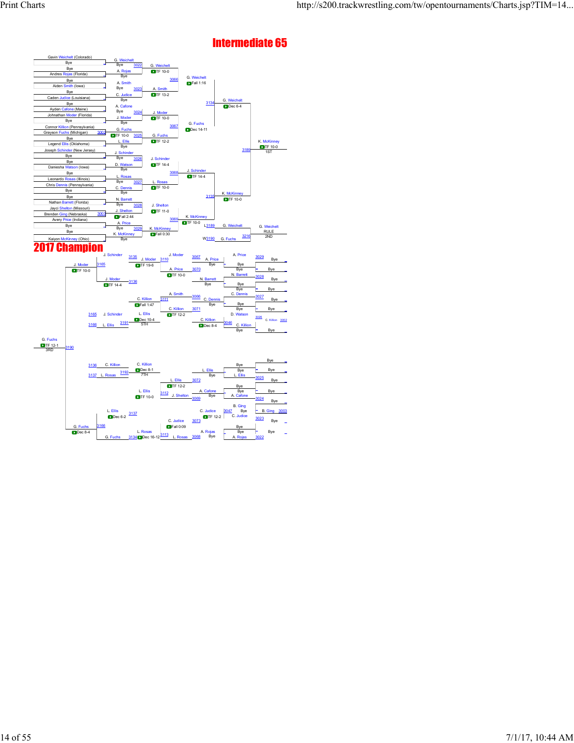# Intermediate 65

Gavin Weichelt (Colorado)
Bye
Bye
Andres Rojas (Florida)
Bye
Aiden Smith (Iowa)
Bye
Caden Judice (Louisiana)
Bye
Ayden Cafone (Maine)
Johnathan Moder (Florida)
Bye
Connor Killion (Pennsylvania)
Grayson Fuchs (Michigan) 3004
Bye
Legend Ellis (Oklahoma)
Joseph Schinder (New Jersey)
Bye
Bye
Daniesha Watson (Iowa)
Bye
Leonardo Rosas (Illinois)
Chris Dennis (Pennsylvania)
Bye
Bye
Nathan Barrett (Florida)
Jayci Shelton (Missouri)
Brenden Ging (Nebraska) 3003
Avery Price (Indiana)
Bye
Bye
Kaiyon McKinney (Ohio)

G. Weichelt
Bye 3022
A. Rojas
Bye
A. Smith
Bye 3023
C. Judice
Bye
A. Cafone
Bye 3024
J. Moder
Bye
G. Fuchs
TF 10-0 3025
L. Ellis
Bye
J. Schinder
Bye 3026
D. Watson
Bye
L. Rosas
Bye 3027
C. Dennis
Bye
N. Barrett
Bye 3028
J. Shelton
Fall 2:44
A. Price
Bye 3029
K. McKinney
Bye

G. Weichelt
TF 10-0
3066
A. Smith
TF 13-2
J. Moder
TF 10-0
3067
G. Fuchs
TF 12-2
J. Schinder
TF 14-4
3068
L. Rosas
TF 10-0
J. Shelton
TF 11-0
3069
K. McKinney
Fall 0:30

G. Weichelt
Fall 1:16
3134
G. Fuchs
Dec 14-11
J. Schinder
TF 14-4
3135
K. McKinney
TF 10-0

G. Weichelt
Dec 6-4
3189
K. McKinney
TF 10-0

K. McKinney
TF 10-0
1ST

L 3189 G. Weichelt
W 3190 G. Fuchs
3216
G. Weichelt
RULE
2ND

## 2017 Champion

J. Schinder 3135
J. Moder 3165
TF 10-0
J. Moder
TF 14-4 3136
J. Moder 3110
TF 19-6
J. Moder 3067
A. Price 3070
TF 10-0
A. Price
Bye
A. Price 3029
Bye
Bye
N. Barrett 3028
Bye
N. Barrett
Bye
Bye
Bye
C. Dennis 3027
Bye
C. Killion 3111
Fall 1:47
A. Smith 3066
C. Dennis
Bye
Bye
Bye
C. Killion 3071
TF 12-2
D. Watson
3165 J. Schinder
L. Ellis
3166 L. Ellis 3191
Dec 10-4
5TH
C. Killion 3046
Dec 8-4
C. Killion
Bye
3026 C. Killion 3002
Bye

G. Fuchs
TF 12-1
3RD
3190

3136 C. Killion
3137 L. Rosas 3192
C. Killion
Dec 8-1
7TH
L. Ellis
TF 12-2 3072
L. Ellis
Bye
Bye
Bye
L. Ellis 3025
Bye
Bye
Bye
L. Ellis
TF 10-0 3112
J. Shelton 3069
A. Cafone
Bye
Bye
Bye
A. Cafone 3024
Bye
L. Ellis
Dec 6-2 3137
C. Judice 3047
Bye
B. Ging
C. Judice
TF 12-2
B. Ging 3003
3023
Bye
C. Judice 3073
Fall 0:09
G. Fuchs 3166
Dec 8-4
G. Fuchs 3134
L. Rosas
Dec 16-12 3113
L. Rosas 3068
A. Rojas
Bye
Bye
Bye
A. Rojas 3022
Bye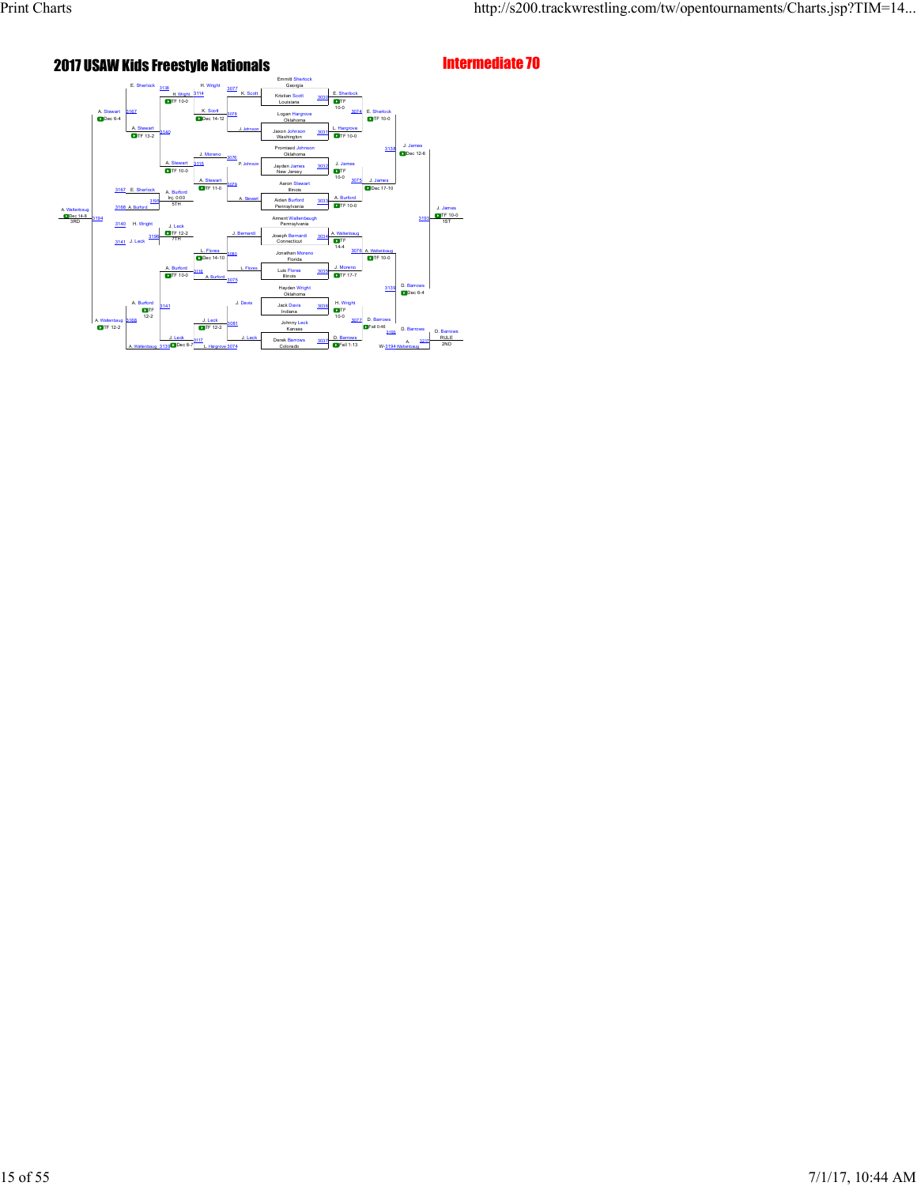# 2017 USAW Kids Freestyle Nationals

## Intermediate 70

### Championship Bracket

Emmitt Sherlock, Georgia
Kristian Scott, Louisiana
3030 — E. Sherlock, TF 10-0

Logan Hargrove, Oklahoma
Jaxon Johnson, Washington
3031 — L. Hargrove, TF 10-0

Promised Johnson, Oklahoma
Jayden James, New Jersey
3032 — J. James, TF 10-0

Aaron Stewart, Illinois
Aiden Burford, Pennsylvania
3033 — A. Burford, TF 10-0

Ament Wallenbaugh, Pennsylvania
Joseph Bernardi, Connecticut
3034 — A. Wallenbaug, TF 14-4

Jonathan Moreno, Florida
Luis Flores, Illinois
3035 — J. Moreno, TF 17-7

Hayden Wright, Oklahoma
Jack Davis, Indiana
3036 — H. Wright, TF 10-0

Johnny Leck, Kansas
Derek Barrows, Colorado
3037 — D. Barrows, Fall 1:13

3074 — E. Sherlock, TF 10-0
3075 — J. James, Dec 17-10
3076 — A. Wallenbaug, TF 10-0
3077 — D. Barrows, Fall 0:46

3138 — J. James, Dec 12-6
3139 — D. Barrows, Dec 6-4

3193 — J. James, TF 10-0 — 1ST
D. Barrows — 2ND

### Consolation Bracket

3076 / 3077 — K. Scott, H. Wright
3114 — H. Wright, TF 10-0

3078 — K. Scott, J. Johnson
K. Scott, Dec 14-12

3079 — J. Moreno, P. Johnson
3115 — J. Moreno / A. Stewart
A. Stewart, TF 10-0

3079 — A. Stewart, A. Stewart
A. Stewart, TF 11-0

3080 — J. Bernardi, L. Flores
L. Flores, Dec 14-10

3075 — L. Flores, A. Burford
3116 — A. Burford, TF 10-0

3081 — J. Davis, J. Leck
J. Leck, TF 12-2

3074 — J. Leck, L. Hargrove
3117 — J. Leck, Dec 8-7

3136 — E. Sherlock / H. Wright
3140 — A. Stewart, TF 13-2
3141 — A. Burford, TF 12-2
3139 — A. Wallenbaug / J. Leck

3167 — A. Stewart, Dec 6-4
3168 — A. Wallenbaug, TF 12-2

3194 — A. Wallenbaug, Dec 14-8 — 3RD

3167 — E. Sherlock
3168 — A. Burford
3195 — A. Burford, Inj. 0:00 — 5TH

3140 — H. Wright
3141 — J. Leck
3196 — J. Leck, TF 12-2 — 7TH

3227 — D. Barrows, RULE — 2ND (A. W-3194 Wallenbaug)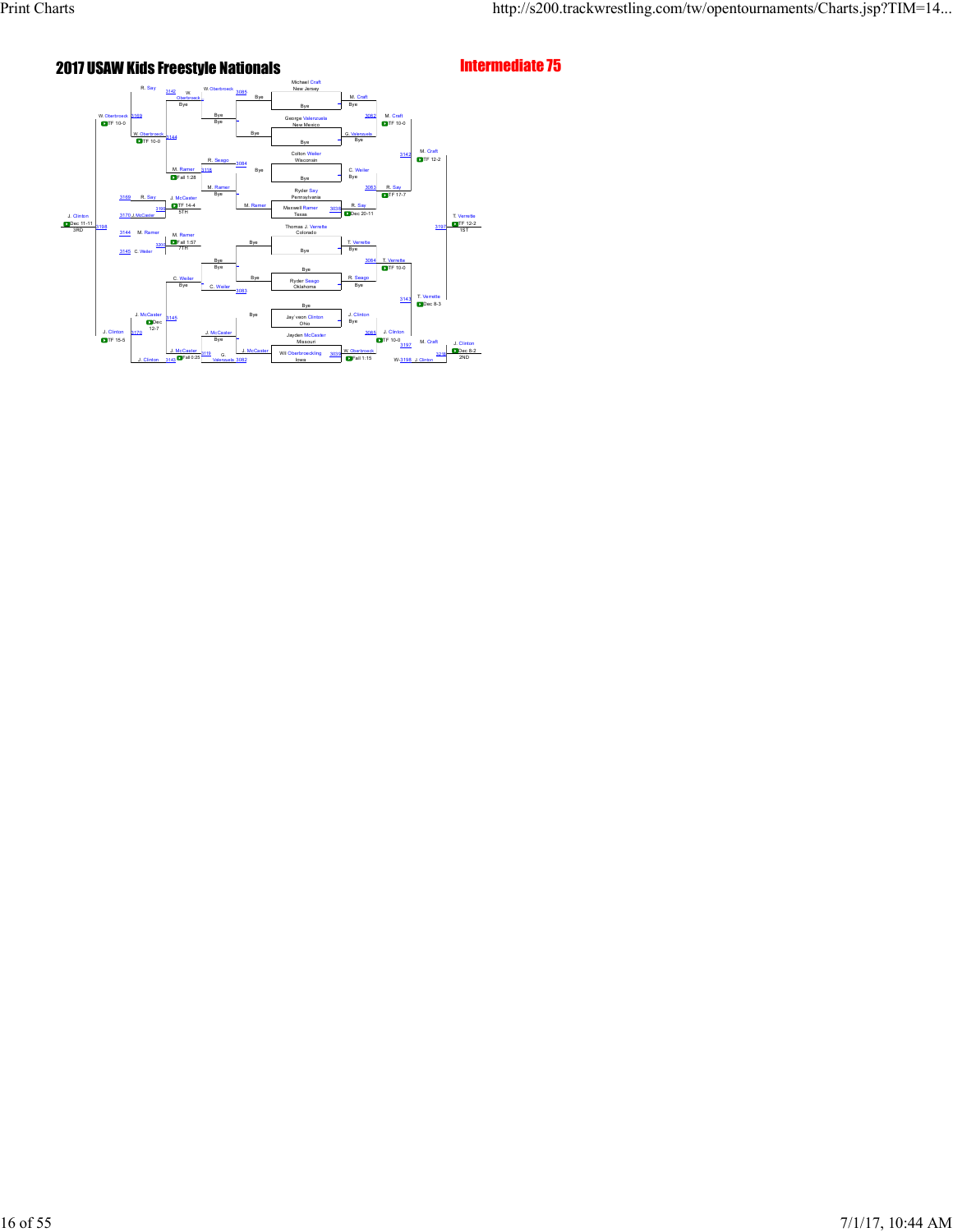# 2017 USAW Kids Freestyle Nationals

## Intermediate 75

Michael Craft
New Jersey

Bye

George Valenzuela
New Mexico

Bye

Colton Weller
Wisconsin

Bye

Ryder Say
Pennsylvania

Maxwell Ramer
Texas

Thomas J. Verrette
Colorado

Bye

Bye

Ryder Seago
Oklahoma

Bye

Jay'veon Clinton
Ohio

Jayden McCaster
Missouri

Wil Oberbroeckling
Iowa

M. Craft
Bye

3082 G. Valenzuela
Bye

C. Weller
Bye

3083 R. Say

3036 R. Say
Dec 20-11

T. Verrette
Bye

3084 R. Seago
Bye

J. Clinton
Bye

3085 W. Oberbroeck
Fall 1:15

3062 M. Craft
TF 10-0

3142 M. Craft
TF 12-2

R. Say
TF 17-7

T. Verrette
TF 10-0

3143 T. Verrette
Dec 8-3

J. Clinton
TF 10-0

3197 T. Verrette
TF 12-2
1ST

3197 M. Craft

3216 J. Clinton
Dec 8-2
2ND

W-3198 J. Clinton

Bye
3085 W. Oberbroeck

Bye
Bye

Bye
3084 R. Seago

M. Ramer

Bye

Bye

C. Weller
3083

Bye

J. McCaster
Bye

J. McCaster

G. Valenzuela 3082

3142 R. Say

W. Oberbroeck
Bye

Bye
Bye

3118 M. Ramer
Fall 1:28

M. Ramer
Bye

3144 W. Oberbroeck
TF 10-0

3199 R. Say

3119 J. McCaster
Fall 0:25

3145 J. McCaster
Dec 12-7

C. Weller
Bye

3169 W. Oberbroeck
TF 10-0

3169 R. Say

3170 J. McCaster

3195 J. McCaster
TF 14-4
5TH

3144 M. Ramer

3145 C. Weller

3200 M. Ramer
Fall 1:57
7TH

3170 J. Clinton
TF 15-5

3145 J. Clinton

3198 J. Clinton
Dec 11-11
3RD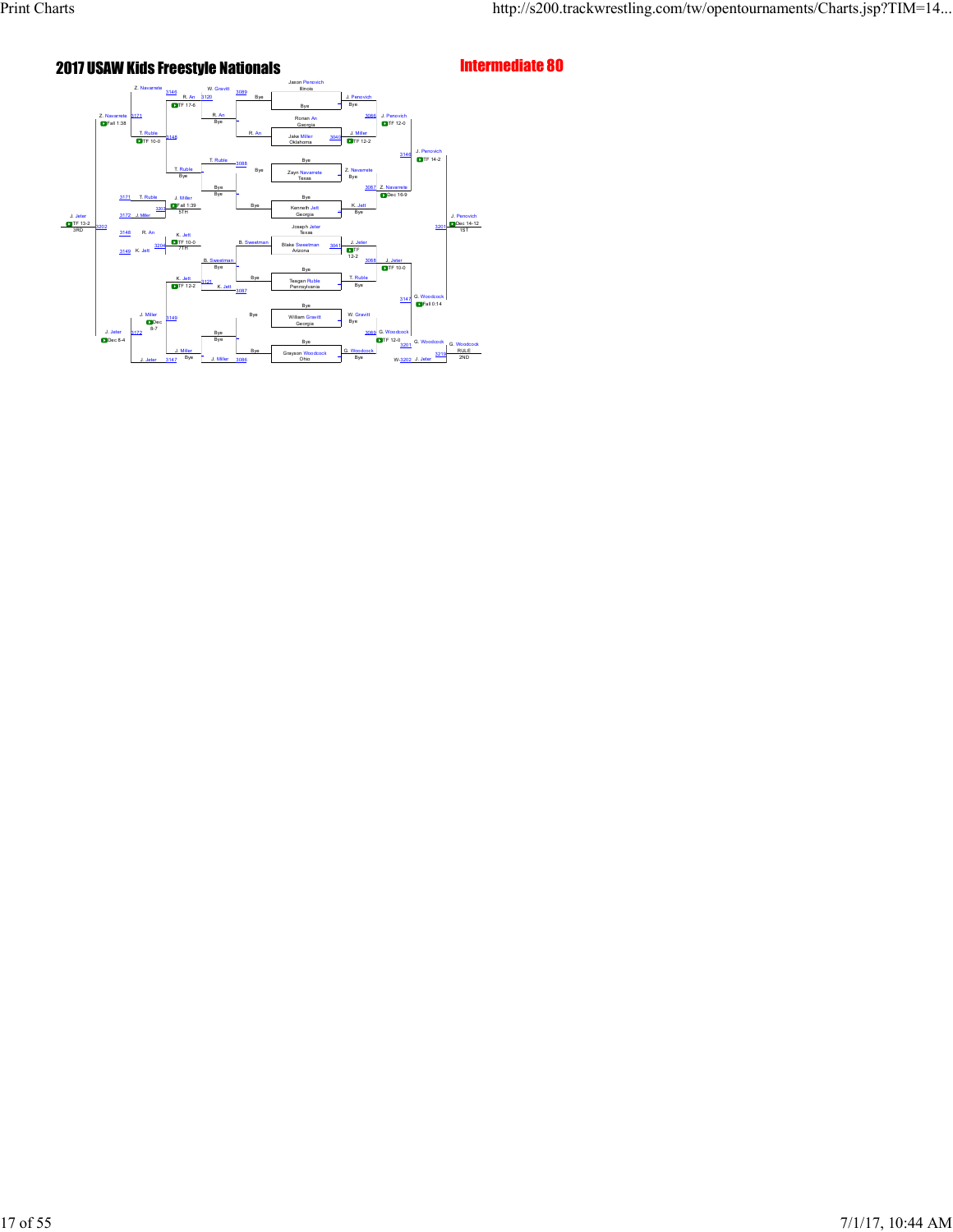# 2017 USAW Kids Freestyle Nationals

## Intermediate 80

Jason Penovich
Illinois

Bye

Ronan An
Georgia

Jake Miller
Oklahoma

Bye

Zayn Navarrete
Texas

Bye

Kenneth Jett
Georgia

Joseph Jeter
Texas

Blake Sweetman
Arizona

Bye

Teagan Ruble
Pennsylvania

Bye

William Gravitt
Georgia

Bye

Grayson Woodcock
Ohio

3089 W. Gravitt — Bye
3120 R. An — R. An — Bye
3040 J. Miller — TF 12-2
3088 T. Ruble — Bye
3087 Z. Navarrete — Bye
Bye — K. Jett — Bye
3041 J. Jeter — TF 12-2
B. Sweetman — Bye
3087 K. Jett — T. Ruble — Bye
W. Gravitt — Bye
3086 J. Miller — G. Woodcock — Bye

J. Penovich — Bye
3089 J. Penovich — TF 12-0
J. Miller
Z. Navarrete — Bye
3087 Z. Navarrete — Dec 16-9
K. Jett — Bye
J. Jeter
3088 J. Jeter — TF 10-0
T. Ruble — Bye
W. Gravitt — Bye
3089 G. Woodcock — TF 12-0
G. Woodcock — Bye

3146 J. Penovich — TF 14-2
3147 G. Woodcock — Fall 0:14

3201 J. Penovich — Dec 14-12 — 1ST

3201 G. Woodcock
3219 G. Woodcock — RULE — 2ND
W-3202 J. Jeter

### Consolation

3146 Z. Navarrete — R. An — TF 17-6
3148 T. Ruble — TF 10-0
T. Ruble — Bye
3171 Z. Navarrete — Fall 1:38

3171 T. Ruble
3172 J. Miller
3203 J. Miller — Fall 1:39 — 5TH

3148 R. An
3149 K. Jett
3204 K. Jett — TF 10-0 — 7TH

K. Jett — TF 12-2
3121 K. Jett
3149 J. Miller — Dec 8-7
J. Miller — Bye
3147 J. Jeter
3172 J. Jeter — Dec 8-4

3202 J. Jeter — TF 13-2 — 3RD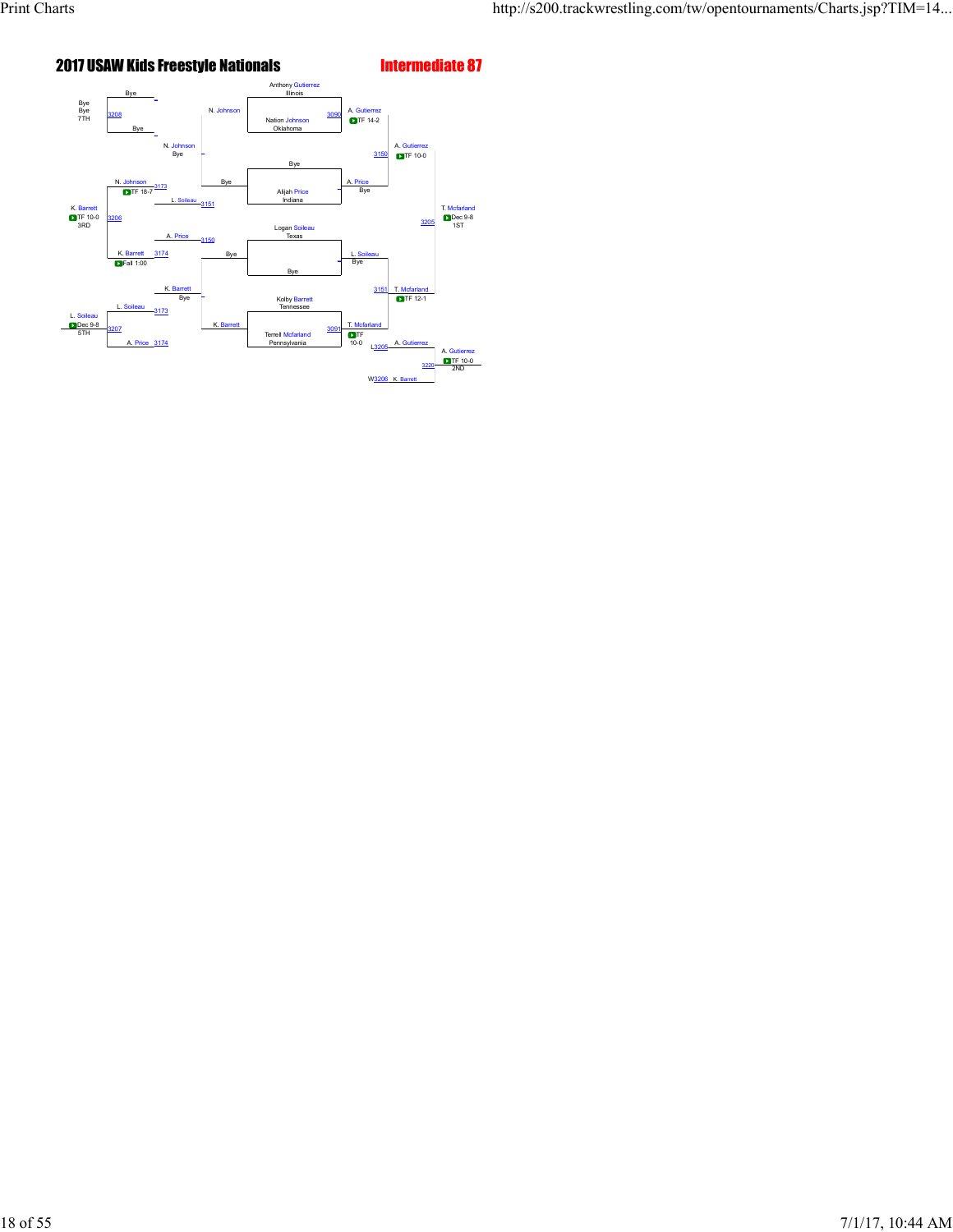# 2017 USAW Kids Freestyle Nationals

## Intermediate 87

**Championship Bracket**

- Anthony Gutierrez, Illinois vs. Nation Johnson, Oklahoma — 3090 — A. Gutierrez, TF 14-2
- Bye vs. Alijah Price, Indiana — A. Price, Bye
- Logan Soileau, Texas vs. Bye — L. Soileau, Bye
- Kolby Barrett, Tennessee vs. Terrell Mcfarland, Pennsylvania — 3091 — T. Mcfarland, TF 10-0
- 3150 — A. Gutierrez, TF 10-0
- 3151 — T. Mcfarland, TF 12-1
- 3205 — T. Mcfarland, Dec 9-8, 1ST

**Consolation Bracket**

- N. Johnson vs. Bye — N. Johnson, Bye
- Bye vs. L. Soileau — 3151
- A. Price — 3150 vs. Bye
- K. Barrett vs. Bye — K. Barrett, Bye
- 3173 — N. Johnson, TF 18-7
- 3174 — K. Barrett, Fall 1:00
- 3206 — K. Barrett, TF 10-0, 3RD
- L. Soileau (3173) vs. A. Price (3174) — 3207 — L. Soileau, Dec 9-8, 5TH
- Bye vs. Bye — 3208 — Bye, 7TH
- L3205 A. Gutierrez vs. W3206 K. Barrett — 3220 — A. Gutierrez, TF 10-0, 2ND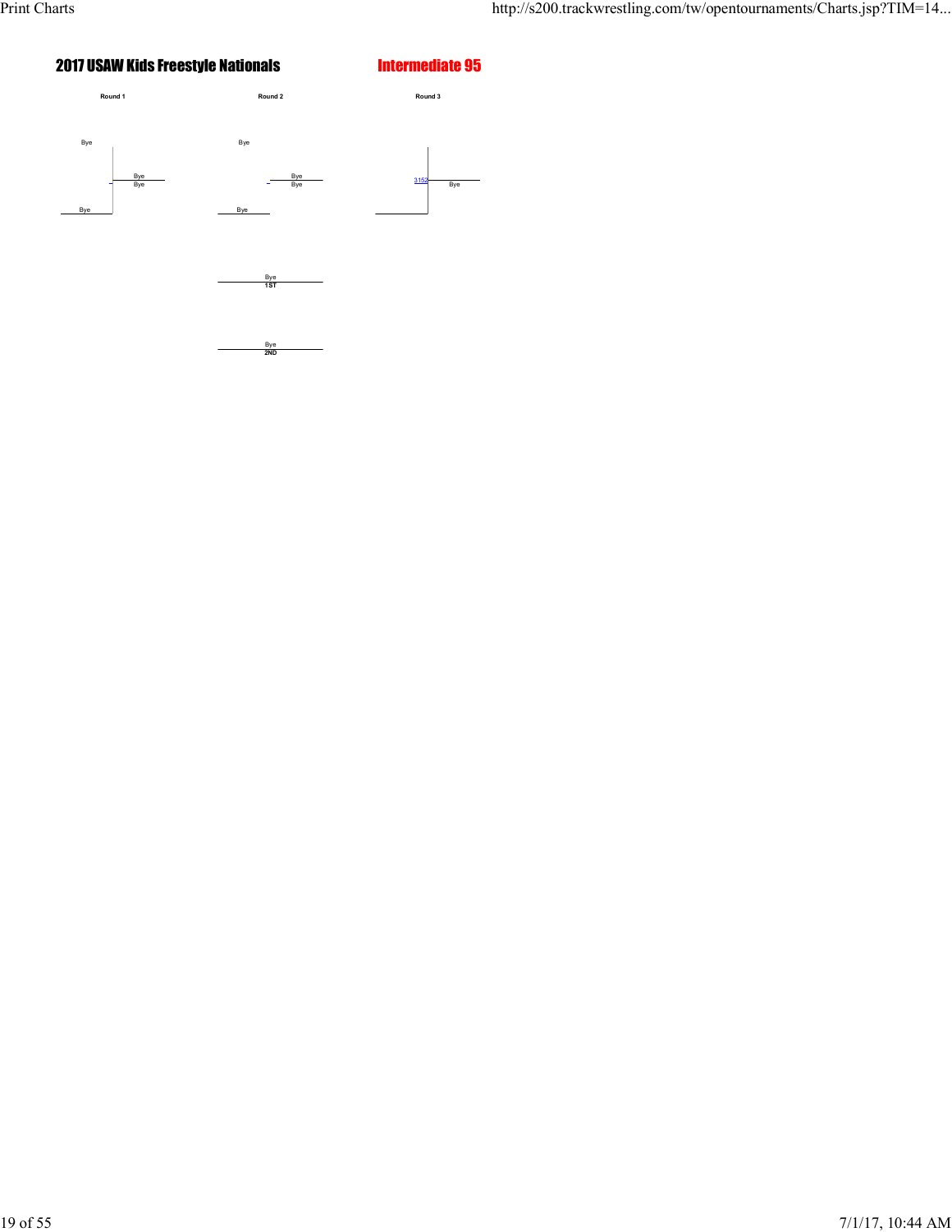# 2017 USAW Kids Freestyle Nationals

## Intermediate 95

Round 1

Bye

Bye
Bye

Bye

Round 2

Bye

Bye
Bye

Bye

Bye
1ST

Bye
2ND

Round 3

3152

Bye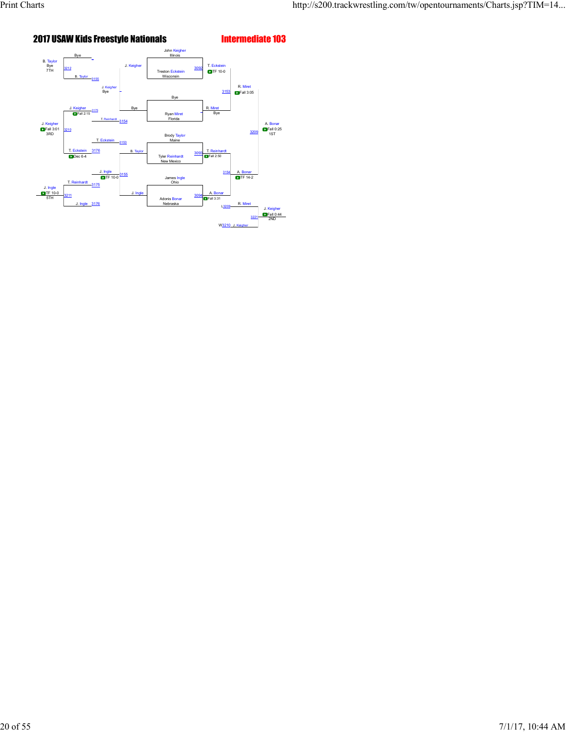# 2017 USAW Kids Freestyle Nationals

## Intermediate 103

John Keigher
Illinois

Treston Eckstein
Wisconsin

3092

T. Eckstein
TF 10-0

J. Keigher

Bye

Ryan Miret
Florida

R. Miret
Bye

3153

R. Miret
Fall 3:05

Bye

Brody Taylor
Maine

Tyler Reinhardt
New Mexico

3093

T. Reinhardt
Fall 2:50

B. Taylor

3209

A. Bonar
Fall 0:25
1ST

James Ingle
Ohio

Adonis Bonar
Nebraska

3094

A. Bonar
Fall 3:31

J. Ingle

3154

A. Bonar
TF 14-2

Bye

B. Taylor
Bye
7TH

3212

B. Taylor 3155

J. Keigher
Bye

J. Keigher 3175
Fall 2:15

T. Reinhardt 3154

J. Keigher
Fall 3:01
3RD

3210

T. Eckstein 3153

T. Eckstein 3176
Dec 6-4

J. Ingle 3155
TF 10-0

T. Reinhardt 3175

J. Ingle
TF 10-0
5TH

3211

J. Ingle 3176

L3209 R. Miret

3221

J. Keigher
Fall 0:44
2ND

W3210 J. Keigher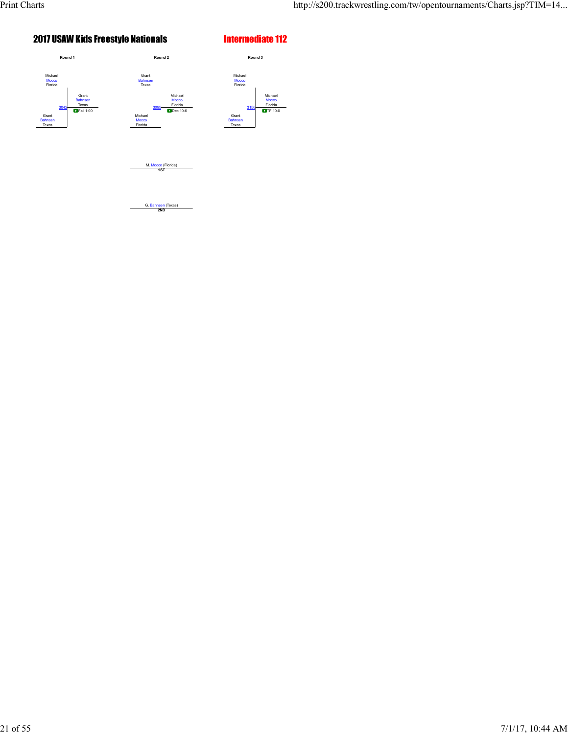# 2017 USAW Kids Freestyle Nationals

## Intermediate 112

### Round 1

Michael Mocco Florida

Grant Bahnsen Texas

3042 — Grant Bahnsen Texas — Fall 1:00

### Round 2

Grant Bahnsen Texas

Michael Mocco Florida

3095 — Michael Mocco Florida — Dec 10-6

### Round 3

Michael Mocco Florida

Grant Bahnsen Texas

3158 — Michael Mocco Florida — TF 10-0

M. Mocco (Florida)
**1ST**

G. Bahnsen (Texas)
**2ND**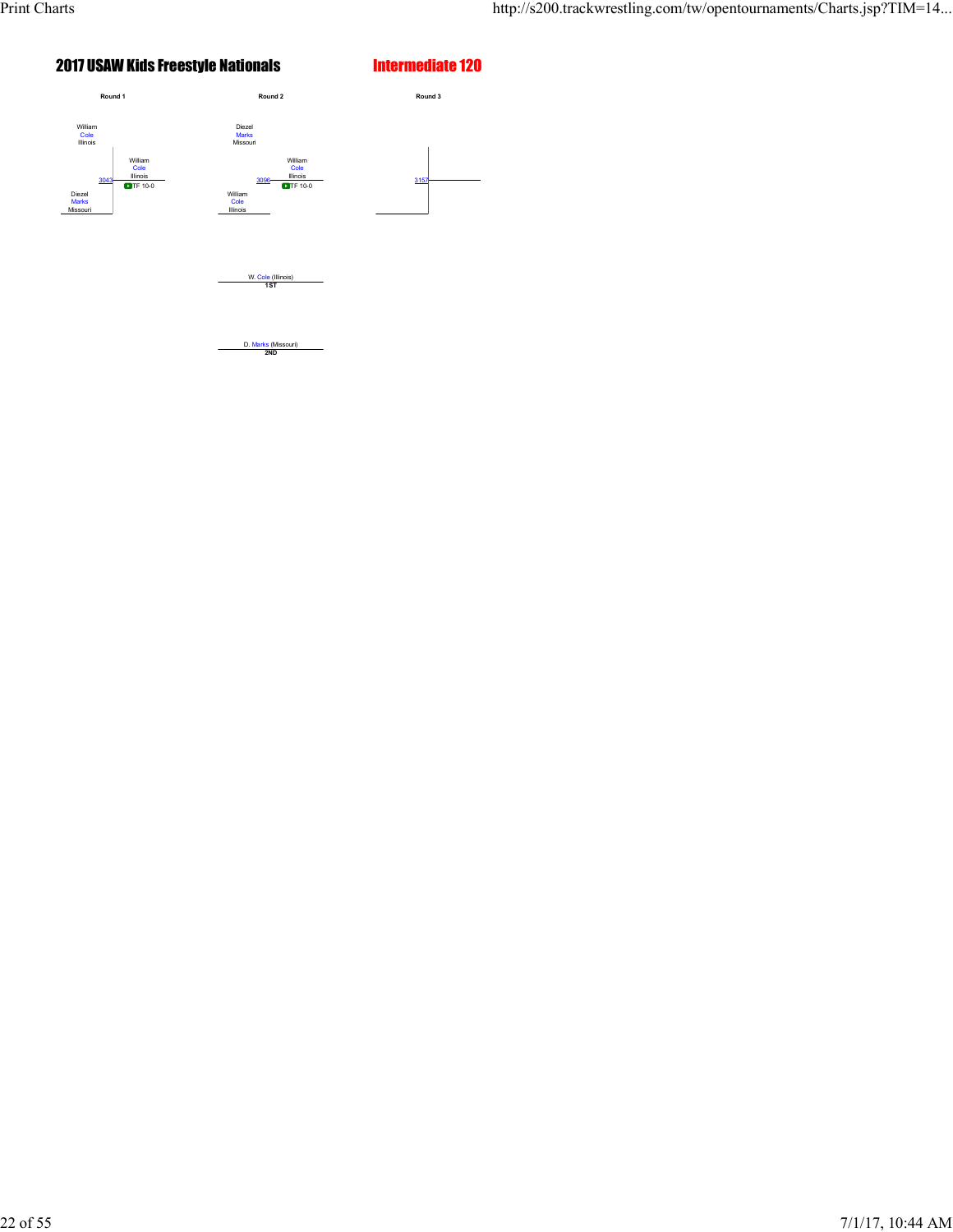# 2017 USAW Kids Freestyle Nationals

## Intermediate 120

Round 1

William
Cole
Illinois

3043

William
Cole
Illinois
TF 10-0

Diezel
Marks
Missouri

Round 2

Diezel
Marks
Missouri

3090

William
Cole
Illinois
TF 10-0

William
Cole
Illinois

Round 3

3157

W. Cole (Illinois)
**1ST**

D. Marks (Missouri)
**2ND**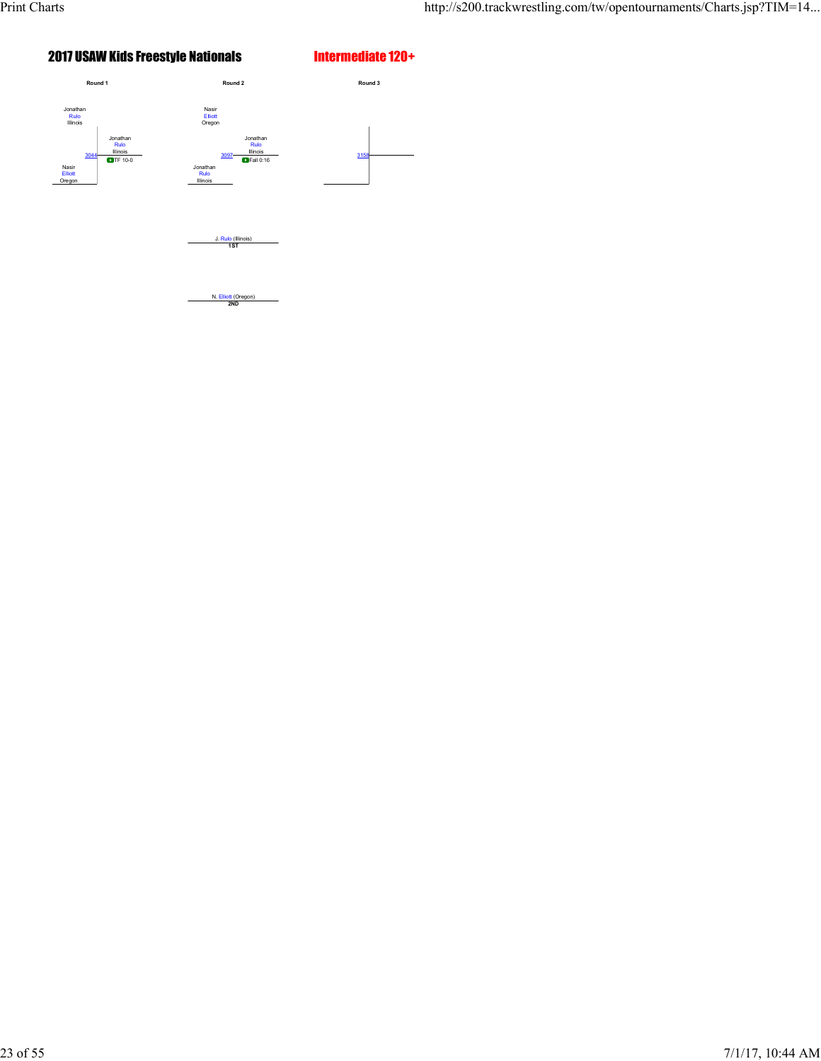# 2017 USAW Kids Freestyle Nationals

## Intermediate 120+

**Round 1**

Jonathan
Rulo
Illinois

3044

Nasir
Elliott
Oregon

Jonathan
Rulo
Illinois
TF 10-0

**Round 2**

Nasir
Elliott
Oregon

3097

Jonathan
Rulo
Illinois

Jonathan
Rulo
Illinois
Fall 0:16

**Round 3**

3158

J. Rulo (Illinois)
**1ST**

N. Elliott (Oregon)
**2ND**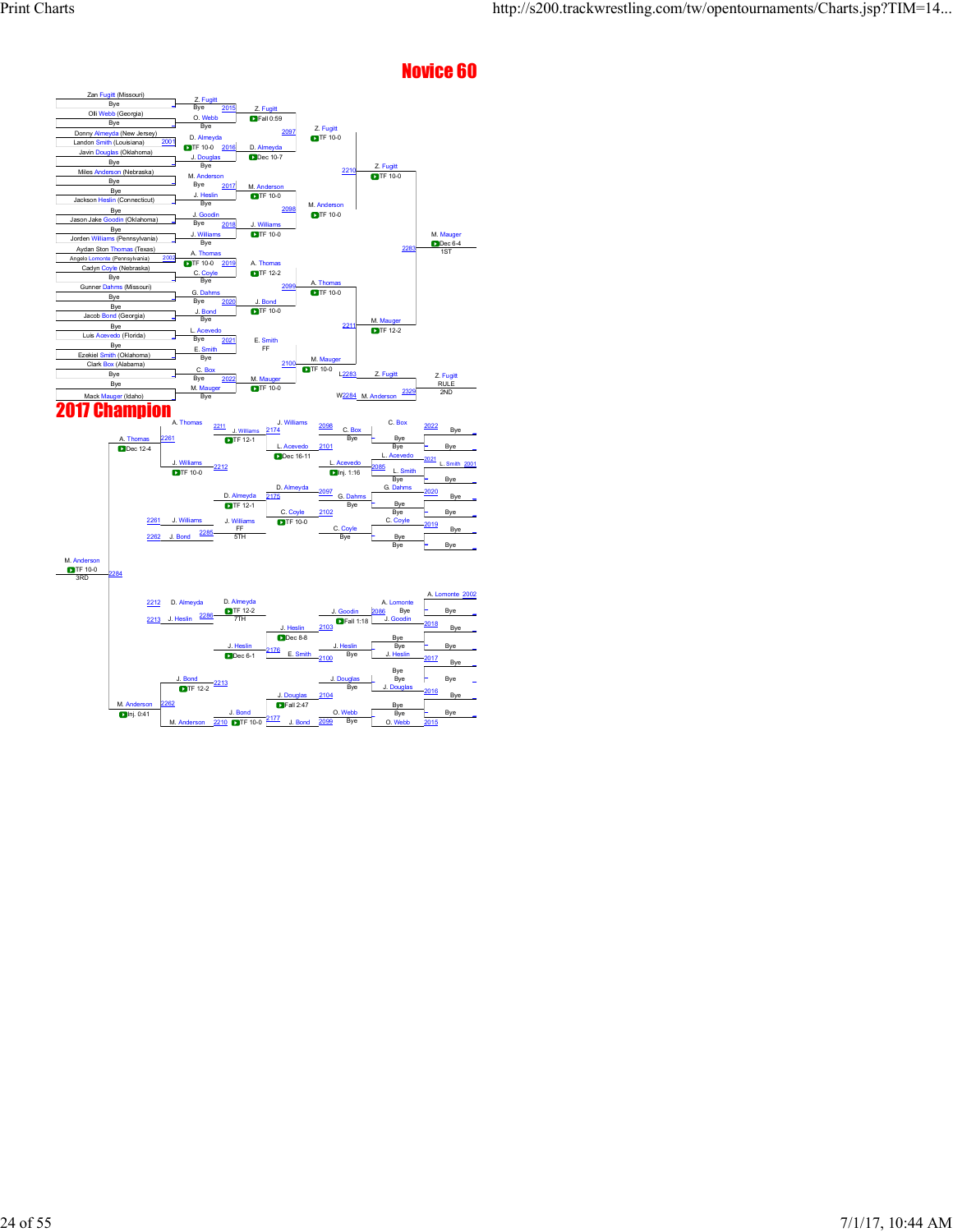# Novice 60

## Championship Bracket

**First Round / Entrants**

- Zan Fugitt (Missouri) vs Bye → Z. Fugitt (2015)
- Olli Webb (Georgia) vs Bye → O. Webb
- Donny Almeyda (New Jersey) vs Landon Smith (Louisiana) (2001) → D. Almeyda, TF 10-0 (2016)
- Javin Douglas (Oklahoma) vs Bye → J. Douglas
- Miles Anderson (Nebraska) vs Bye → M. Anderson (2017)
- Jackson Heslin (Connecticut) vs Bye → J. Heslin
- Jason Jake Goodin (Oklahoma) vs Bye → J. Goodin (2018)
- Jorden Williams (Pennsylvania) vs Bye → J. Williams
- Aydan Ston Thomas (Texas) vs Angelo Lomonte (Pennsylvania) (2002) → A. Thomas, TF 10-0 (2019)
- Cadyn Coyle (Nebraska) vs Bye → C. Coyle
- Gunner Dahms (Missouri) vs Bye → G. Dahms (2020)
- Jacob Bond (Georgia) vs Bye → J. Bond
- Luis Acevedo (Florida) vs Bye → L. Acevedo (2021)
- Ezekiel Smith (Oklahoma) vs Bye → E. Smith
- Clark Box (Alabama) vs Bye → C. Box (2022)
- Mack Mauger (Idaho) vs Bye → M. Mauger

**Second Round**

- Z. Fugitt vs O. Webb (2097) → Z. Fugitt, Fall 0:59
- D. Almeyda vs J. Douglas → D. Almeyda, Dec 10-7
- M. Anderson vs J. Heslin (2098) → M. Anderson, TF 10-0
- J. Goodin vs J. Williams → J. Williams, TF 10-0
- A. Thomas vs C. Coyle (2099) → A. Thomas, TF 12-2
- G. Dahms vs J. Bond → J. Bond, TF 10-0
- L. Acevedo vs E. Smith (2100) → E. Smith, FF
- C. Box vs M. Mauger → M. Mauger, TF 10-0

**Quarterfinals**

- Z. Fugitt vs D. Almeyda (2210) → Z. Fugitt, TF 10-0
- M. Anderson vs J. Williams → M. Anderson, TF 10-0
- A. Thomas vs J. Bond (2211) → A. Thomas, TF 10-0
- E. Smith vs M. Mauger → M. Mauger, TF 10-0

**Semifinals**

- Z. Fugitt vs M. Anderson (2283) → Z. Fugitt, TF 10-0
- A. Thomas vs M. Mauger → M. Mauger, TF 12-2

**Finals**

- Z. Fugitt vs M. Mauger → M. Mauger, Dec 6-4 — 1ST
- Z. Fugitt — RULE — 2ND
- L2283 Z. Fugitt vs W2284 M. Anderson (2325)

## 2017 Champion

## Consolation Bracket

- C. Box (2022) vs Bye → C. Box; Bye
- L. Acevedo (2021) vs Bye → L. Acevedo; L. Smith (2001) vs Bye → L. Smith
- L. Acevedo vs L. Smith (2085) → L. Acevedo, Inj. 1:16
- G. Dahms (2020) vs Bye → G. Dahms; Bye
- C. Coyle (2019) vs Bye → C. Coyle; Bye
- C. Box vs J. Williams (2098) → J. Williams
- L. Acevedo (2101) vs J. Williams (2174) → J. Williams, Dec 16-11
- G. Dahms (2097) vs D. Almeyda → D. Almeyda
- C. Coyle (2102) → C. Coyle vs D. Almeyda (2175) → D. Almeyda, TF 12-1
- A. Thomas (2211) vs J. Williams → J. Williams, TF 12-1
- D. Almeyda vs J. Williams (2212) → J. Williams, TF 10-0
- A. Thomas (2261) vs J. Williams → A. Thomas, Dec 12-4
- J. Williams (2261) vs J. Bond (2262) (2285) → J. Williams, FF — 5TH
- A. Lomonte (2002) vs Bye; J. Goodin (2018) vs Bye
- J. Goodin vs A. Lomonte (2086) → J. Goodin, Fall 1:18
- J. Heslin (2017) vs Bye; Bye
- J. Douglas (2016) vs Bye; Bye
- O. Webb (2015) vs Bye; Bye
- J. Goodin (2103) vs J. Heslin → J. Heslin, Dec 8-8
- E. Smith (2100) vs J. Heslin (2176) → J. Heslin, Dec 6-1
- J. Douglas (2104) vs O. Webb (2099) → J. Douglas, Fall 2:47
- J. Bond vs J. Douglas (2177) → J. Bond, TF 10-0
- D. Almeyda (2212) vs J. Heslin (2213) (2286) → D. Almeyda, TF 12-2 — 7TH
- J. Heslin vs J. Bond (2213) → J. Bond, TF 12-2
- M. Anderson (2210) vs J. Bond → M. Anderson, Inj. 0:41 (2262)
- A. Thomas vs M. Anderson (2284) → M. Anderson, TF 10-0 — 3RD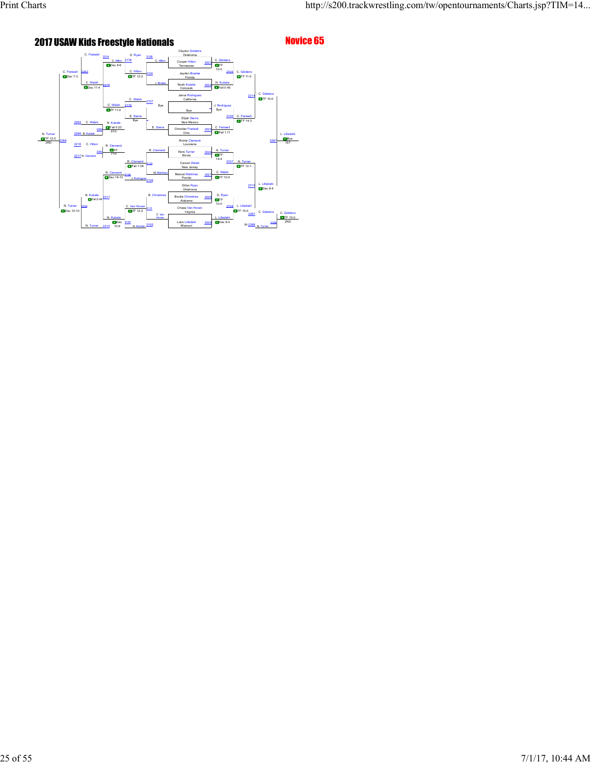# 2017 USAW Kids Freestyle Nationals

## Novice 65

Clayton Giddens
Oklahoma

Cooper Hilton
Tennessee

Jayden Bowles
Florida

Noah Kubala
Colorado

Jarrus Rodriguez
California

Bye

Elijah Sierra
New Mexico

Christian Fretwell
Ohio

Richie Clementi
Louisiana

Nore Turner
Illinois

Carson Walsh
New Jersey

Manuel Martinez
Florida

Dillon Ryan
Oklahoma

Brodie Christmas
Alabama

Chase Van Hoven
Virginia

Luke Lilledahl
Missouri

2023 C. Giddens TF 10-0
2024 N. Kubala Fall 0:45
J. Rodriguez Bye
2025 C. Fretwell Fall 1:11
2026 N. Turner TF 14-4
2027 C. Walsh TF 10-0
2028 D. Ryan TF 10-0
2029 L. Lilledahl Dec 8-0

2105 C. Giddens TF 11-0
2106 C. Fretwell TF 14-3
2107 N. Turner TF 12-1
2108 L. Lilledahl TF 10-0

2214 C. Giddens TF 10-0
2215 L. Lilledahl Dec 8-4

2287 L. Lilledahl Bye 1ST

2287 C. Giddens
2330 C. Giddens TF 10-0 2ND
W-2288 N. Turner

2108 D. Ryan
2178 C. Hilton Dec 8-6
2109 C. Hilton, J. Bowles
C. Hilton TF 12-2
2107 C. Walsh, Bye
2179 C. Walsh TF 11-0
E. Sierra Bye
E. Sierra
2110 R. Clementi, M. Martinez
R. Clementi Fall 1:36
2180 R. Clementi Dec 16-12
J. Rodriguez 2106
2111 B. Christmas, C. Van Hoven
C. Van Hoven TF 12-2
2181 N. Kubala Dec 10-6
N. Kubala 2105

2214 C. Fretwell
2216 C. Walsh Dec 11-4
2263 C. Fretwell Dec 7-3
2263 C. Walsh
2285 N. Kubala Fall 0:23 5TH
2264 N. Kubala
2216 C. Hilton
2286 R. Clementi FF 7TH
2217 R. Clementi
2217 N. Kubala Fall 2:49
2264 N. Turner Dec 10-10
2215 N. Turner

2288 N. Turner TF 12-0 3RD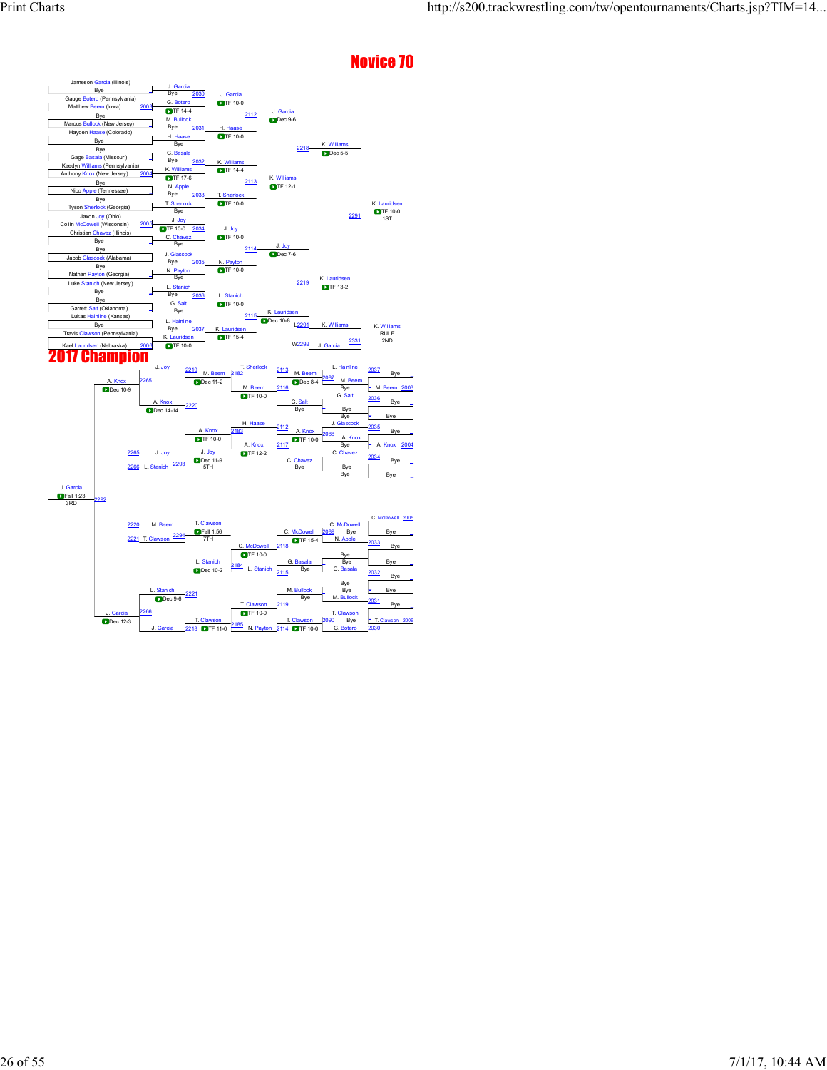# Novice 70

Jameson Garcia (Illinois)
Bye
Gauge Botero (Pennsylvania)
Matthew Beem (Iowa) 2003
Bye
Marcus Bullock (New Jersey)
Hayden Haase (Colorado)
Bye
Bye
Gage Basala (Missouri)
Kaedyn Williams (Pennsylvania)
Anthony Knox (New Jersey) 2004
Bye
Nico Apple (Tennessee)
Bye
Tyson Sherlock (Georgia)
Jaxon Joy (Ohio)
Collin McDowell (Wisconsin) 2005
Christian Chavez (Illinois)
Bye
Bye
Jacob Glascock (Alabama)
Bye
Nathan Payton (Georgia)
Luke Stanich (New Jersey)
Bye
Bye
Garrett Salt (Oklahoma)
Lukas Hainline (Kansas)
Bye
Travis Clawson (Pennsylvania)
Kael Lauridsen (Nebraska) 2006

J. Garcia, Bye 2030; G. Botero, TF 14-4; M. Bullock, Bye 2031; H. Haase, Bye; G. Basala, Bye 2032; K. Williams, TF 17-6; N. Apple, Bye 2033; T. Sherlock, Bye; J. Joy, TF 10-0 2034; C. Chavez, Bye; J. Glascock, Bye 2035; N. Payton, Bye; L. Stanich, Bye 2036; G. Salt, Bye; L. Hainline, Bye 2037; K. Lauridsen, TF 10-0

J. Garcia, TF 10-0 2112; H. Haase, TF 10-0; K. Williams, TF 14-4 2113; T. Sherlock, TF 10-0; J. Joy, TF 10-0 2114; N. Payton, TF 10-0; L. Stanich, TF 10-0 2115; K. Lauridsen, TF 15-4

J. Garcia, Dec 9-6 2218; K. Williams, TF 12-1; J. Joy, Dec 7-6 2219; K. Lauridsen, Dec 10-8

K. Williams, Dec 5-5 2291; K. Lauridsen, TF 13-2

K. Lauridsen, TF 10-0, 1ST

L 2291 K. Williams; W 2292 J. Garcia 2331; K. Williams, RULE, 2ND

## 2017 Champion

J. Joy 2219, M. Beem 2182, Dec 11-2; T. Sherlock; M. Beem, TF 10-0 2116; M. Beem 2113, Dec 8-4 2087; L. Hainline; M. Beem, Bye; 2037 Bye; M. Beem 2003; G. Salt 2036 Bye; G. Salt, Bye; Bye; Bye

A. Knox 2265, Dec 10-9; A. Knox, Dec 14-14 2220; A. Knox 2183, TF 10-0; H. Haase; A. Knox 2117, TF 12-2; A. Knox 2112, TF 10-0 2088; J. Glascock 2035 Bye; A. Knox, Bye; A. Knox 2004; C. Chavez 2034 Bye; C. Chavez, Bye; Bye; Bye

2265 J. Joy; 2266 L. Stanich 2293; J. Joy, Dec 11-9, 5TH

J. Garcia, Fall 1:23, 3RD 2292

2220 M. Beem; 2221 T. Clawson 2294; T. Clawson, Fall 1:56, 7TH

C. McDowell, TF 10-0 2118; C. McDowell 2089, TF 15-4; C. McDowell 2005; C. McDowell, Bye; N. Apple 2033 Bye; Bye; Bye

L. Stanich, Dec 10-2 2184; L. Stanich 2115; G. Basala, Bye; G. Basala 2032 Bye; Bye; Bye

L. Stanich, Dec 9-6 2221; T. Clawson, TF 10-0 2119; M. Bullock, Bye; M. Bullock 2031 Bye; Bye; Bye

J. Garcia 2266, Dec 12-3; J. Garcia 2218; T. Clawson, TF 11-0 2185; N. Payton 2114; T. Clawson, TF 10-0 2090; T. Clawson, Bye; T. Clawson 2006; G. Botero 2030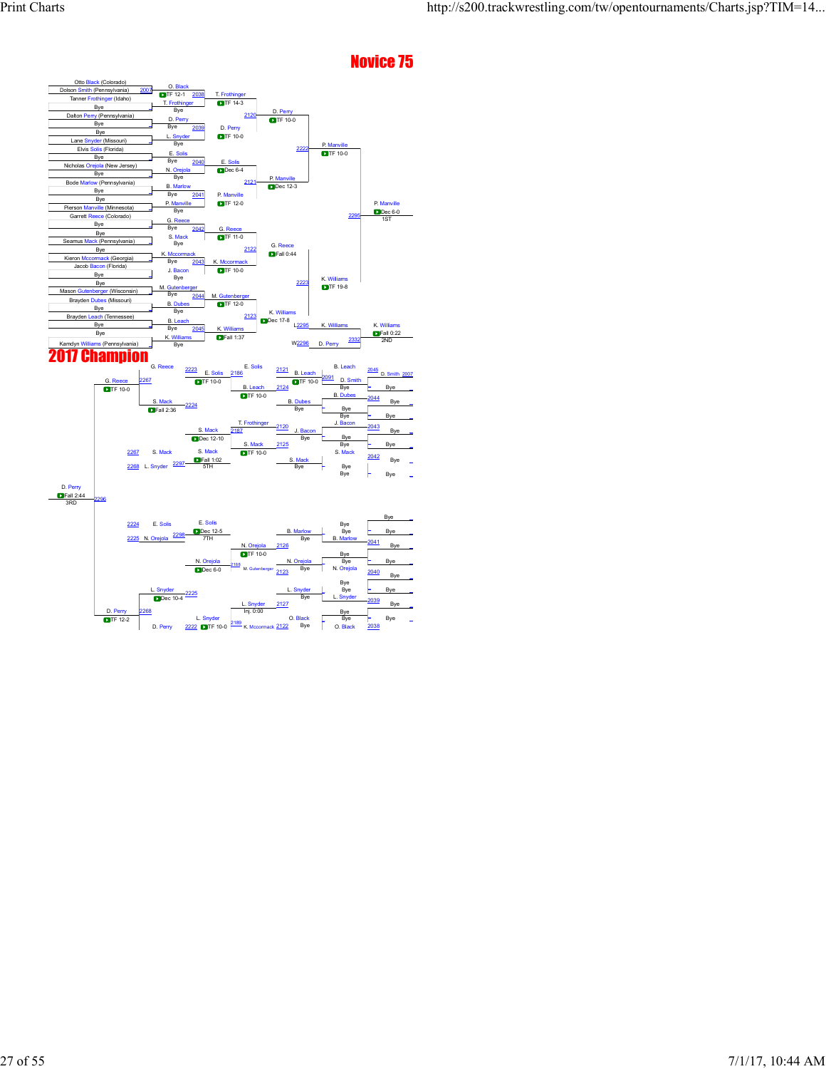# Novice 75

Otto Black (Colorado)
Dolson Smith (Pennsylvania) 2007
Tanner Frothinger (Idaho)
Bye
Dalton Perry (Pennsylvania)
Bye
Bye
Lane Snyder (Missouri)
Elvis Solis (Florida)
Bye
Nicholas Orejola (New Jersey)
Bye
Bode Marlow (Pennsylvania)
Bye
Bye
Pierson Manville (Minnesota)
Garrett Reece (Colorado)
Bye
Bye
Seamus Mack (Pennsylvania)
Bye
Kieron Mccormack (Georgia)
Jacob Bacon (Florida)
Bye
Bye
Mason Gutenberger (Wisconsin)
Brayden Dubes (Missouri)
Bye
Brayden Leach (Tennessee)
Bye
Bye
Kamdyn Williams (Pennsylvania)

O. Black TF 12-1 2038
T. Frothinger
Bye
D. Perry
Bye 2039
L. Snyder
Bye
E. Solis
Bye 2040
N. Orejola
Bye
B. Marlow
Bye 2041
P. Manville
Bye
G. Reece
Bye 2042
S. Mack
Bye
K. Mccormack
Bye 2043
J. Bacon
Bye
M. Gutenberger
Bye 2044
B. Dubes
Bye
B. Leach
Bye 2045
K. Williams
Bye

T. Frothinger TF 14-3 2120
D. Perry TF 10-0
E. Solis Dec 6-4 2121
P. Manville TF 12-0
G. Reece TF 11-0 2122
K. Mccormack TF 10-0
M. Gutenberger TF 12-0 2123
K. Williams Fall 1:37

D. Perry TF 10-0 2222
P. Manville Dec 12-3
G. Reece Fall 0:44 2223
K. Williams Dec 17-8

P. Manville TF 10-0 2295
K. Williams TF 19-8

P. Manville Dec 6-0 1ST

L2295 K. Williams
W2296 D. Perry 2332
K. Williams Fall 0:22 2ND

# 2017 Champion

G. Reece 2223 E. Solis 2186 E. Solis 2121 B. Leach 2091 B. Leach 2045 D. Smith 2007
G. Reece 2267 TF 10-0 B. Leach TF 10-0 D. Smith Bye
TF 10-0 2124 Bye
S. Mack 2224 B. Dubes B. Dubes 2044 Bye
Fall 2:36 Bye Bye Bye
T. Frothinger 2120 Bye
S. Mack 2187 J. Bacon J. Bacon 2043 Bye
Dec 12-10 Bye Bye Bye
S. Mack 2125 Bye
2267 S. Mack S. Mack TF 10-0 S. Mack S. Mack 2042 Bye
2268 L. Snyder 2297 Fall 1:02 5TH Bye Bye Bye

D. Perry Fall 2:44 3RD 2296

2224 E. Solis E. Solis Dec 12-5 7TH 2298 B. Marlow Bye Bye
2225 N. Orejola Bye B. Marlow 2041 Bye
N. Orejola 2126 Bye
TF 10-0 Bye
N. Orejola 2188 M. Gutenberger N. Orejola 2123 N. Orejola 2040 Bye
Dec 6-0 Bye Bye
L. Snyder 2225 L. Snyder Bye Bye
Dec 10-4 Bye L. Snyder 2039 Bye
L. Snyder 2127 Bye
D. Perry 2268 L. Snyder Inj. 0:00 O. Black Bye Bye
TF 12-2 D. Perry 2222 TF 10-0 2189 K. Mccormack 2122 Bye O. Black 2038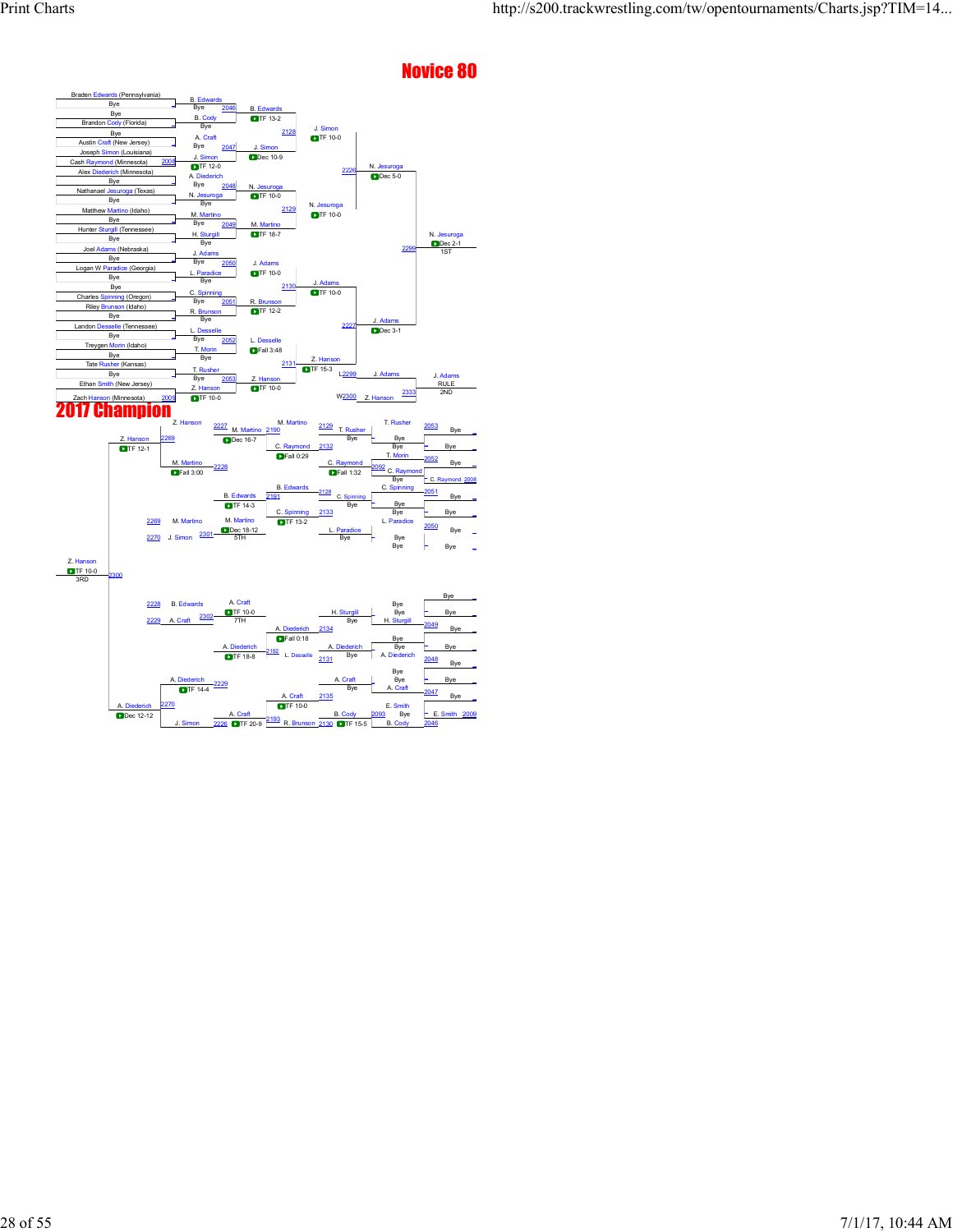# Novice 80

## Championship Bracket

Braden Edwards (Pennsylvania)
Bye
Bye
Brandon Cody (Florida)
Bye
Austin Craft (New Jersey)
Joseph Simon (Louisiana)
Cash Raymond (Minnesota) 2008
Alex Diederich (Minnesota)
Bye
Nathanael Jesuroga (Texas)
Bye
Matthew Martino (Idaho)
Bye
Hunter Sturgill (Tennessee)
Bye
Joel Adams (Nebraska)
Bye
Logan W Paradice (Georgia)
Bye
Bye
Charles Spinning (Oregon)
Riley Brunson (Idaho)
Bye
Landon Desselle (Tennessee)
Bye
Treygen Morin (Idaho)
Bye
Tate Rusher (Kansas)
Bye
Ethan Smith (New Jersey)
Zach Hanson (Minnesota) 2009

B. Edwards
Bye 2046
B. Cody
Bye
A. Craft
Bye 2047
J. Simon
TF 12-0
A. Diederich
Bye 2048
N. Jesuroga
Bye
M. Martino
Bye 2049
H. Sturgill
Bye
J. Adams
Bye 2050
L. Paradice
Bye
C. Spinning
Bye 2051
R. Brunson
Bye
L. Desselle
Bye 2052
T. Morin
Bye
T. Rusher
Bye 2053
Z. Hanson
TF 10-0

B. Edwards
TF 13-2
2128
J. Simon
Dec 10-9
N. Jesuroga
TF 10-0
2129
M. Martino
TF 18-7
J. Adams
TF 10-0
2130
R. Brunson
TF 12-2
L. Desselle
Fall 3:48
2131
Z. Hanson
TF 10-0

J. Simon
TF 10-0
2226
N. Jesuroga
TF 10-0
J. Adams
TF 10-0
2227
Z. Hanson
TF 15-3

N. Jesuroga
Dec 5-0
2299
J. Adams
Dec 3-1

N. Jesuroga
Dec 2-1
1ST

L 2299 J. Adams
W 2300 Z. Hanson
2333
J. Adams
RULE
2ND

# 2017 Champion

## Consolation Bracket

Z. Hanson 2227
M. Martino 2190
Dec 16-7
M. Martino
C. Raymond
Fall 0:29
2129 T. Rusher
Bye
2132
C. Raymond
Fall 1:32
T. Rusher
Bye
T. Morin
2092 C. Raymond
Bye
2053 Bye
Bye
2052 Bye
C. Raymond 2008

Z. Hanson 2269
TF 12-1
M. Martino 2228
Fall 3:00

B. Edwards 2191
TF 14-3
B. Edwards
C. Spinning
TF 13-2
2128 C. Spinning
Bye
2133
L. Paradice
Bye
C. Spinning
Bye
Bye
L. Paradice
Bye
Bye
2051 Bye
Bye
2050 Bye
Bye

2269 M. Martino
2270 J. Simon 2301
M. Martino
Dec 18-12
5TH

Z. Hanson
TF 10-0
3RD
2300

Bye
2228 B. Edwards
2229 A. Craft 2302
A. Craft
TF 10-0
7TH
A. Diederich
Fall 0:18
2134
H. Sturgill
Bye
Bye
Bye
H. Sturgill
2049 Bye
Bye
Bye

A. Diederich 2192
TF 18-8
L. Desselle
2131 A. Diederich
Bye
Bye
Bye
A. Diederich
2048 Bye
Bye

A. Diederich 2229
TF 14-4
A. Craft 2135
TF 10-0
A. Craft
Bye
Bye
Bye
A. Craft
2047 Bye
Bye

A. Diederich 2270
Dec 12-12
J. Simon 2226
A. Craft 2193
TF 20-9
R. Brunson 2130
B. Cody 2093
TF 15-5
E. Smith
Bye
B. Cody
E. Smith 2009
2046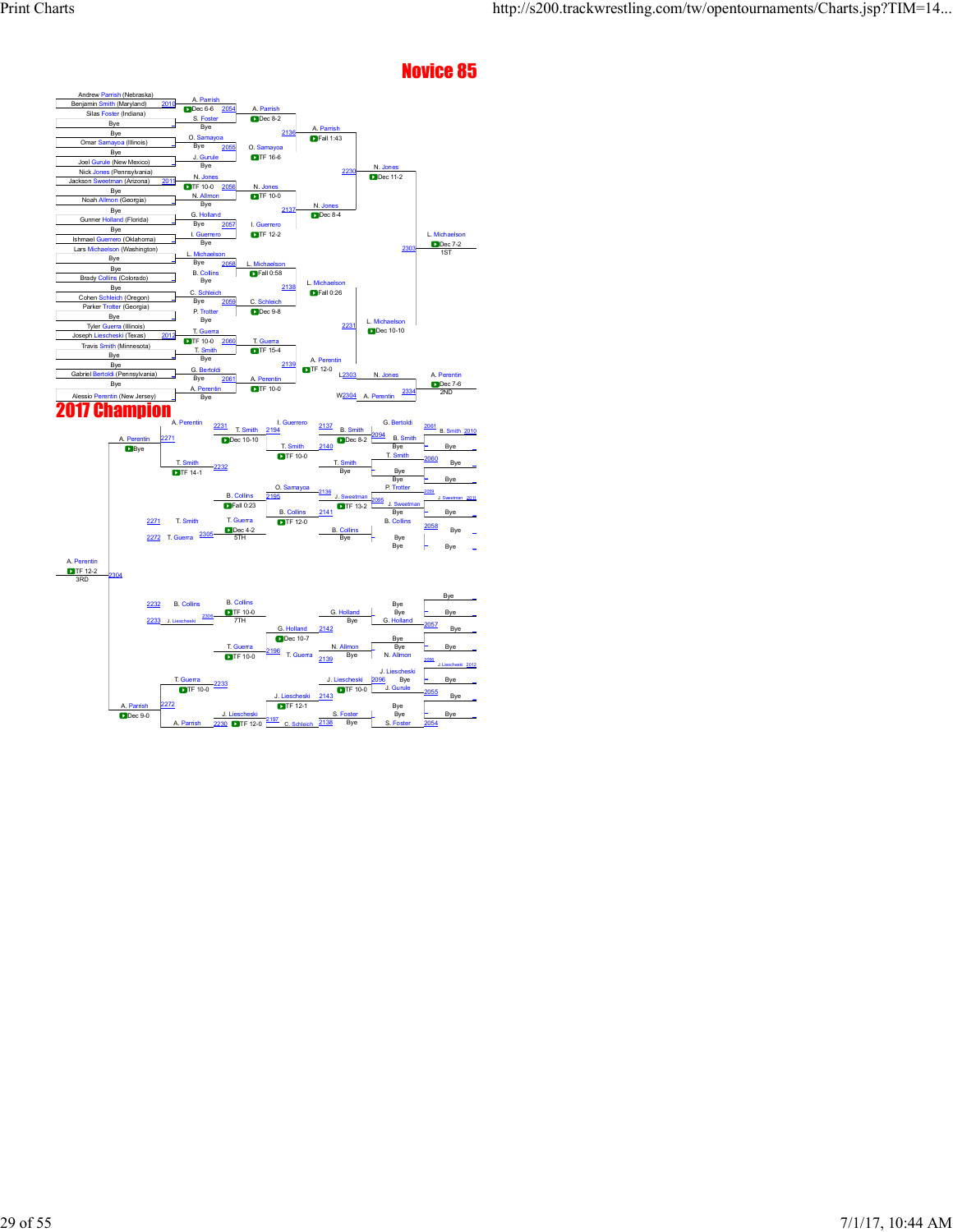# Novice 85

**Championship Bracket**

Andrew Parrish (Nebraska)
Benjamin Smith (Maryland) 2010
Silas Foster (Indiana)
Bye
Bye
Omar Samayoa (Illinois)
Bye
Joel Gurule (New Mexico)
Nick Jones (Pennsylvania)
Jackson Sweetman (Arizona) 2011
Bye
Noah Allmon (Georgia)
Bye
Gunner Holland (Florida)
Bye
Ishmael Guerrero (Oklahoma)
Lars Michaelson (Washington)
Bye
Bye
Brady Collins (Colorado)
Bye
Cohen Schleich (Oregon)
Parker Trotter (Georgia)
Bye
Tyler Guerra (Illinois)
Joseph Liescheski (Texas) 2012
Travis Smith (Minnesota)
Bye
Bye
Gabriel Bertoldi (Pennsylvania)
Bye
Alessio Perentin (New Jersey)

A. Parrish Dec 6-6 2054
S. Foster
Bye
O. Samayoa
Bye 2055
J. Gurule
Bye
N. Jones TF 10-0 2056
N. Allmon
Bye
G. Holland
Bye 2057
I. Guerrero
Bye
L. Michaelson
Bye 2058
B. Collins
Bye
C. Schleich
Bye 2059
P. Trotter
Bye
T. Guerra TF 10-0 2060
T. Smith
Bye
G. Bertoldi
Bye 2061
A. Perentin
Bye

A. Parrish Dec 8-2 2136
O. Samayoa TF 16-6
N. Jones TF 10-0 2137
I. Guerrero TF 12-2
L. Michaelson Fall 0:58 2138
C. Schleich Dec 9-8
T. Guerra TF 15-4 2139
A. Perentin TF 10-0

A. Parrish Fall 1:43 2230
N. Jones Dec 8-4
L. Michaelson Fall 0:26 2231
A. Perentin TF 12-0

N. Jones Dec 11-2 2303
L. Michaelson Dec 10-10

L. Michaelson Dec 7-2 — 1ST

L2303 N. Jones
W2304 A. Perentin 2334
A. Perentin Dec 7-6 — 2ND

## 2017 Champion

**Consolation Bracket**

2061 B. Smith 2010
Bye
Bye
2060 Bye
Bye
2059 J. Sweetman 2011
Bye
Bye
2058 Bye
Bye

G. Bertoldi 2094 B. Smith Bye
T. Smith Bye
P. Trotter 2095 J. Sweetman Bye
B. Collins Bye

I. Guerrero 2137 B. Smith Dec 8-2
2140 T. Smith Bye
2136 J. Sweetman TF 13-2
2141 B. Collins Bye

A. Perentin 2231 T. Smith 2194 T. Smith TF 10-0
O. Samayoa 2195 B. Collins TF 12-0

T. Smith Dec 10-10 2232
B. Collins Fall 0:23
T. Guerra Dec 4-2

A. Perentin 2271 Bye
T. Smith TF 14-1 2232

2271 T. Smith
2272 T. Guerra 2305 — 5TH

A. Perentin TF 12-2 2304 — 3RD

2232 B. Collins
2233 J. Liescheski 2306 B. Collins TF 10-0 — 7TH

Bye
Bye
Bye 2057
Bye
2056 J. Liescheski 2012
Bye
2055 Bye
Bye 2054

G. Holland Bye G. Holland
N. Allmon Bye N. Allmon
J. Liescheski 2096 Bye J. Gurule
S. Foster Bye S. Foster

G. Holland Dec 10-7 2142
T. Guerra 2196 T. Guerra 2139
J. Liescheski TF 12-1 2143 J. Liescheski TF 10-0
C. Schleich 2197 2138

T. Guerra TF 10-0
T. Guerra TF 10-0 2233
A. Parrish Dec 9-0 2272
J. Liescheski
A. Parrish 2230 TF 12-0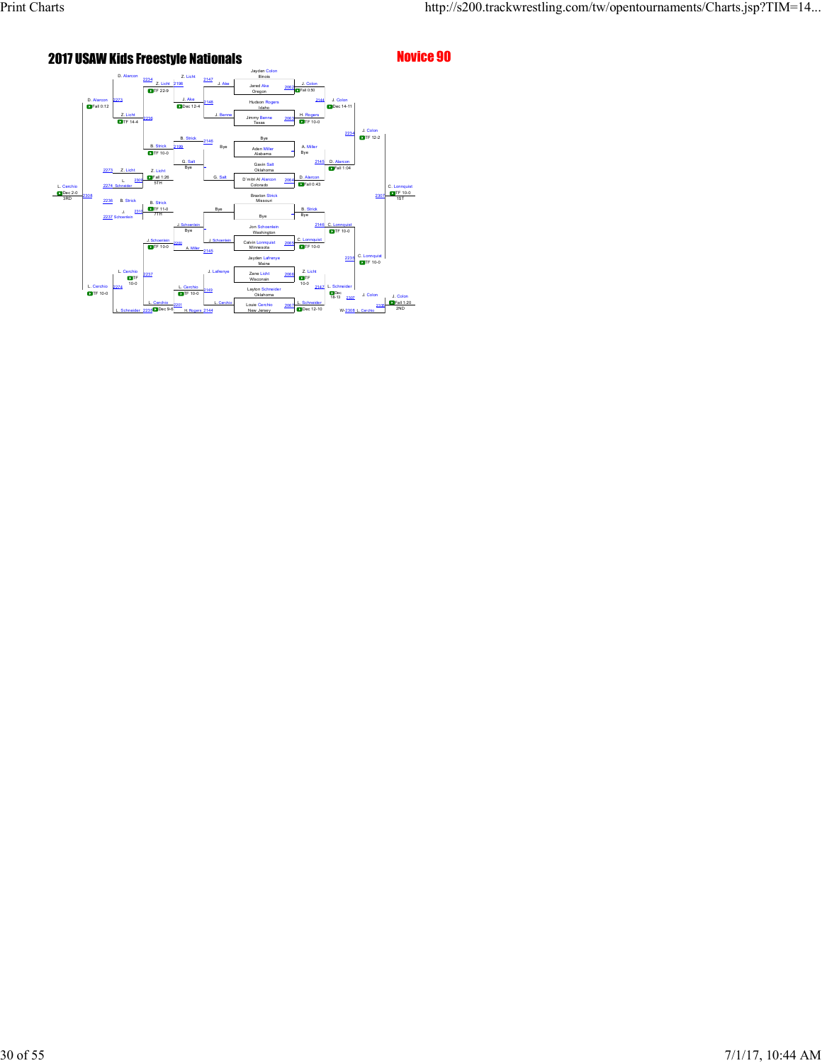# 2017 USAW Kids Freestyle Nationals

## Novice 90

Jayden Colon
Illinois

Jared Ake
Oregon

Hudson Rogers
Idaho

Jimmy Benne
Texas

Bye

Aden Miller
Alabama

Gavin Salt
Oklahoma

D`mitri Al Alarcon
Colorado

Braxton Strick
Missouri

Bye

Jon Schoenlein
Washington

Calvin Lonnquist
Minnesota

Jayden Lafrenye
Maine

Zane Licht
Wisconsin

Layton Schneider
Oklahoma

Louie Cerchio
New Jersey

2062 J. Colon Fall 0:50

2063 H. Rogers TF 10-0

A. Miller Bye

2064 D. Alarcon Fall 0:43

B. Strick Bye

2065 C. Lonnquist TF 10-0

2066 Z. Licht TF 10-0

2067 L. Schneider Dec 12-10

2144 J. Colon Dec 14-11

2145 D. Alarcon Fall 1:04

2146 C. Lonnquist TF 10-0

2147 L. Schneider Dec 18-13

2234 J. Colon TF 12-2

2235 C. Lonnquist TF 10-0

2307 C. Lonnquist TF 10-0 1ST

2302 J. Colon

2330 J. Colon Fall 1:20 2ND

W-2308 L. Cerchio

2147 J. Ake

2148 J. Benne

2146 Bye

G. Salt

Bye

2220 J. Schoenlein

2145 A. Miller

J. Lafrenye

2149 L. Cerchio

2144 H. Rogers

Z. Licht

J. Ake Dec 12-4

B. Strick

G. Salt Bye

J. Schoenlein Bye

L. Cerchio TF 10-0

2198 Z. Licht TF 22-9

2199 B. Strick TF 10-0

2200 J. Schoenlein TF 10-0

2201 L. Cerchio

2234 D. Alarcon

2236 Z. Licht TF 14-4

B. Strick

2237 L. Cerchio TF 10-0

L. Schneider 2236 Dec 9-6

2273 D. Alarcon Fall 0:12

2274 L. Cerchio TF 10-0

2273 Z. Licht

2274 L. Schneider

2309 Z. Licht Fall 1:26 5TH

2236 B. Strick

2237 J. Schoenlein

2310 B. Strick TF 11-0 7TH

2308 L. Cerchio Dec 2-0 3RD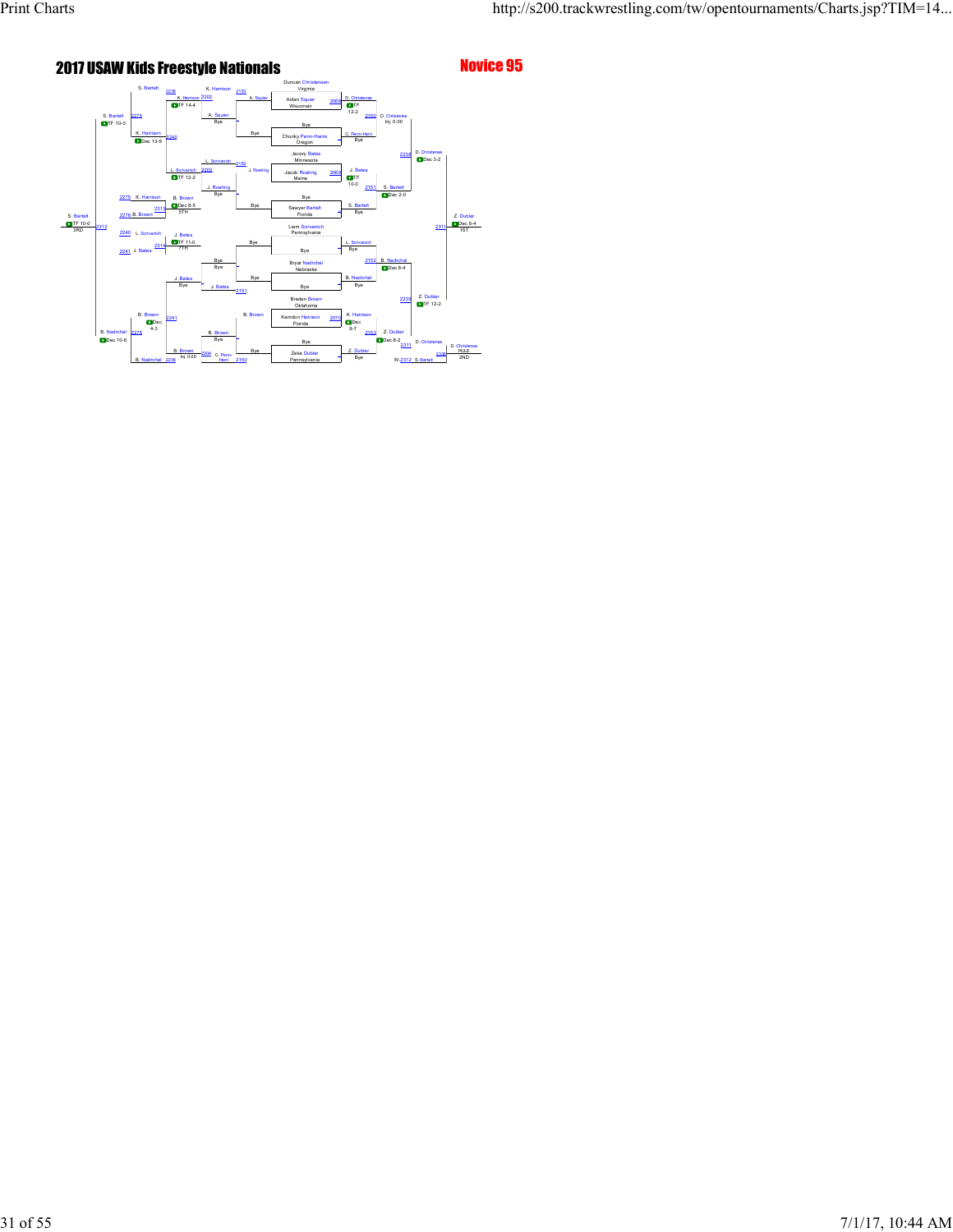# 2017 USAW Kids Freestyle Nationals

## Novice 95

### Championship Bracket

Duncan Christensen, Virginia
Bye

Chunky Penn-Harris, Oregon
Bye

Aidan Squier, Wisconsin

Jacory Bates, Minnesota
Bye

Jacob Roehrig, Maine

Sawyer Bartelt, Florida
Bye

Liam Scrivanich, Pennsylvania
Bye

Bryar Nadrchal, Nebraska
Bye

Braden Brown, Oklahoma
Bye

Kamdon Harrison, Florida

Zeke Dubler, Pennsylvania
Bye

2068 A. Squier / D. Christense — TF 12-2
C. Penn-Harri — Bye
2150 D. Christense — Inj. 0:00

2069 J. Roehrig / J. Bates — TF 10-0
S. Bartelt — Bye
2151 S. Bartelt — Dec 2-0

2238 D. Christense — Dec 3-2

L. Scrivanich — Bye
B. Nadrchal — Bye
2152 B. Nadrchal — Dec 6-4

2070 K. Harrison — Dec 9-7
Z. Dubler — Bye
2153 Z. Dubler — Dec 8-2

2239 Z. Dubler — TF 12-2

2311 Z. Dubler — Dec 6-4 — 1ST

### Consolation Bracket

2153 K. Harrison / 2150 C. Penn-Harri
2152 L. Scrivanich
2151 J. Bates
2150 A. Squier / 2151 J. Roehrig
2204 C. Penn-Harri / Inj. 0:00

2202 K. Harrison
2203 L. Scrivanich — TF 12-2
2204 B. Brown

K. Harrison — TF 14-4
A. Squier — Bye
J. Roehrig — Bye
B. Brown — Bye
J. Bates — Bye

2239 S. Bartelt
2275 K. Harrison — Dec 13-9 (2240)
2241 B. Brown — Dec 4-3
2238 B. Nadrchal — 2276

2275 S. Bartelt — TF 10-0
2276 B. Nadrchal — Dec 10-6

2275 K. Harrison / 2276 B. Brown — 2313 B. Brown — Dec 8-5 — 5TH
2240 L. Scrivanich / 2241 J. Bates — 2314 J. Bates — TF 11-0 — 7TH

2312 S. Bartelt — TF 10-0 — 3RD

2311 D. Christense / W-2312 S. Bartelt — 2330 D. Christense — RULE — 2ND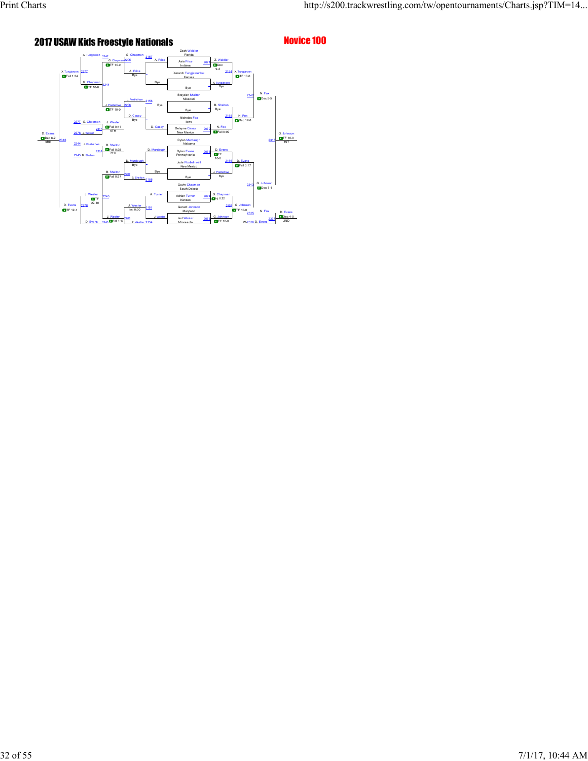# 2017 USAW Kids Freestyle Nationals

## Novice 100

Zach Weidler
Florida

Asia Price
Indiana

Xerarch Tungjaroenkul
Kansas

Bye

Braydon Shelton
Missouri

Bye

Nicholas Fox
Iowa

Delayne Casey
New Mexico

Dylan Murdaugh
Alabama

Dylan Evans
Pennsylvania

Jude Postlethwait
New Mexico

Bye

Gavin Chapman
South Dakota

Adrian Turner
Kansas

Gerard Johnson
Maryland

Jed Wester
Minnesota

2071 Z. Weidler Dec 9-3

X. Tungjaroen Bye

B. Shelton Bye

2072 N. Fox Fall 0:09

2073 D. Evans TF 10-0

J. Postlethwa Bye

2074 G. Chapman Inj. 0:22

2075 G. Johnson TF 10-0

2154 X. Tungjaroen TF 10-0

2155 N. Fox Dec 12-8

2156 D. Evans Fall 0:17

2157 G. Johnson TF 10-0

2242 N. Fox Dec 5-5

2243 G. Johnson Dec 7-4

2319 G. Johnson TF 10-0 1ST

2157 A. Price

Bye

2156 Bye

D. Casey

D. Murdaugh

Bye

A. Turner

2158 J. Wester Inj. 0:00

J. Wester

2205 G. Chapman TF 10-0 / A. Price Bye

2206 J. Postlethwa TF 10-0 / D. Casey Bye

D. Murdaugh Bye / 2207 B. Shelton Fall 0:27

2208 J. Wester Fall 1:47 / Z. Weidler 2154

2155 B. Shelton

2242 X. Tungjaroen / 2157 G. Chapman

2244 G. Chapman TF 10-0

2227 X. Tungjaroen Fall 1:34

2277 G. Chapman / J. Wester 2317 Fall 0:41 5TH

2278 J. Wester

2244 J. Postlethwa / B. Shelton 2318 Fall 0:25 7TH

2245 B. Shelton

J. Wester 2245 TF 22-10

D. Evans 2278 TF 12-1

D. Evans 2243

2316 D. Evans Dec 8-2 3RD

2315 N. Fox

W-2318 D. Evans 2317 D. Evans Dec 4-0 2ND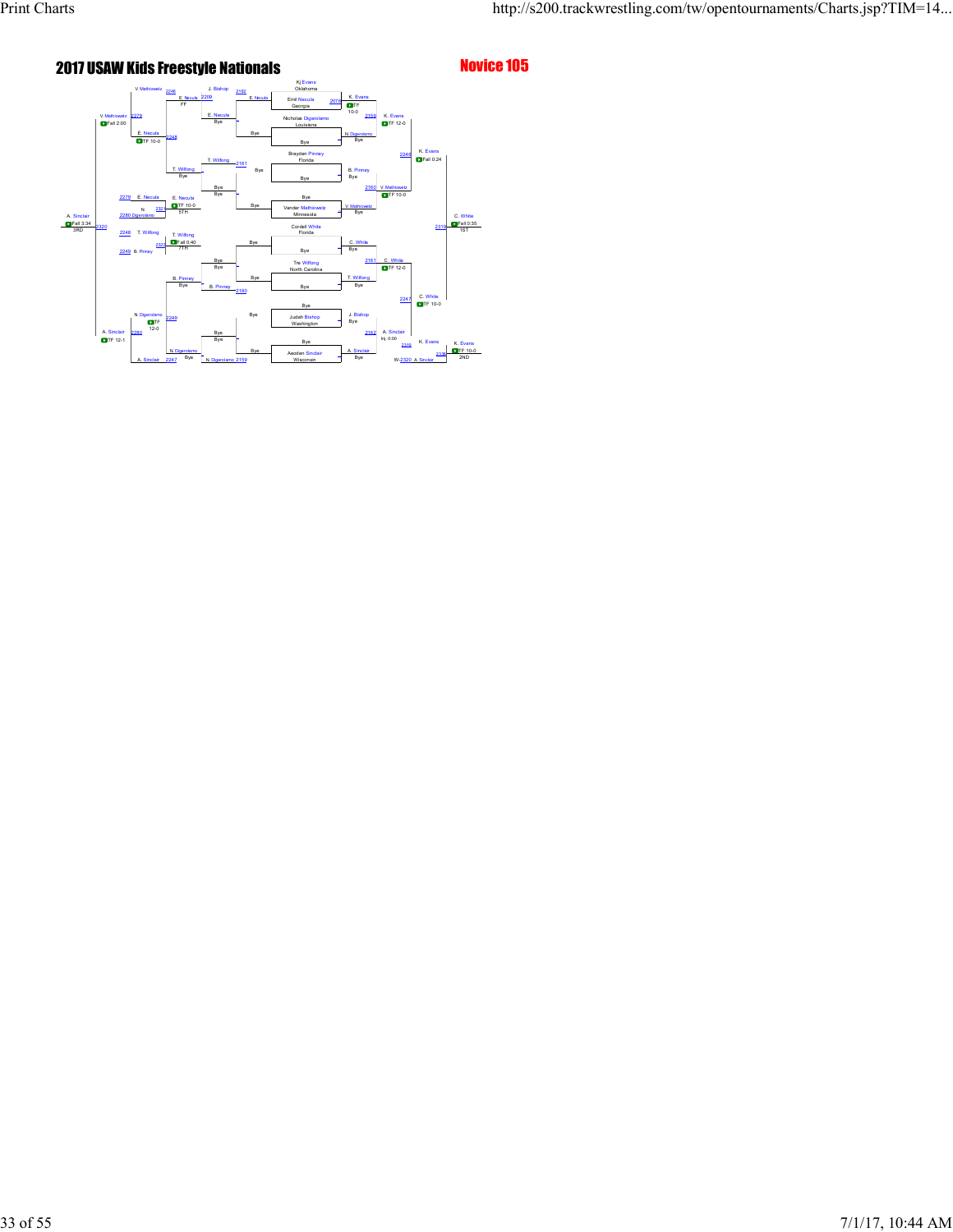# 2017 USAW Kids Freestyle Nationals

## Novice 105

Kj Evans
Oklahoma

Emil Necula
Georgia

Nicholas Digerolamo
Louisiana

Bye

Brayden Pinney
Florida

Bye

Bye

Vander Mathiowetz
Minnesota

Cordell White
Florida

Bye

Tre Wilfong
North Carolina

Bye

Bye

Judah Bishop
Washington

Bye

Aeoden Sinclair
Wisconsin

K. Evans
TF 10-0

N. Digerolamo
Bye

B. Pinney
Bye

V. Mathiowetz
Bye

C. White
Bye

T. Wilfong
Bye

J. Bishop
Bye

A. Sinclair
Bye

2159 K. Evans
TF 12-0

2160 V. Mathiowetz
TF 10-0

2161 C. White
TF 12-0

2162 A. Sinclair
Inj. 0:00

2246 K. Evans
Fall 0:24

2247 C. White
TF 10-0

2318 C. White
Fall 0:35
1ST

2319 K. Evans

2338 K. Evans
TF 10-0
2ND

W-2320 A. Sinclair

V. Mathiowetz 2246
E. Necula 2209
FF

J. Bishop 2162
E. Necula

E. Necula
Bye

Bye

T. Wilfong 2161
Bye

T. Wilfong
Bye

Bye
Bye

Bye

B. Pinney
Bye

B. Pinney 2160

N. Digerolamo
Bye

N. Digerolamo 2159

Bye
Bye

Bye

Bye

Bye

Bye

V. Mathiowetz 2279
Fall 2:00

E. Necula 2248
TF 10-0

N. Digerolamo 2249
TF 12-0

A. Sinclair 2247

A. Sinclair 2280
TF 12-1

2279 E. Necula
E. Necula
TF 10-0
5TH
N. 2321
2280 Digerolamo

2248 T. Wilfong
T. Wilfong
Fall 0:40
7TH
2322
2249 B. Pinney

A. Sinclair
Fall 3:34
3RD
2320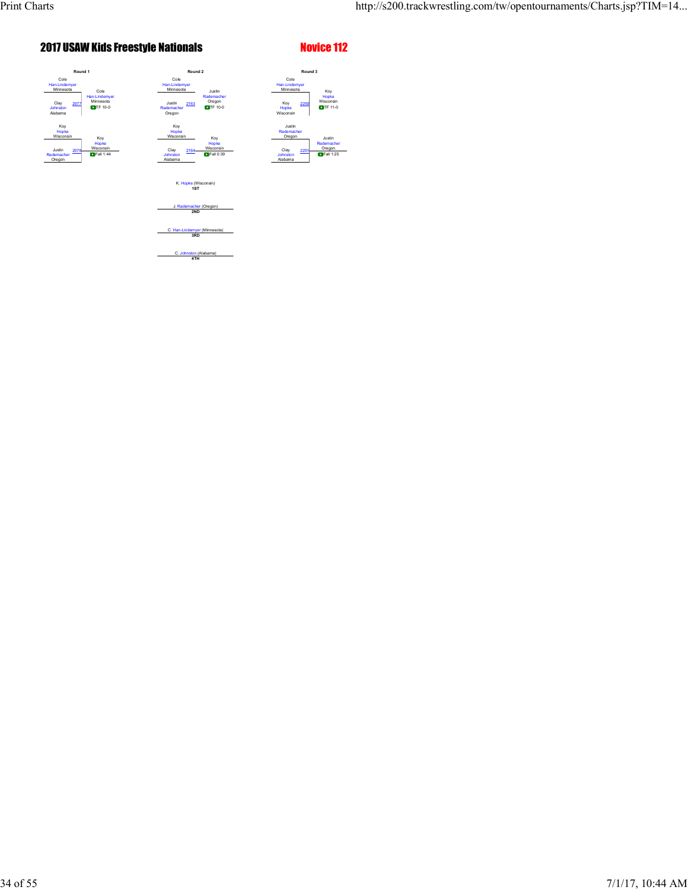# 2017 USAW Kids Freestyle Nationals

## Novice 112

### Round 1

Cole Han-Lindemyer Minnesota
Clay Johnston Alabama — 2077
Winner: Cole Han-Lindemyer Minnesota — TF 10-0

Koy Hopke Wisconsin
Justin Rademacher Oregon — 2078
Winner: Koy Hopke Wisconsin — Fall 1:44

### Round 2

Cole Han-Lindemyer Minnesota
Justin Rademacher Oregon — 2163
Winner: Justin Rademacher Oregon — TF 10-0

Koy Hopke Wisconsin
Clay Johnston Alabama — 2164
Winner: Koy Hopke Wisconsin — Fall 0:39

### Round 3

Cole Han-Lindemyer Minnesota
Koy Hopke Wisconsin — 2250
Winner: Koy Hopke Wisconsin — TF 11-0

Justin Rademacher Oregon
Clay Johnston Alabama — 2251
Winner: Justin Rademacher Oregon — Fall 1:25

### Placements

K. Hopke (Wisconsin)
**1ST**

J. Rademacher (Oregon)
**2ND**

C. Han-Lindemyer (Minnesota)
**3RD**

C. Johnston (Alabama)
**4TH**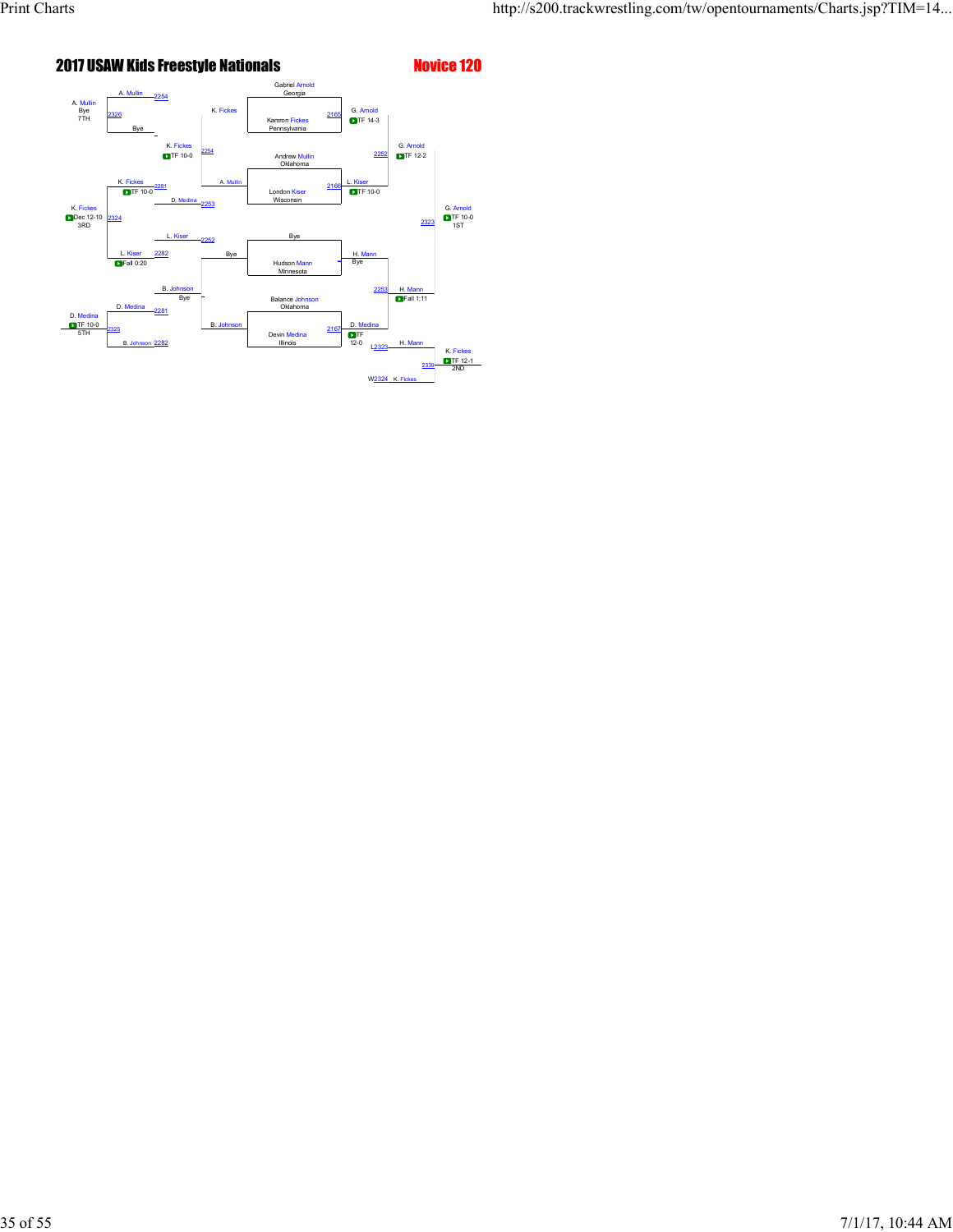# 2017 USAW Kids Freestyle Nationals

**Novice 120**

Gabriel Arnold
Georgia

Kamron Fickes
Pennsylvania

Andrew Mullin
Oklahoma

London Kiser
Wisconsin

Bye

Hudson Mann
Minnesota

Balance Johnson
Oklahoma

Devin Medina
Illinois

K. Fickes

2165

G. Arnold
TF 14-3

2252

G. Arnold
TF 12-2

A. Mullin

2166

L. Kiser
TF 10-0

Bye

H. Mann
Bye

2253

H. Mann
Fall 1:11

B. Johnson

2167

D. Medina
TF
12-0

2323

G. Arnold
TF 10-0
1ST

L2323

H. Mann

2330

K. Fickes
TF 12-1
2ND

W2324 K. Fickes

A. Mullin 2254

A. Mullin
Bye
7TH

2326

Bye

K. Fickes
TF 10-0

2254

K. Fickes 2281
TF 10-0

D. Medina 2253

K. Fickes
Dec 12-10
3RD

2324

L. Kiser 2252

L. Kiser 2282
Fall 0:20

B. Johnson
Bye

D. Medina 2281

D. Medina
TF 10-0
5TH

2325

B. Johnson 2282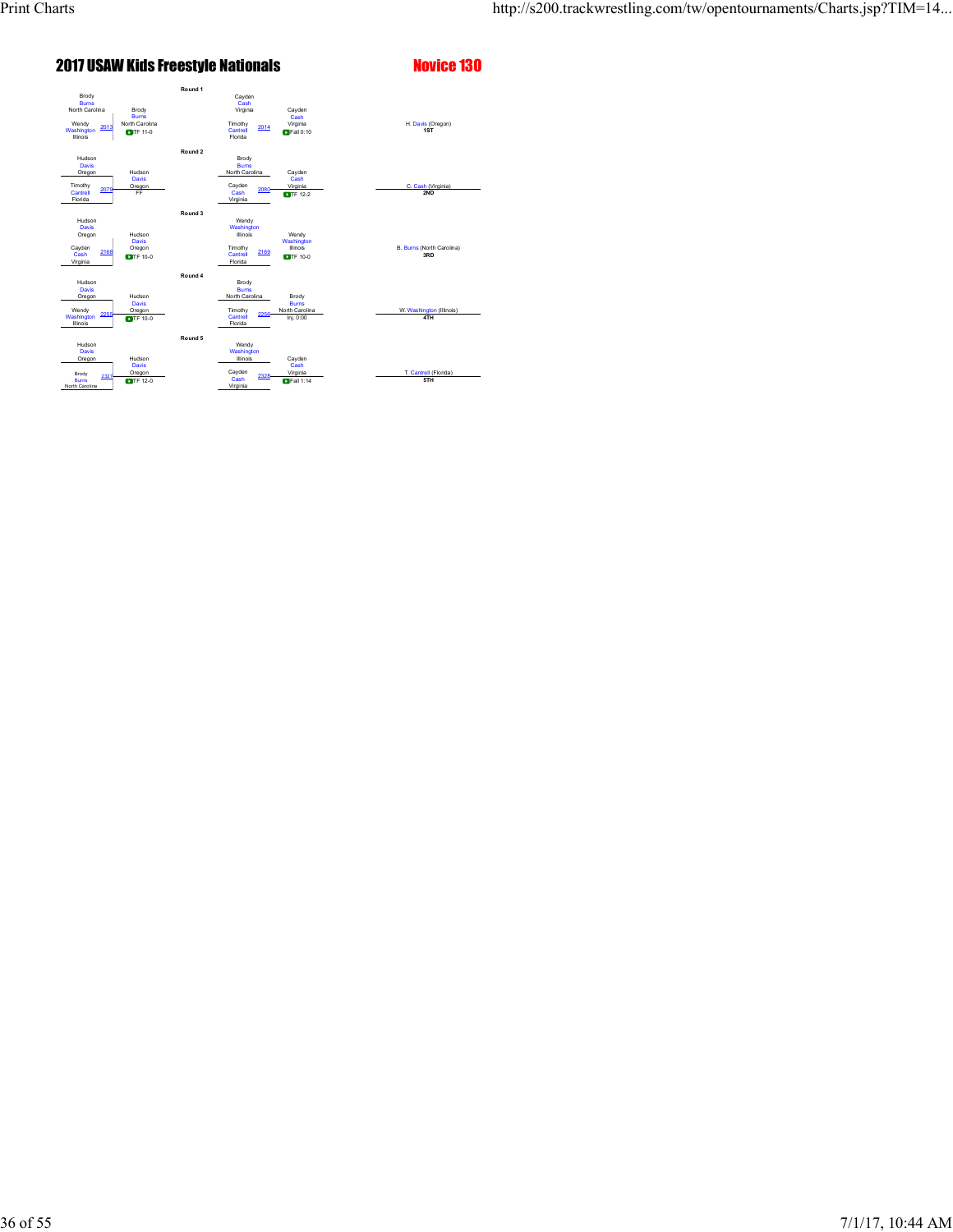# 2017 USAW Kids Freestyle Nationals

## Novice 130

### Round 1

Brody Burns, North Carolina vs. Wendy Washington, Illinois — Bout 2013 — Winner: Brody Burns, North Carolina — TF 11-0

Cayden Cash, Virginia vs. Timothy Cantrell, Florida — Bout 2014 — Winner: Cayden Cash, Virginia — Fall 0:10

### Round 2

Hudson Davis, Oregon vs. Timothy Cantrell, Florida — Bout 2079 — Winner: Hudson Davis, Oregon — FF

Brody Burns, North Carolina vs. Cayden Cash, Virginia — Bout 2080 — Winner: Cayden Cash, Virginia — TF 12-2

### Round 3

Hudson Davis, Oregon vs. Cayden Cash, Virginia — Bout 2168 — Winner: Hudson Davis, Oregon — TF 10-0

Wendy Washington, Illinois vs. Timothy Cantrell, Florida — Bout 2169 — Winner: Wendy Washington, Illinois — TF 10-0

### Round 4

Hudson Davis, Oregon vs. Wendy Washington, Illinois — Bout 2255 — Winner: Hudson Davis, Oregon — TF 10-0

Brody Burns, North Carolina vs. Timothy Cantrell, Florida — Bout 2256 — Winner: Brody Burns, North Carolina — Inj. 0:00

### Round 5

Hudson Davis, Oregon vs. Brody Burns, North Carolina — Bout 2327 — Winner: Hudson Davis, Oregon — TF 12-0

Wendy Washington, Illinois vs. Cayden Cash, Virginia — Bout 2328 — Winner: Cayden Cash, Virginia — Fall 1:14

### Placements

H. Davis (Oregon) **1ST**

C. Cash (Virginia) **2ND**

B. Burns (North Carolina) **3RD**

W. Washington (Illinois) **4TH**

T. Cantrell (Florida) **5TH**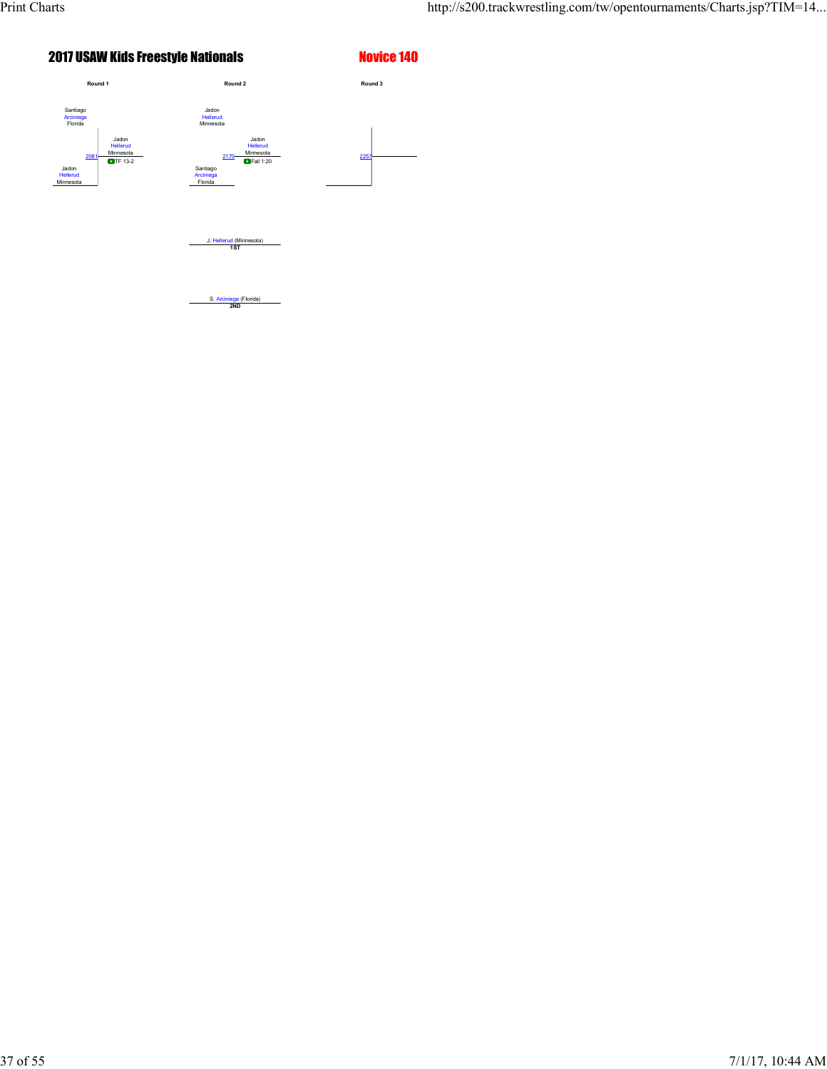# 2017 USAW Kids Freestyle Nationals

## Novice 140

**Round 1**

Santiago
Arciniega
Florida

2081

Jadon
Hellerud
Minnesota

Jadon
Hellerud
Minnesota
TF 13-2

**Round 2**

Jadon
Hellerud
Minnesota

2170

Santiago
Arciniega
Florida

Jadon
Hellerud
Minnesota
Fall 1:20

**Round 3**

2257

J. Hellerud (Minnesota)
**1ST**

S. Arciniega (Florida)
**2ND**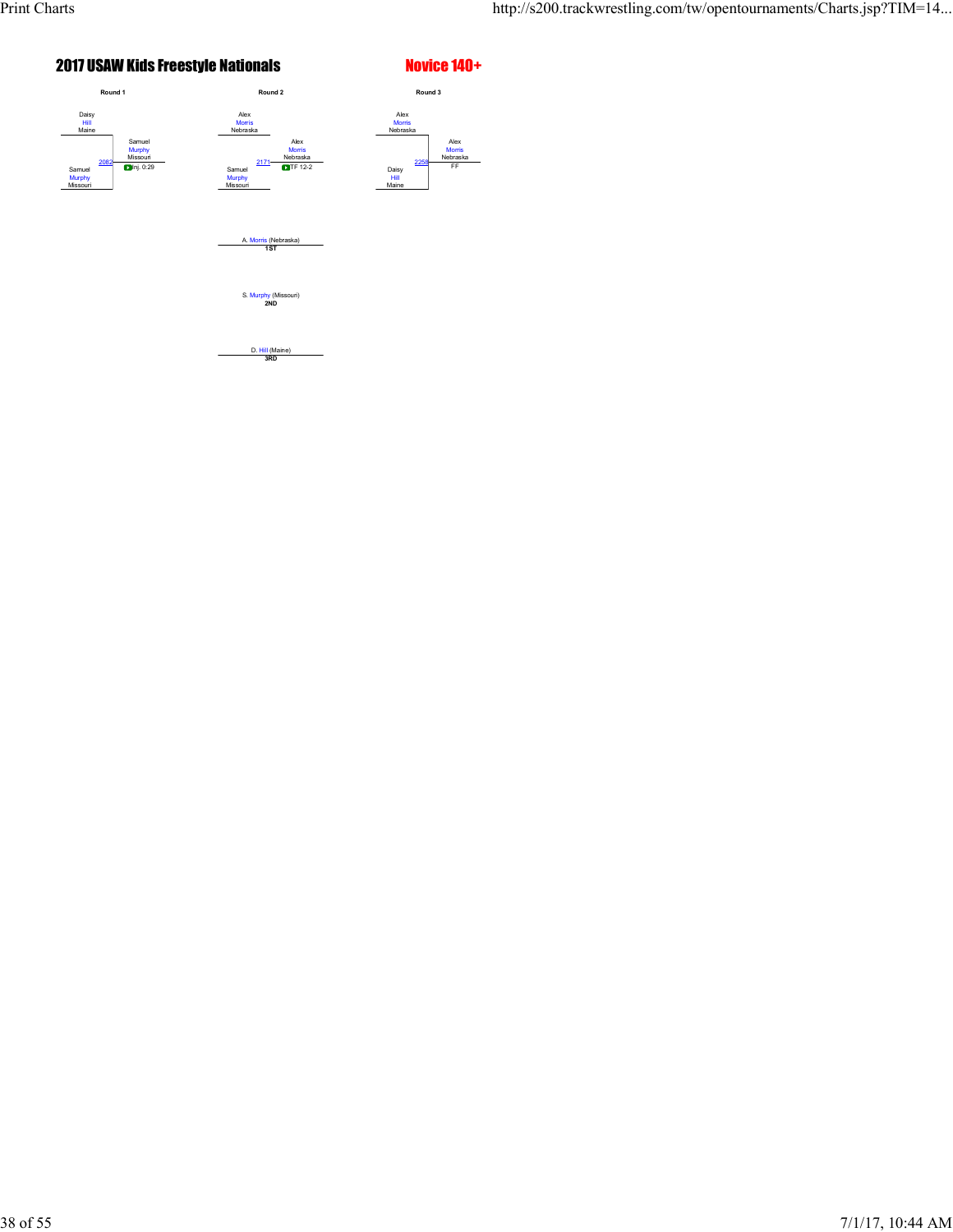# 2017 USAW Kids Freestyle Nationals

## Novice 140+

**Round 1**

Daisy Hill Maine

Samuel Murphy Missouri

2082 — Samuel Murphy Missouri — Inj. 0:29

**Round 2**

Alex Morris Nebraska

Samuel Murphy Missouri

2171 — Alex Morris Nebraska — TF 12-2

**Round 3**

Alex Morris Nebraska

Daisy Hill Maine

2258 — Alex Morris Nebraska — FF

A. Morris (Nebraska)
**1ST**

S. Murphy (Missouri)
**2ND**

D. Hill (Maine)
**3RD**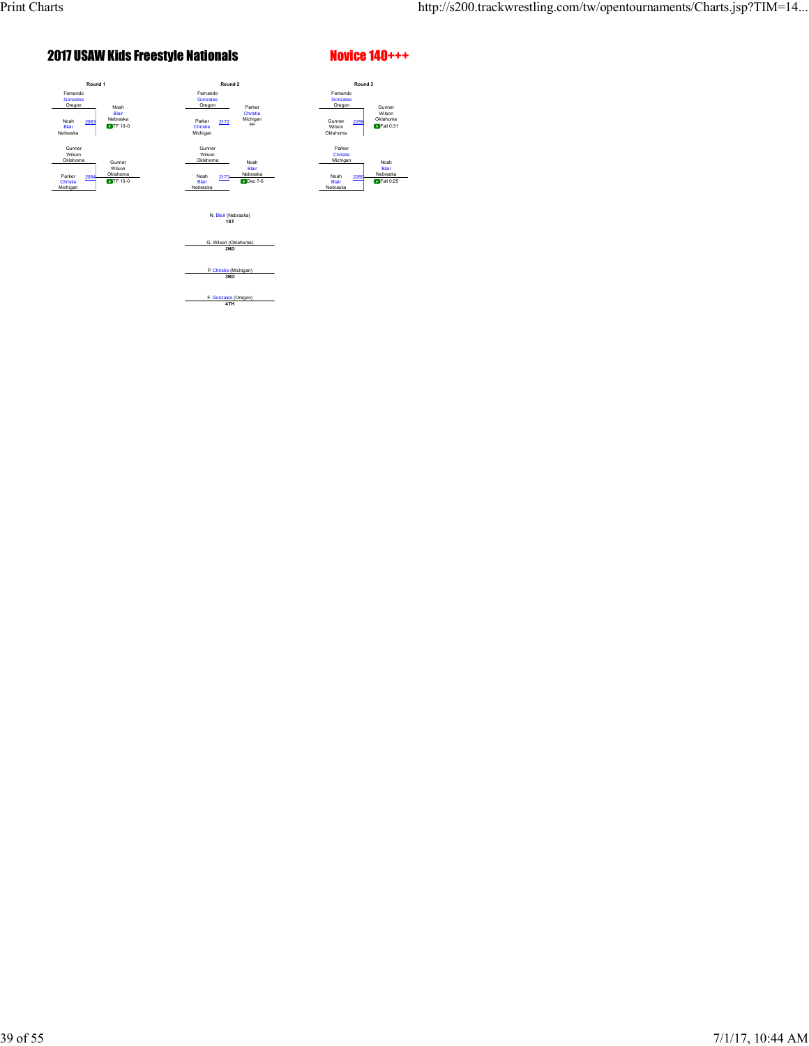## 2017 USAW Kids Freestyle Nationals

## Novice 140+++

### Round 1

| Wrestler 1 | Wrestler 2 | Bout | Winner | Result |
|---|---|---|---|---|
| Fernando Gonzales (Oregon) | Noah Blair (Nebraska) | 2083 | Noah Blair (Nebraska) | TF 10-0 |
| Gunner Wilson (Oklahoma) | Parker Christie (Michigan) | 2084 | Gunner Wilson (Oklahoma) | TF 10-0 |

### Round 2

| Wrestler 1 | Wrestler 2 | Bout | Winner | Result |
|---|---|---|---|---|
| Fernando Gonzales (Oregon) | Parker Christie (Michigan) | 2172 | Parker Christie (Michigan) | FF |
| Gunner Wilson (Oklahoma) | Noah Blair (Nebraska) | 2173 | Noah Blair (Nebraska) | Dec 7-6 |

### Round 3

| Wrestler 1 | Wrestler 2 | Bout | Winner | Result |
|---|---|---|---|---|
| Fernando Gonzales (Oregon) | Gunner Wilson (Oklahoma) | 2259 | Gunner Wilson (Oklahoma) | Fall 0:31 |
| Parker Christie (Michigan) | Noah Blair (Nebraska) | 2260 | Noah Blair (Nebraska) | Fall 0:25 |

### Placings

- **1ST**: N. Blair (Nebraska)
- **2ND**: G. Wilson (Oklahoma)
- **3RD**: P. Christie (Michigan)
- **4TH**: F. Gonzales (Oregon)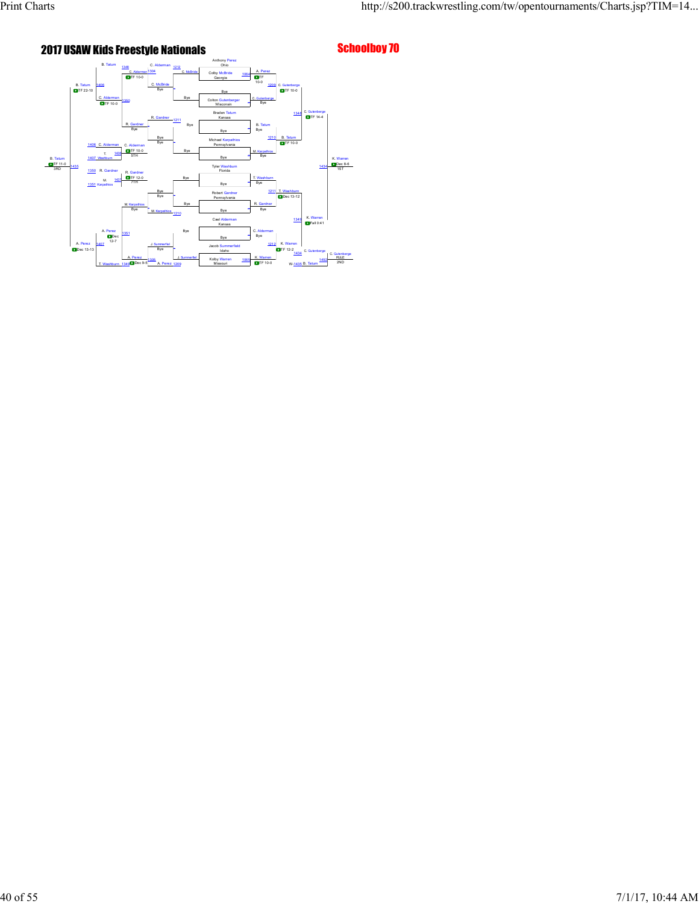# 2017 USAW Kids Freestyle Nationals

## Schoolboy 70

### Championship Bracket

Anthony Perez, Ohio

Colby McBride, Georgia

Bye

Colton Gutenberger, Wisconsin

Braden Tatum, Kansas

Bye

Michael Karpathios, Pennsylvania

Bye

Tyler Washburn, Florida

Bye

Robert Gardner, Pennsylvania

Bye

Cael Alderman, Kansas

Bye

Jacob Summerfield, Idaho

Kolby Warren, Missouri

1064 A. Perez TF 10-0

C. Gutenberge Bye

B. Tatum Bye

M. Karpathios Bye

T. Washburn Bye

R. Gardner Bye

C. Alderman Bye

1065 K. Warren TF 10-0

1209 C. Gutenberge TF 10-0

1210 B. Tatum TF 10-0

1211 T. Washburn Dec 13-12

1212 K. Warren TF 12-2

1348 C. Gutenberge TF 14-4

1349 K. Warren Fall 0:41

1434 K. Warren Dec 8-6 1ST

1434 C. Gutenberge

1492 C. Gutenberge RULE 2ND

W-1435 B. Tatum

### Consolation Bracket

1212 C. McBride

Bye

1211 R. Gardner

Bye

Bye

Bye

Bye

Bye

Bye

J. Summerfiel

1304 C. Alderman TF 10-0

C. McBride Bye

R. Gardner Bye

Bye Bye

Bye Bye

M. Karpathios 1210

J. Summerfiel Bye

1305 A. Perez 1209

B. Tatum 1348

C. Alderman

1350 R. Gardner Bye

M. Karpathios Bye

A. Perez Dec 9-5

1406 B. Tatum TF 22-10

C. Alderman TF 10-0

1406 C. Alderman

1407 T. Washburn

1350 R. Gardner

1351 M. Karpathios

A. Perez Dec 12-7 1351

T. Washburn 1349

C. Alderman TF 10-0 5TH

R. Gardner TF 12-0 7TH

1407 A. Perez Dec 13-13

1435 B. Tatum TF 11-0 3RD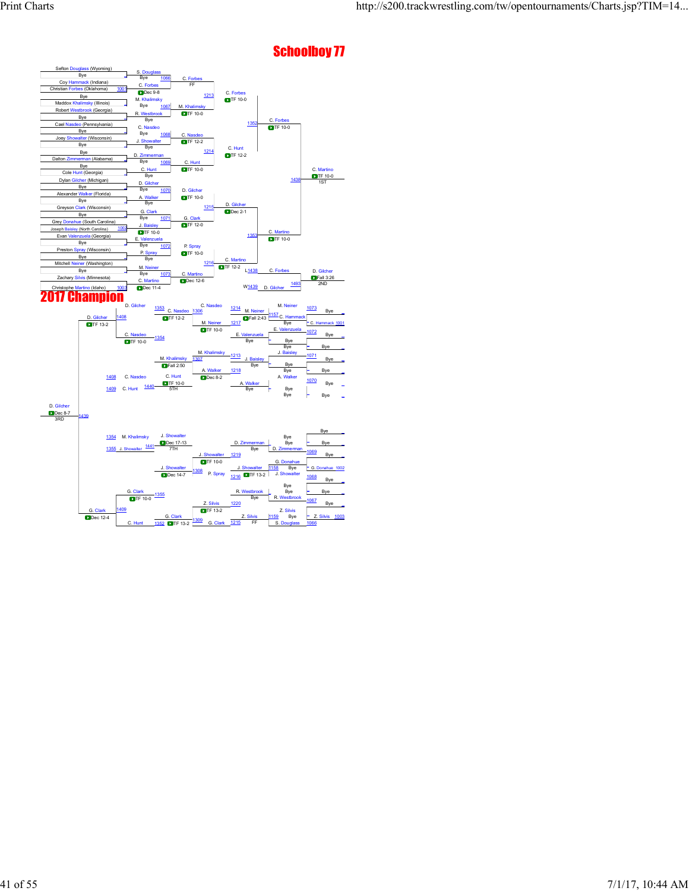# Schoolboy 77

## Championship Bracket

**First round / entrants:**

- Sefton Douglass (Wyoming) — Bye
- Coy Hammack (Indiana) vs. Christian Forbes (Oklahoma) — 1001
- Bye — Maddox Khalimsky (Illinois)
- Robert Westbrook (Georgia) — Bye
- Cael Nasdeo (Pennsylvania) — Bye
- Joey Showalter (Wisconsin) — Bye
- Bye — Dalton Zimmerman (Alabama)
- Bye — Cole Hunt (Georgia)
- Dylan Gilcher (Michigan) — Bye
- Alexander Walker (Florida) — Bye
- Greyson Clark (Wisconsin) — Bye
- Grey Donahue (South Carolina) vs. Joseph Baisley (North Carolina) — 1002
- Evan Valenzuela (Georgia) — Bye
- Preston Spray (Wisconsin) — Bye
- Mitchell Neiner (Washington) — Bye
- Zachary Silvis (Minnesota) vs. Christophe Martino (Idaho) — 1003

**Second round:**

- S. Douglass vs. C. Forbes (Dec 9-8) — 1066 → C. Forbes (FF)
- M. Khalimsky vs. R. Westbrook — 1067 → M. Khalimsky (TF 10-0)
- C. Nasdeo vs. J. Showalter — 1068 → C. Nasdeo (TF 12-2)
- D. Zimmerman vs. C. Hunt — 1069 → C. Hunt (TF 10-0)
- D. Gilcher vs. A. Walker — 1070 → D. Gilcher (TF 10-0)
- G. Clark vs. J. Baisley (TF 10-0) — 1071 → G. Clark (TF 12-0)
- E. Valenzuela vs. P. Spray — 1072 → P. Spray (TF 10-0)
- M. Neiner vs. C. Martino (Dec 11-4) — 1073 → C. Martino (Dec 12-6)

**Quarterfinals:**

- 1213 → C. Forbes (TF 10-0)
- 1214 → C. Hunt (TF 12-2)
- 1215 → D. Gilcher (Dec 2-1)
- 1216 → C. Martino (TF 12-2)

**Semifinals:**

- 1352 → C. Forbes (TF 10-0)
- 1353 → C. Martino (TF 10-0)

**Final:**

- 1438 → C. Martino (TF 10-0) — 1ST

## 2017 Champion

- L 1438 C. Forbes
- W 1439 D. Gilcher
- 1493 → D. Gilcher (Fall 3:26) — 2ND

## Consolation Bracket

- 1073 M. Neiner — Bye; 1157 C. Hammack — C. Hammack 1001; 1214 M. Neiner (Fall 2:43)
- 1072 E. Valenzuela — Bye; 1217 E. Valenzuela — Bye → M. Neiner (TF 10-0)
- 1306 C. Nasdeo vs. M. Neiner → C. Nasdeo (TF 12-2)
- 1353 D. Gilcher vs. C. Nasdeo → D. Gilcher
- 1071 J. Baisley — Bye; 1213 J. Baisley — Bye
- 1070 A. Walker — Bye; 1218 A. Walker — Bye
- 1307 M. Khalimsky vs. A. Walker → M. Khalimsky (Fall 2:50); A. Walker (Dec 8-2)
- 1354 C. Nasdeo (TF 10-0)
- 1408 D. Gilcher (TF 13-2)
- 1408 C. Nasdeo; 1409 C. Hunt → 1440 C. Hunt (TF 10-0) — 5TH
- 1439 D. Gilcher (Dec 8-7) — 3RD
- 1069 D. Zimmerman — Bye; 1219 D. Zimmerman — Bye
- 1158 G. Donahue vs. J. Showalter → J. Showalter (TF 13-2); G. Donahue 1002
- 1068 J. Showalter — Bye
- 1216 J. Showalter vs. P. Spray; 1219 → J. Showalter (TF 10-0)
- 1308 J. Showalter (Dec 14-7)
- 1354 M. Khalimsky; 1355 J. Showalter → 1441 J. Showalter (Dec 17-13) — 7TH
- 1067 R. Westbrook — Bye; 1220 R. Westbrook — Bye
- 1159 Z. Silvis vs. S. Douglass (FF); Z. Silvis 1003; 1066
- 1215 Z. Silvis vs. G. Clark; 1309 → Z. Silvis (TF 13-2)
- 1352 C. Hunt vs. G. Clark → G. Clark (TF 13-2)
- 1355 G. Clark (TF 10-0)
- 1409 G. Clark (Dec 12-4)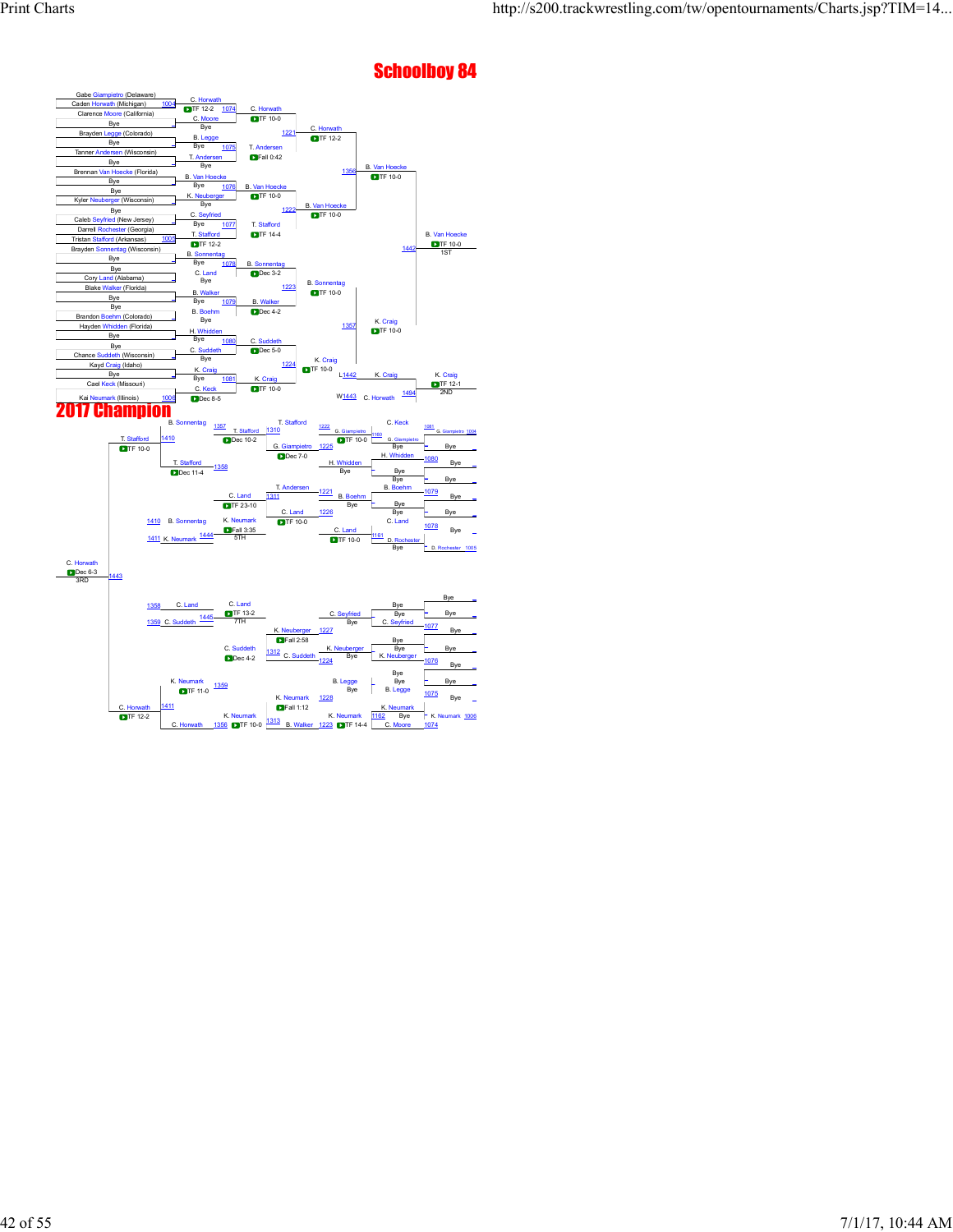# Schoolboy 84

**Championship Bracket**

Gabe Giampietro (Delaware)
Caden Horwath (Michigan) 1004
Clarence Moore (California)
Bye
Brayden Legge (Colorado)
Bye
Tanner Andersen (Wisconsin)
Bye
Brennan Van Hoecke (Florida)
Bye
Bye
Kyler Neuberger (Wisconsin)
Bye
Caleb Seyfried (New Jersey)
Darrell Rochester (Georgia)
Tristan Stafford (Arkansas) 1005
Brayden Sonnentag (Wisconsin)
Bye
Bye
Cory Land (Alabama)
Blake Walker (Florida)
Bye
Bye
Brandon Boehm (Colorado)
Hayden Whidden (Florida)
Bye
Bye
Chance Suddeth (Wisconsin)
Kayd Craig (Idaho)
Bye
Caei Keck (Missouri)
Kai Neumark (Illinois) 1006

C. Horwath TF 12-2 1074
C. Moore / Bye
B. Legge / Bye 1075
T. Andersen / Bye
B. Van Hoecke / Bye 1076
K. Neuberger / Bye
C. Seyfried / Bye 1077
T. Stafford TF 12-2
B. Sonnentag / Bye 1078
C. Land / Bye
B. Walker / Bye 1079
B. Boehm / Bye
H. Whidden / Bye 1080
C. Suddeth / Bye
K. Craig / Bye 1081
C. Keck Dec 8-5

C. Horwath TF 10-0
T. Andersen Fall 0:42
B. Van Hoecke TF 10-0
T. Stafford TF 14-4
B. Sonnentag Dec 3-2
B. Walker Dec 4-2
C. Suddeth Dec 5-0
K. Craig TF 10-0

1221 C. Horwath TF 12-2
1222 B. Van Hoecke TF 10-0
1223 B. Sonnentag TF 10-0
1224 K. Craig TF 10-0

1356 B. Van Hoecke TF 10-0
1357 K. Craig TF 10-0

1442 B. Van Hoecke TF 10-0 1ST

L1442 K. Craig
W1443 C. Horwath 1494

K. Craig TF 12-1 2ND

# 2017 Champion

**Consolation Bracket**

1081 G. Giampietro 1004
1160 G. Giampietro / Bye
1080 Bye
H. Whidden / Bye
1079 Bye
B. Boehm / Bye
1078 Bye
C. Land
1161 D. Rochester / Bye
D. Rochester 1005

1222 G. Giampietro TF 10-0
1225 G. Giampietro
H. Whidden / Bye
1221 B. Boehm / Bye
1226 C. Land TF 10-0

T. Stafford 1310
G. Giampietro Dec 7-0
T. Andersen 1311
C. Land TF 10-0

1357 T. Stafford Dec 10-2
1358 T. Stafford Dec 11-4
C. Land TF 23-10

1410 B. Sonnentag
T. Stafford TF 10-0
B. Sonnentag

1410 B. Sonnentag
1411 K. Neumark 1444
K. Neumark Fall 3:35 5TH

C. Horwath Dec 6-3 3RD 1443

1358 C. Land
1359 C. Suddeth 1445
C. Land TF 13-2 7TH

Bye
Bye
Bye
C. Seyfried / Bye
1077 Bye
Bye
Bye
K. Neuberger / Bye
1076 Bye
Bye
Bye
B. Legge / Bye
1075 Bye
K. Neumark
1162 C. Moore / Bye
1074 K. Neumark 1006

C. Seyfried / Bye 1227
K. Neuberger / Bye 1224
B. Legge / Bye 1228
K. Neumark TF 14-4 1223

K. Neuberger Fall 2:58
1312 C. Suddeth
K. Neumark Fall 1:12
1313 B. Walker

C. Suddeth Dec 4-2
K. Neumark 1359 TF 11-0
C. Horwath 1356 TF 10-0
K. Neumark

C. Horwath 1411 TF 12-2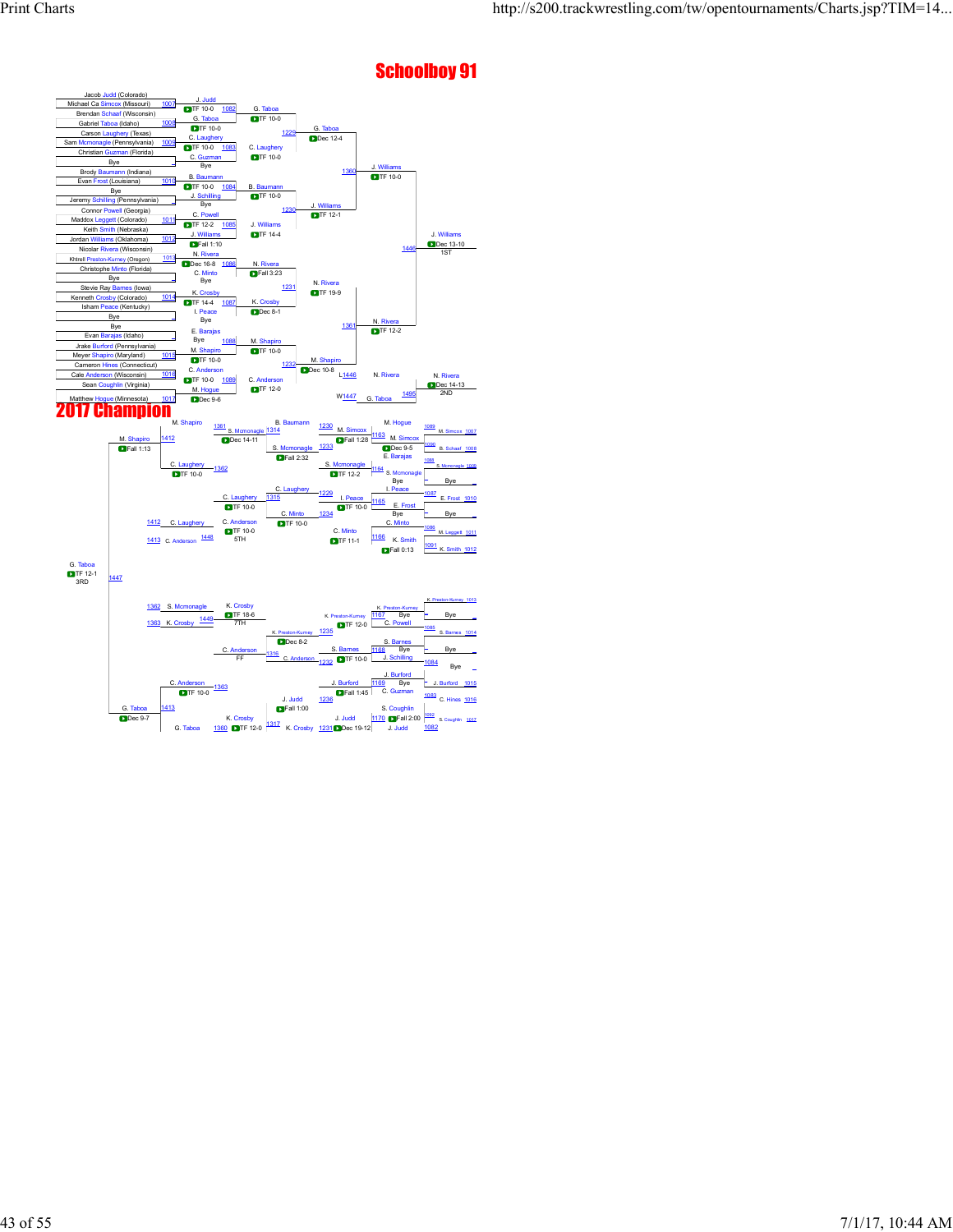# Schoolboy 91

Jacob Judd (Colorado)
Michael Ca Simcox (Missouri) 1007
Brendan Schaaf (Wisconsin)
Gabriel Taboa (Idaho) 1008
Carson Laughery (Texas)
Sam Mcmonagle (Pennsylvania) 1009
Christian Guzman (Florida)
Bye
Brody Baumann (Indiana)
Evan Frost (Louisiana) 1010
Bye
Jeremy Schilling (Pennsylvania)
Connor Powell (Georgia)
Maddox Leggett (Colorado) 1011
Keith Smith (Nebraska)
Jordan Williams (Oklahoma) 1012
Nicolar Rivera (Wisconsin)
Khtrell Preston-Kurney (Oregon) 1013
Christophe Minto (Florida)
Bye
Stevie Ray Barnes (Iowa)
Kenneth Crosby (Colorado) 1014
Isham Peace (Kentucky)
Bye
Bye
Evan Barajas (Idaho)
Jrake Burford (Pennsylvania)
Meyer Shapiro (Maryland) 1015
Cameron Hines (Connecticut)
Cale Anderson (Wisconsin) 1016
Sean Coughlin (Virginia)
Matthew Hogue (Minnesota) 1017

J. Judd TF 10-0 1082
G. Taboa TF 10-0
C. Laughery TF 10-0 1083
C. Guzman Bye
B. Baumann TF 10-0 1084
J. Schilling Bye
C. Powell TF 12-2 1085
J. Williams Fall 1:10
N. Rivera Dec 16-8 1086
C. Minto Bye
K. Crosby TF 14-4 1087
I. Peace Bye
E. Barajas Bye 1088
M. Shapiro TF 10-0
C. Anderson TF 10-0 1089
M. Hogue Dec 9-6

G. Taboa TF 10-0 1229
C. Laughery TF 10-0
B. Baumann TF 10-0 1230
J. Williams TF 14-4
N. Rivera Fall 3:23 1231
K. Crosby Dec 8-1
M. Shapiro TF 10-0 1232
C. Anderson TF 12-0

G. Taboa Dec 12-4 1360
J. Williams TF 12-1
N. Rivera TF 19-9 1361
M. Shapiro Dec 10-8

J. Williams TF 10-0 1446
N. Rivera TF 12-2

J. Williams Dec 13-10 1ST

L 1446 N. Rivera
W 1447 G. Taboa 1495
N. Rivera Dec 14-13 2ND

## 2017 Champion

M. Shapiro 1412 Fall 1:13
C. Laughery TF 10-0 1362
M. Shapiro 1361
S. Mcmonagle 1314 Dec 14-11
C. Laughery 1315 TF 10-0
C. Anderson TF 10-0 5TH
1412 C. Laughery
1413 C. Anderson 1448

B. Baumann 1230
S. Mcmonagle 1233 Fall 2:32
C. Laughery 1229
C. Minto 1234 TF 10-0

M. Simcox 1163 Fall 1:28
S. Mcmonagle TF 12-2 1164
I. Peace 1165 TF 10-0
C. Minto 1166 TF 11-1

M. Hogue 1089
M. Simcox Dec 9-5 1090
E. Barajas 1088
S. Mcmonagle Bye
I. Peace 1087
E. Frost Bye
C. Minto 1086
K. Smith Fall 0:13 1091

M. Simcox 1007
B. Schaaf 1008
S. Mcmonagle 1009
Bye
E. Frost 1010
Bye
M. Leggett 1011
K. Smith 1012

G. Taboa TF 12-1 3RD 1447

1362 S. Mcmonagle
1363 K. Crosby 1449
K. Crosby TF 18-6 7TH

K. Preston-Kurney 1235 Dec 8-2
C. Anderson FF 1316
C. Anderson 1232
J. Judd Fall 1:00 1236
K. Crosby TF 12-0 1317
K. Crosby 1231 Dec 19-12

K. Preston-Kurney 1167 TF 12-0
S. Barnes 1168 TF 10-0
J. Burford 1169 Fall 1:45
J. Judd 1170 Fall 2:00

K. Preston-Kurney Bye
C. Powell 1085
S. Barnes Bye
J. Schilling 1084
J. Burford Bye
C. Guzman 1083
S. Coughlin
J. Judd 1082

K. Preston-Kurney 1013
Bye
S. Barnes 1014
Bye
Bye
J. Burford 1015
C. Hines 1016
S. Coughlin 1017

C. Anderson 1363 TF 10-0
G. Taboa 1413 Dec 9-7
G. Taboa 1360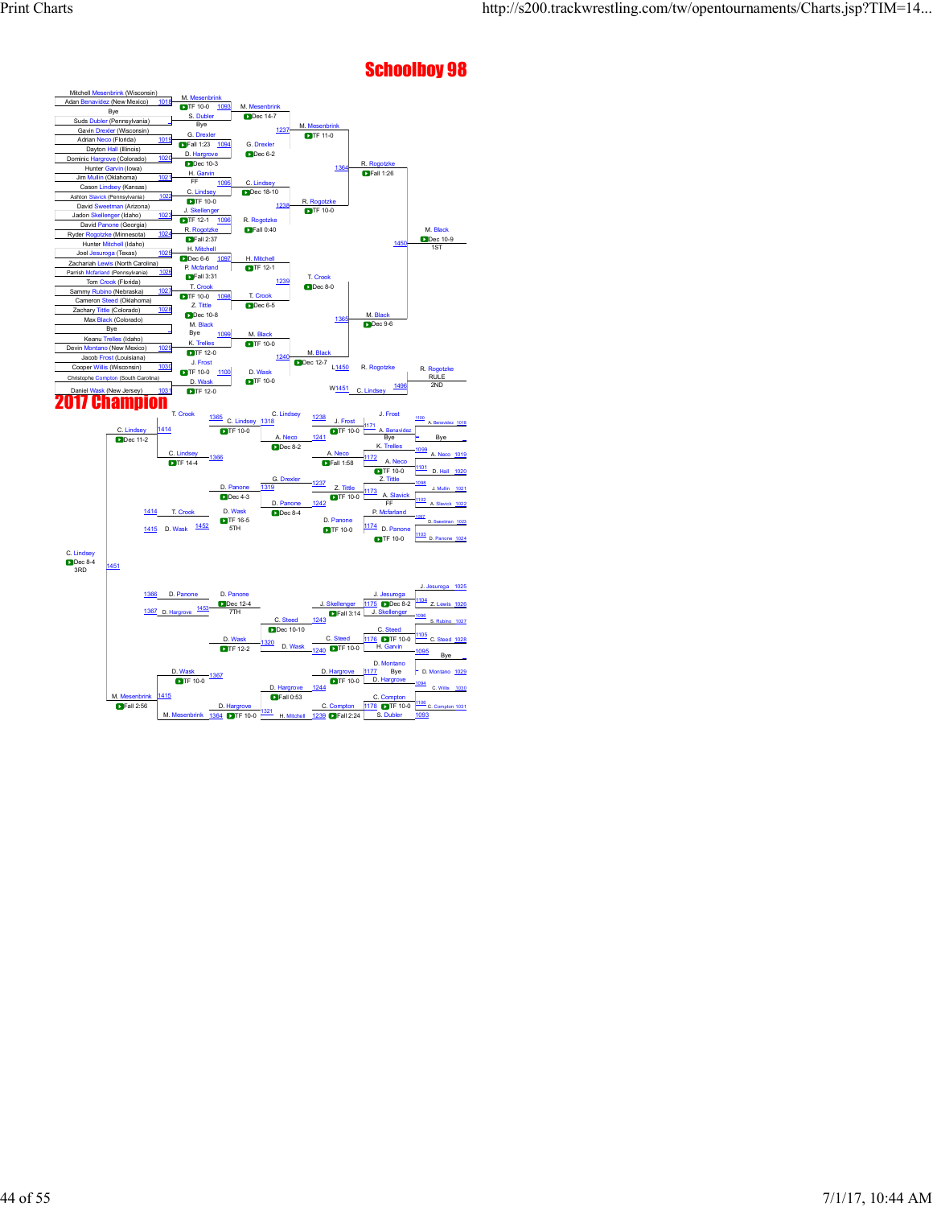# Schoolboy 98

Mitchell Mesenbrink (Wisconsin)
Adan Benavidez (New Mexico) 1018
Bye
Suds Dubler (Pennsylvania)
Gavin Drexler (Wisconsin)
Adrian Neco (Florida) 1019
Dayton Hall (Illinois)
Dominic Hargrove (Colorado) 1020
Hunter Garvin (Iowa)
Jim Mullin (Oklahoma) 1021
Cason Lindsey (Kansas)
Ashton Slavick (Pennsylvania) 1022
David Sweetman (Arizona)
Jadon Skellenger (Idaho) 1023
David Panone (Georgia)
Ryder Rogotzke (Minnesota) 1024
Hunter Mitchell (Idaho)
Joel Jesuroga (Texas) 1025
Zachariah Lewis (North Carolina)
Parrish Mcfarland (Pennsylvania) 1026
Tom Crook (Florida)
Sammy Rubino (Nebraska) 1027
Cameron Steed (Oklahoma)
Zachary Tittle (Colorado) 1028
Max Black (Colorado)
Bye
Keanu Trelles (Idaho)
Devin Montano (New Mexico) 1029
Jacob Frost (Louisiana)
Cooper Willis (Wisconsin) 1030
Christophe Compton (South Carolina)
Daniel Wask (New Jersey) 1031

M. Mesenbrink TF 10-0 1083
S. Dubler Bye
G. Drexler Fall 1:23 1094
D. Hargrove Dec 10-3
H. Garvin FF 1095
C. Lindsey TF 10-0
J. Skellenger TF 12-1 1096
R. Rogotzke Fall 2:37
H. Mitchell Dec 6-6 1097
P. Mcfarland Fall 3:31
T. Crook TF 10-0 1098
Z. Tittle Dec 10-8
M. Black Bye 1099
K. Trelles TF 12-0
J. Frost TF 10-0 1100
D. Wask TF 12-0

M. Mesenbrink Dec 14-7 1237
G. Drexler Dec 6-2
C. Lindsey Dec 18-10 1238
R. Rogotzke Fall 0:40
H. Mitchell TF 12-1 1239
T. Crook Dec 6-5
M. Black TF 10-0 1240
D. Wask TF 10-0

M. Mesenbrink TF 11-0 1364
R. Rogotzke TF 10-0
T. Crook Dec 8-0 1365
M. Black Dec 12-7

R. Rogotzke Fall 1:26 1450
M. Black Dec 9-6

M. Black Dec 10-9 1ST

L1450 R. Rogotzke
W1451 C. Lindsey 1496
R. Rogotzke RULE 2ND

# 2017 Champion

C. Lindsey Dec 11-2 1414
C. Lindsey TF 14-4 1366
T. Crook 1365
C. Lindsey 1318 TF 10-0
C. Lindsey 1238
A. Neco Dec 8-2 1241
J. Frost TF 10-0 1171
A. Neco Fall 1:58 1172
J. Frost
A. Benavidez Bye
K. Trelles
A. Neco TF 10-0
Z. Tittle
1100 A. Benavidez 1018
Bye
1099 A. Neco 1019
1101 D. Hall 1020
D. Panone Dec 4-3 1319
G. Drexler 1237
D. Panone Dec 8-4 1242
Z. Tittle TF 10-0 1173
D. Panone TF 10-0 1174
A. Slavick FF
P. Mcfarland
D. Panone TF 10-0
1098 J. Mullin 1021
1102 A. Slavick 1022
1097 D. Sweetman 1023
1103 D. Panone 1024
1414 T. Crook
1415 D. Wask 1452
D. Wask TF 16-5 5TH

C. Lindsey Dec 8-4 3RD 1451

1366 D. Panone
1367 D. Hargrove 1453
D. Panone Dec 12-4 7TH
C. Steed Dec 10-10 1243
D. Wask TF 12-2 1320
D. Wask 1240
J. Skellenger Fall 3:14 1175
J. Jesuroga Dec 8-2
J. Skellenger
C. Steed TF 10-0 1176
C. Steed TF 10-0
H. Garvin
J. Jesuroga 1025
1104 Z. Lewis 1026
1096 S. Rubino 1027
1105 C. Steed 1028
1095 Bye
D. Wask TF 10-0 1367
D. Hargrove Fall 0:53 1244
D. Hargrove TF 10-0 1177
D. Montano Bye
D. Hargrove
D. Montano 1029
1094 C. Willis 1030
M. Mesenbrink Fall 2:56 1415
D. Hargrove TF 10-0 1321
M. Mesenbrink 1364
H. Mitchell 1239
C. Compton Fall 2:24 1178
C. Compton TF 10-0
S. Dubler 1093
1106 C. Compton 1031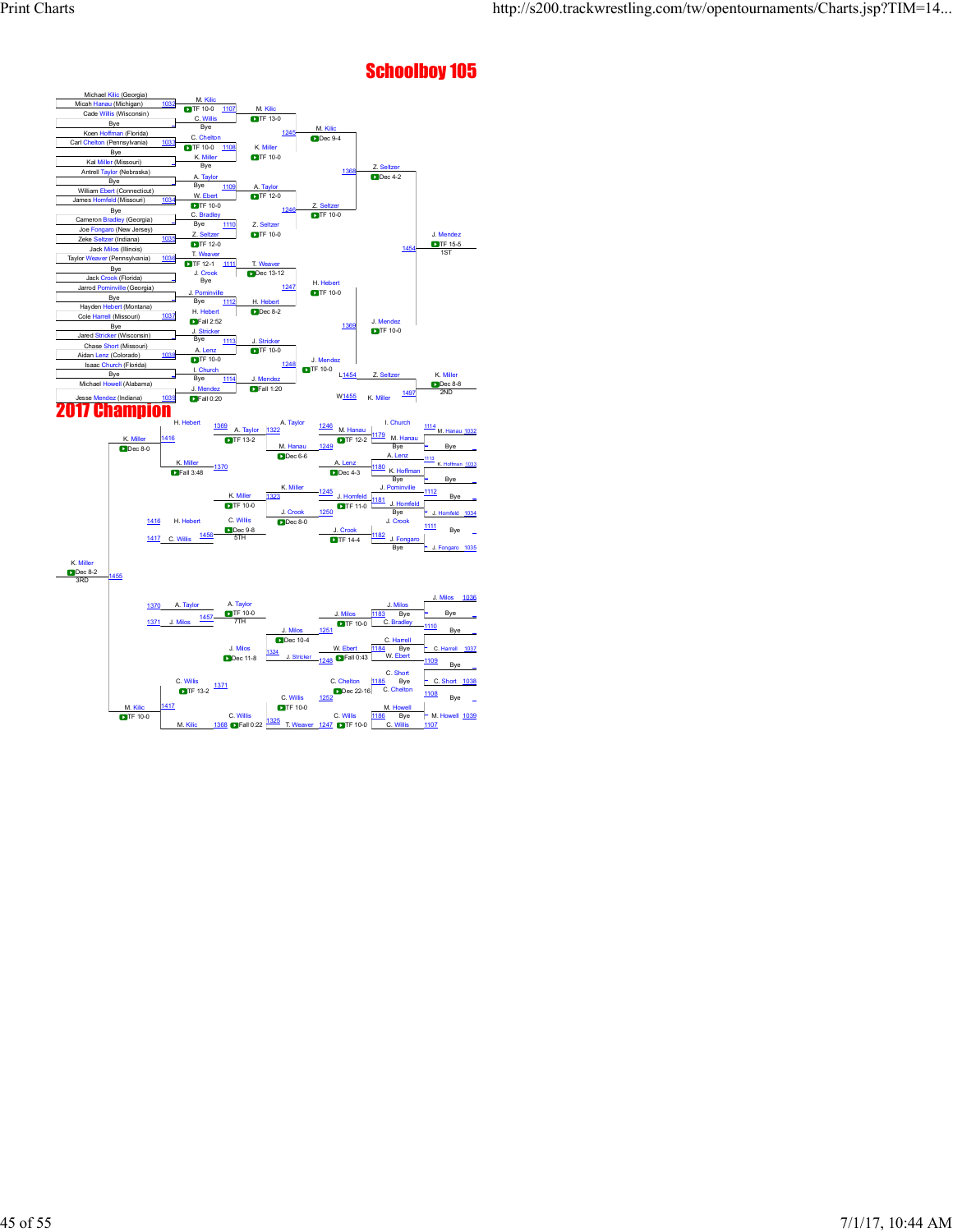# Schoolboy 105

Michael Kilic (Georgia)
Micah Hanau (Michigan) 1032
Cade Willis (Wisconsin)
Bye
Koen Hoffman (Florida)
Carl Chelton (Pennsylvania) 1033
Bye
Kai Miller (Missouri)
Antrell Taylor (Nebraska)
Bye
William Ebert (Connecticut)
James Hornfeld (Missouri) 1034
Bye
Cameron Bradley (Georgia)
Joe Fongaro (New Jersey)
Zeke Seltzer (Indiana) 1035
Jack Milos (Illinois)
Taylor Weaver (Pennsylvania) 1036
Bye
Jack Crook (Florida)
Jarrod Pominville (Georgia)
Bye
Hayden Hebert (Montana)
Cole Harrell (Missouri) 1037
Bye
Jared Stricker (Wisconsin)
Chase Short (Missouri)
Aidan Lenz (Colorado) 1038
Isaac Church (Florida)
Bye
Michael Howell (Alabama)
Jesse Mendez (Indiana) 1039

M. Kilic TF 10-0 1107
C. Willis Bye
C. Chelton TF 10-0 1108
K. Miller Bye
A. Taylor Bye 1109
W. Ebert TF 10-0
C. Bradley Bye 1110
Z. Seltzer TF 12-0
T. Weaver TF 12-1 1111
J. Crook Bye
J. Pominville Bye 1112
H. Hebert Fall 2:52
J. Stricker Bye 1113
A. Lenz TF 10-0
I. Church Bye 1114
J. Mendez Fall 0:20

M. Kilic TF 13-0 1245
K. Miller TF 10-0
A. Taylor TF 12-0 1246
Z. Seltzer TF 10-0
T. Weaver Dec 13-12 1247
H. Hebert Dec 8-2
J. Stricker TF 10-0 1248
J. Mendez Fall 1:20

M. Kilic Dec 9-4 1368
Z. Seltzer TF 10-0
H. Hebert TF 10-0 1369
J. Mendez TF 10-0

Z. Seltzer Dec 4-2 1454
J. Mendez TF 10-0

J. Mendez TF 15-5 1ST

L 1454 Z. Seltzer
W 1455 K. Miller 1497
K. Miller Dec 8-8 2ND

## 2017 Champion

H. Hebert 1369 A. Taylor 1322
A. Taylor TF 13-2
M. Hanau Dec 6-6
K. Miller 1416 Dec 8-0
K. Miller 1370 Fall 3:48
K. Miller TF 10-0 1323
K. Miller Dec 8-0
J. Crook
1416 H. Hebert
C. Willis Dec 9-8 5TH
1417 C. Willis 1456

1246 M. Hanau 1179 TF 12-2
1249 A. Lenz Dec 4-3 1180
1245 J. Hornfeld TF 11-0 1181
1250 J. Crook TF 14-4 1182

I. Church, M. Hanau, Bye 1114 M. Hanau 1032, Bye
A. Lenz, K. Hoffman, Bye 1113 K. Hoffman 1033, Bye
J. Pominville, J. Hornfeld, Bye 1112 Bye, J. Hornfeld 1034
J. Crook, J. Fongaro, Bye 1111 Bye, J. Fongaro 1035

K. Miller Dec 8-2 3RD 1455

1370 A. Taylor 1457 A. Taylor TF 10-0 7TH
1371 J. Milos
J. Milos Dec 10-4
J. Milos Dec 11-8 1324 J. Stricker 1248
C. Willis TF 13-2 1371
M. Kilic 1417 TF 10-0
M. Kilic 1368 C. Willis Fall 0:22 1325 T. Weaver 1247
C. Willis TF 10-0 1252

J. Milos 1183 TF 10-0 1251
W. Ebert 1184 Fall 0:43
C. Chelton 1185 Dec 22-16
C. Willis 1186 TF 10-0

J. Milos, Bye, C. Bradley 1110; J. Milos 1036, Bye, Bye
C. Harrell, Bye, W. Ebert 1109; C. Harrell 1037, Bye
C. Short, Bye, C. Chelton 1108; C. Short 1038, Bye
M. Howell, Bye, C. Willis 1107; M. Howell 1039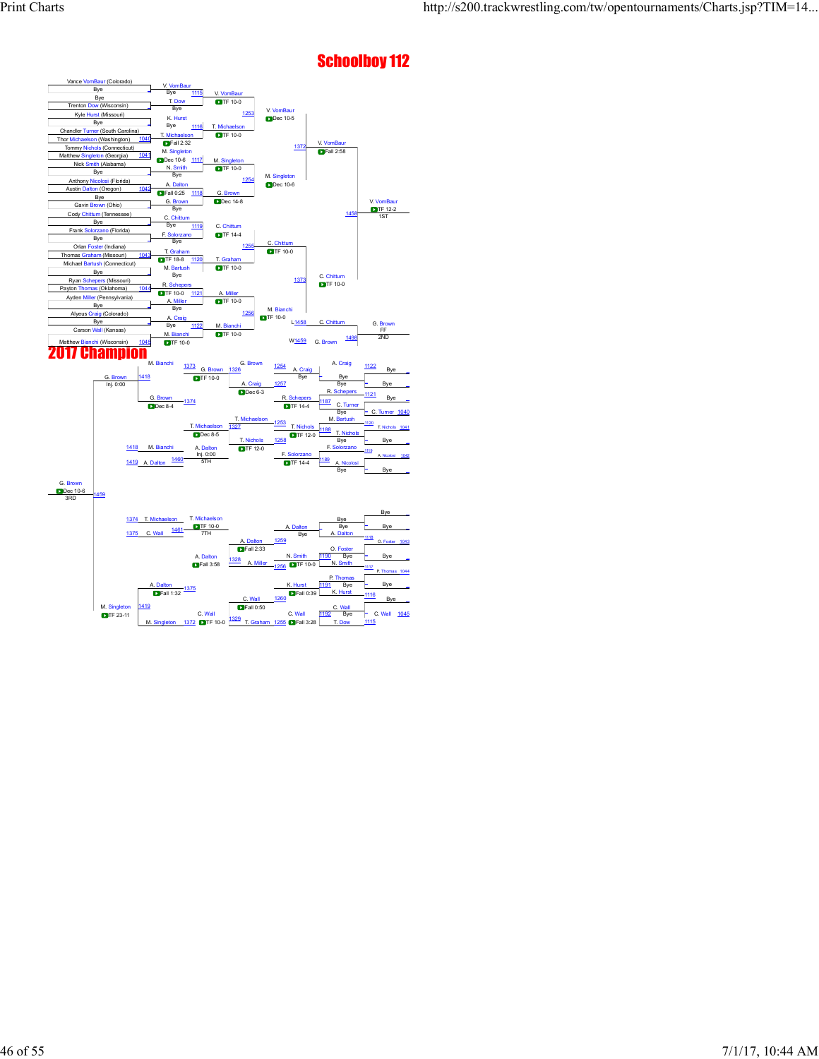# Schoolboy 112

**Championship Bracket**

- Vance VomBaur (Colorado) — Bye → V. VomBaur (Bye) [1115]
- Bye — Trenton Dow (Wisconsin) → T. Dow (Bye)
- 1115: V. VomBaur, TF 10-0
- Kyle Hurst (Missouri) — Bye → K. Hurst (Bye) [1116]
- Chandler Turner (South Carolina) — Thor Michaelson (Washington) [1040] → T. Michaelson, Fall 2:32
- 1116: T. Michaelson, TF 10-0
- 1253: V. VomBaur, Dec 10-5
- Tommy Nichols (Connecticut) — Matthew Singleton (Georgia) [1041] → M. Singleton, Dec 10-6 [1117]
- Nick Smith (Alabama) — Bye → N. Smith (Bye)
- 1117: M. Singleton, TF 10-0
- Anthony Nicolosi (Florida) — Austin Dalton (Oregon) [1042] → A. Dalton, Fall 0:25 [1118]
- Bye — Gavin Brown (Ohio) → G. Brown (Bye)
- 1118: G. Brown, Dec 14-8
- 1254: M. Singleton, Dec 10-6
- 1372: V. VomBaur, Fall 2:58
- Cody Chittum (Tennessee) — Bye → C. Chittum (Bye) [1119]
- Frank Solorzano (Florida) — Bye → F. Solorzano (Bye)
- 1119: C. Chittum, TF 14-4
- Orian Foster (Indiana) — Thomas Graham (Missouri) [1043] → T. Graham, TF 18-8 [1120]
- Michael Bartush (Connecticut) — Bye → M. Bartush (Bye)
- 1120: T. Graham, TF 10-0
- 1255: C. Chittum, TF 10-0
- Ryan Schepers (Missouri) — Payton Thomas (Oklahoma) [1044] → R. Schepers, TF 10-0 [1121]
- Ayden Miller (Pennsylvania) — Bye → A. Miller (Bye)
- 1121: A. Miller, TF 10-0
- Alyeus Craig (Colorado) — Bye → A. Craig (Bye) [1122]
- Carson Wall (Kansas) — Matthew Bianchi (Wisconsin) [1045] → M. Bianchi, TF 10-0
- 1122: M. Bianchi, TF 10-0
- 1256: M. Bianchi, TF 10-0
- 1373: C. Chittum, TF 10-0
- 1458: V. VomBaur, TF 12-2 — **1ST**
- 1498: G. Brown, FF — **2ND** (L1458 C. Chittum; W1459 G. Brown)

## 2017 Champion

**Consolation Bracket**

- 1122: A. Craig — Bye → Bye
- 1254: A. Craig, Bye
- 1121: R. Schepers — Bye
- 1257: A. Craig, Dec 6-3
- 1040: C. Turner — Bye → C. Turner
- 1187: R. Schepers, TF 14-4
- 1326: G. Brown; 1373: M. Bianchi → G. Brown, TF 10-0
- 1120: M. Bartush; 1041: T. Nichols — Bye
- 1188: T. Nichols, TF 12-0
- 1253: T. Michaelson
- 1258: T. Nichols, TF 12-0
- 1327: T. Michaelson, Dec 8-5
- 1119: F. Solorzano; 1042: A. Nicolosi — Bye
- 1189: F. Solorzano, TF 14-4
- 1418: G. Brown, Inj. 0:00
- 1374: G. Brown, Dec 8-4
- 1418: M. Bianchi; 1419: A. Dalton → 1460: A. Dalton, Inj. 0:00 — **5TH**
- 1459: G. Brown, Dec 10-6 — **3RD**
- 1374: T. Michaelson; 1375: C. Wall → 1461: T. Michaelson, TF 10-0 — **7TH**
- 1118: A. Dalton — Bye
- 1259: A. Dalton, Fall 2:33
- 1043: O. Foster — Bye
- 1190: N. Smith
- 1117: N. Smith; 1044: P. Thomas — Bye
- 1256: A. Miller
- 1328: A. Dalton, Fall 3:58
- 1260: N. Smith, TF 10-0
- 1116: K. Hurst — Bye
- 1191: K. Hurst, Fall 0:39
- 1375: A. Dalton, Fall 1:32
- 1045: C. Wall — Bye
- 1115: T. Dow
- 1192: C. Wall, Fall 3:28
- 1260: C. Wall, Fall 0:50
- 1255: T. Graham
- 1329: C. Wall, TF 10-0
- 1372: M. Singleton
- 1419: M. Singleton, TF 23-11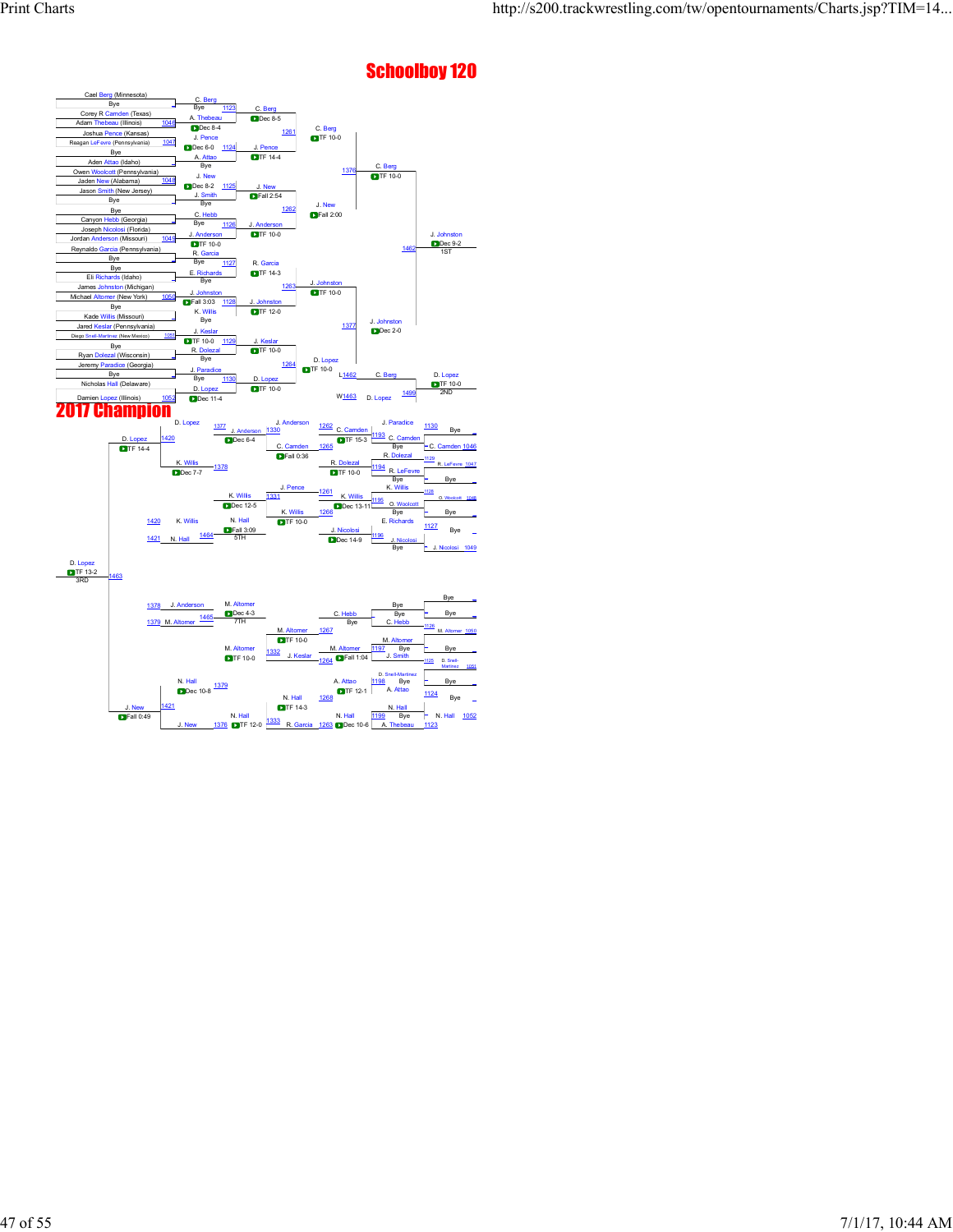# Schoolboy 120

## Championship Bracket

**First round entrants:**

- Cael Berg (Minnesota) vs Bye
- Corey R Camden (Texas) vs Adam Thebeau (Illinois) — 1046
- Joshua Pence (Kansas) vs Reagan LeFevre (Pennsylvania) — 1047
- Bye vs Aden Attao (Idaho)
- Owen Woolcott (Pennsylvania) vs Jaden New (Alabama) — 1048
- Jason Smith (New Jersey) vs Bye
- Bye vs Canyon Hebb (Georgia)
- Joseph Nicolosi (Florida) vs Jordan Anderson (Missouri) — 1049
- Reynaldo Garcia (Pennsylvania) vs Bye
- Bye vs Eli Richards (Idaho)
- James Johnston (Michigan) vs Michael Altomer (New York) — 1050
- Bye vs Kade Willis (Missouri)
- Jared Keslar (Pennsylvania) vs Diego Snell-Martinez (New Mexico) — 1051
- Bye vs Ryan Dolezal (Wisconsin)
- Jeremy Paradice (Georgia) vs Bye
- Nicholas Hall (Delaware) vs Damien Lopez (Illinois) — 1052

**Second round:**

- C. Berg vs A. Thebeau (Dec 8-4) — 1123 → C. Berg (Dec 8-5)
- J. Pence (Dec 6-0) vs A. Attao — 1124 → J. Pence (TF 14-4)
- J. New (Dec 8-2) vs J. Smith — 1125 → J. New (Fall 2:54)
- C. Hebb vs J. Anderson (TF 10-0) — 1126 → J. Anderson (TF 10-0)
- R. Garcia vs E. Richards — 1127 → R. Garcia (TF 14-3)
- J. Johnston (Fall 3:03) vs K. Willis — 1128 → J. Johnston (TF 12-0)
- J. Keslar (TF 10-0) vs R. Dolezal — 1129 → J. Keslar (TF 10-0)
- J. Paradice vs D. Lopez (Dec 11-4) — 1130 → D. Lopez (TF 10-0)

**Quarterfinals:**

- 1261: C. Berg (TF 10-0)
- 1262: J. New (Fall 2:00)
- 1263: J. Johnston (TF 10-0)
- 1264: D. Lopez (TF 10-0)

**Semifinals:**

- 1376: C. Berg (TF 10-0)
- 1377: J. Johnston (Dec 2-0)

**Final:**

- 1462: J. Johnston (Dec 9-2) — 1ST
- L1462: C. Berg; W1463: D. Lopez — 1499: D. Lopez (TF 10-0) — 2ND

## 2017 Champion

## Consolation Bracket

**First consolation round:**

- 1130: J. Paradice vs Bye
- 1193: C. Camden vs Bye (C. Camden 1046)
- 1129: R. Dolezal vs Bye (R. LeFevre 1047)
- 1194: R. LeFevre vs Bye
- 1128: K. Willis vs Bye (O. Woolcott 1048)
- 1195: O. Woolcott vs Bye
- 1127: E. Richards vs Bye (J. Nicolosi 1049)
- 1196: J. Nicolosi vs Bye
- 1126: C. Hebb vs Bye (M. Altomer 1050)
- 1197: M. Altomer vs Bye; J. Smith
- 1125: Bye (D. Snell-Martinez 1051)
- 1198: D. Snell-Martinez vs Bye; A. Attao
- 1124: Bye
- 1199: N. Hall vs Bye (N. Hall 1052); A. Thebeau 1123

**Second consolation round:**

- 1262: J. Paradice vs C. Camden (TF 15-3)
- 1265: C. Camden vs R. Dolezal (TF 10-0)
- 1261: J. Pence vs K. Willis (Dec 13-11)
- 1266: K. Willis vs J. Nicolosi (Dec 14-9)
- 1267: C. Hebb vs M. Altomer (Fall 1:04)
- 1264: J. Keslar vs A. Attao (TF 12-1)
- 1268: N. Hall vs N. Hall (Dec 10-6)
- 1263: R. Garcia

**Third consolation round:**

- 1330: J. Anderson vs C. Camden (Fall 0:36)
- 1331: J. Pence vs K. Willis (TF 10-0)
- 1332: M. Altomer (TF 10-0) vs J. Keslar
- 1333: N. Hall (TF 14-3) vs R. Garcia

**Fourth consolation round:**

- 1377: D. Lopez vs J. Anderson (Dec 6-4)
- 1378: K. Willis (Dec 12-5)
- 1379: M. Altomer (TF 10-0); N. Hall (Dec 10-8)
- 1376: J. New (TF 12-0)

**Consolation semifinals:**

- 1420: D. Lopez (TF 14-4) vs K. Willis (Dec 7-7)
- 1421: J. New (Fall 0:49) vs N. Hall

**Placement matches:**

- 1463: D. Lopez (TF 13-2) — 3RD
- 1464: K. Willis vs N. Hall — N. Hall (Fall 3:09) — 5TH
- 1465: J. Anderson vs M. Altomer — M. Altomer (Dec 4-3) — 7TH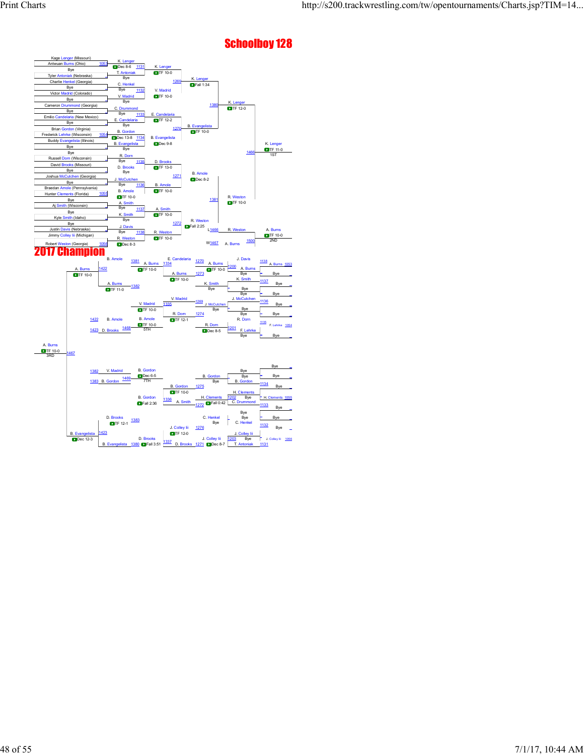# Schoolboy 128

Kage Lenger (Missouri)
Antwuan Burns (Ohio) 1053
Bye
Tyler Antoniak (Nebraska)
Charlie Henkel (Georgia)
Bye
Victor Madrid (Colorado)
Bye
Cameron Drummond (Georgia)
Bye
Emilio Candelaria (New Mexico)
Bye
Brian Gordon (Virginia)
Frederick Lehrke (Wisconsin) 1054
Buddy Evangelista (Illinois)
Bye
Bye
Russell Dorn (Wisconsin)
David Brooks (Missouri)
Bye
Joshua McCutchen (Georgia)
Bye
Braedan Amole (Pennsylvania)
Hunter Clements (Florida) 1055
Bye
Aj Smith (Wisconsin)
Bye
Kyle Smith (Idaho)
Bye
Justin Davis (Nebraska)
Jimmy Colley Iii (Michigan)
Robert Weston (Georgia) 1056

K. Lenger — Dec 8-6 — 1131
T. Antoniak
Bye
C. Henkel
Bye — 1132
V. Madrid
Bye
C. Drummond
Bye — 1133
E. Candelaria
Bye
B. Gordon — Dec 13-8 — 1134
B. Evangelista
Bye
R. Dorn
Bye — 1135
D. Brooks
Bye
J. McCutchen
Bye — 1136
B. Amole — TF 10-0
A. Smith
Bye — 1137
K. Smith
Bye
J. Davis
Bye — 1138
R. Weston — Dec 8-3

K. Lenger — TF 10-0 — 1269
V. Madrid — TF 10-0
E. Candelaria — TF 12-2 — 1270
B. Evangelista — Dec 9-8
D. Brooks — TF 13-0 — 1271
B. Amole — TF 10-0
A. Smith — TF 10-0 — 1272
R. Weston — TF 10-0

K. Lenger — Fall 1:34 — 1380
B. Evangelista — TF 10-0
B. Amole — Dec 8-2 — 1381
R. Weston — Fall 2:25

K. Lenger — TF 12-0 — 1466
R. Weston — TF 10-0

K. Lenger — TF 11-0 — 1ST

L 1466 R. Weston
W 1467 A. Burns — 1500
A. Burns — TF 10-0 — 2ND

# 2017 Champion

B. Amole — 1381 — A. Burns — 1334
E. Candelaria — 1270 — A. Burns — 1200 — A. Burns
J. Davis — 1138 — A. Burns 1053
A. Burns — 1422 — TF 10-0
A. Burns — TF 10-0 — 1273
Bye — Bye
K. Smith — 1137 — Bye
A. Burns — 1382 — TF 11-0
K. Smith — Bye
Bye — Bye — Bye
V. Madrid — 1335
J. McCutchen — 1269 — J. McCutchen — 1136 — Bye
V. Madrid — TF 10-0
Bye — Bye — Bye
R. Dorn — 1274 — R. Dorn
1422 B. Amole — B. Amole — TF 12-1
1423 D. Brooks — 1468 — B. Amole — TF 10-0 — 5TH
R. Dorn — 1201 — F. Lehrke — 1135 — F. Lehrke 1054
Dec 8-5 — Bye — Bye

A. Burns — TF 10-0 — 3RD — 1467

Bye — Bye
1382 V. Madrid — B. Gordon
1469 — Dec 6-5 — 7TH
1383 B. Gordon
B. Gordon — Bye — Bye — Bye
B. Gordon — 1134 — Bye
B. Gordon — TF 10-0 — 1275
H. Clements
B. Gordon — 1336 — A. Smith
Fall 2:36
H. Clements — 1202 — Bye — H. Clements 1055
1272 — Fall 0:42 — C. Drummond — 1133 — Bye
D. Brooks — 1383
TF 12-1
Bye — Bye
C. Henkel — Bye
C. Henkel — 1132 — Bye
J. Colley Iii — 1276
J. Colley Iii — TF 12-0
B. Evangelista — 1423 — Dec 12-3
D. Brooks — 1337
J. Colley Iii — 1203 — Bye — J. Colley Iii 1056
B. Evangelista — 1380 — Fall 3:51
D. Brooks — 1271 — Dec 8-7
T. Antoniak — 1131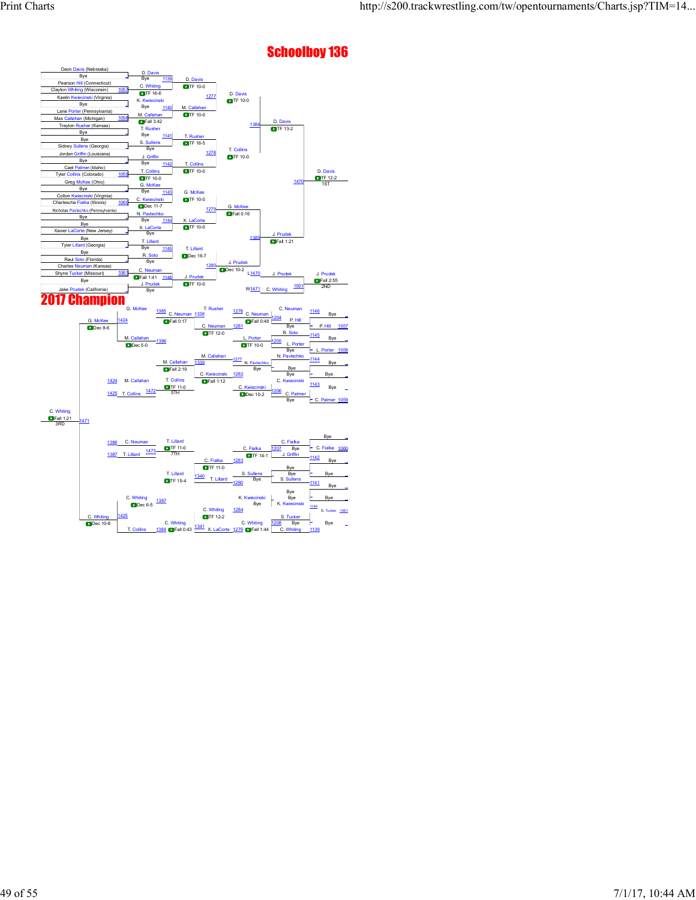# Schoolboy 136

## Championship Bracket

Deon Davis (Nebraska)
Bye
Pearson Hill (Connecticut)
Clayton Whiting (Wisconsin) 1057
Kaelin Kwiecinski (Virginia)
Bye
Lane Porter (Pennsylvania)
Max Callahan (Michigan) 1058
Treyton Rusher (Kansas)
Bye
Bye
Sidney Sullens (Georgia)
Jordan Griffin (Louisiana)
Bye
Cael Palmer (Idaho)
Tyler Collins (Colorado) 1059
Greg McKee (Ohio)
Bye
Colton Kwiecinski (Virginia)
Charlescha Fialka (Illinois) 1060
Nicholas Pavlechko (Pennsylvania)
Bye
Bye
Xavier LaCorte (New Jersey)
Bye
Tyler Lillard (Georgia)
Bye
Raul Soto (Florida)
Charles Neuman (Kansas)
Shyne Tucker (Missouri) 1061
Bye
Jake Prudek (California)

D. Davis — Bye 1139
C. Whiting — TF 16-6
K. Kwiecinski — Bye 1140
M. Callahan — Fall 3:42
T. Rusher — Bye 1141
S. Sullens — Bye
J. Griffin — Bye 1142
T. Collins — TF 10-0
G. McKee — Bye 1143
C. Kwiecinski — Dec 11-7
N. Pavlechko — Bye 1144
X. LaCorte — Bye
T. Lillard — Bye 1145
R. Soto — Bye
C. Neuman — Fall 1:41 1146
J. Prudek — Bye

D. Davis — TF 10-0 1277
M. Callahan — TF 10-0
T. Rusher — TF 16-5 1278
T. Collins — TF 10-0
G. McKee — TF 10-0 1279
X. LaCorte — TF 10-0
T. Lillard — Dec 16-7 1280
J. Prudek — TF 10-0

D. Davis — TF 10-0 1384
T. Collins — TF 10-0
G. McKee — Fall 0:16 1385
J. Prudek — Dec 10-2

D. Davis — TF 13-2 1470
J. Prudek — Fall 1:21

D. Davis — TF 12-2 — 1ST

L1470 J. Prudek
W1471 C. Whiting 1501
J. Prudek — Fall 2:55 — 2ND

# 2017 Champion

## Consolation Bracket

G. McKee 1385 C. Neuman 1338
T. Rusher 1278 C. Neuman 1204 1146 Bye
G. McKee 1424 — Dec 8-6
C. Neuman — Fall 0:17
C. Neuman 1281 — Fall 0:48
P. Hill — Bye — P. Hill 1057
M. Callahan 1386 — Dec 5-0
C. Neuman — TF 12-0
R. Soto 1145 Bye
L. Porter 1205 L. Porter — TF 10-0
Bye — L. Porter 1058
M. Callahan 1339 — Fall 2:19
M. Callahan 1277 N. Pavlechko — Bye
N. Pavlechko 1144 Bye
Bye — Bye
1424 M. Callahan
T. Collins — TF 11-0 — 5TH
C. Kwiecinski 1282 — Fall 1:12
C. Kwiecinski 1143 Bye
1425 T. Collins 1472
C. Kwiecinski 1206 — Dec 10-2
C. Palmer — Bye — C. Palmer 1059

C. Whiting — Fall 1:21 — 3RD 1471

1386 C. Neuman
T. Lillard 1473 — TF 11-0 — 7TH
1387 T. Lillard
Bye
C. Fialka 1207 C. Fialka — Bye — C. Fialka 1060
J. Griffin — TF 14-1 1142 Bye
C. Fialka 1283 — TF 11-0
T. Lillard 1340 — TF 15-4
T. Lillard 1280
S. Sullens — Bye
Bye — Bye — S. Sullens 1141 Bye
C. Whiting 1387 — Dec 6-5
K. Kwiecinski — Bye
Bye — Bye — K. Kwiecinski 1140 Bye
S. Tucker 1061
C. Whiting 1284 — TF 12-2
C. Whiting 1425 — Dec 10-8
C. Whiting — Fall 0:43 1341
S. Tucker
C. Whiting 1208 — Bye — Fall 1:44
C. Whiting 1139 Bye
T. Collins 1384
X. LaCorte 1279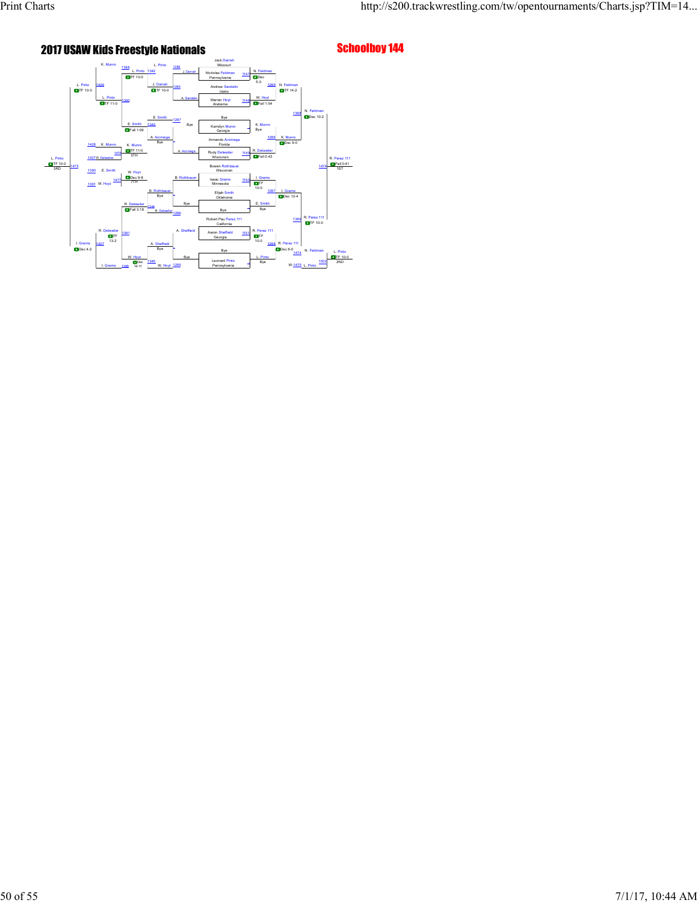# 2017 USAW Kids Freestyle Nationals

## Schoolboy 144

Jack Darrah
Missouri

Nicholas Feldman
Pennsylvania

Andrew Sandelin
Idaho

Warren Hoyt
Alabama

Bye

Kamdyn Munro
Georgia

Armando Arciniega
Florida

Rudy Detweiler
Wisconsin

Bowen Rothbauer
Wisconsin

Isaac Grams
Minnesota

Elijah Smith
Oklahoma

Bye

Robert Pau Perez 111
California

Aaron Sheffield
Georgia

Bye

Leonard Pinto
Pennsylvania

1147 N. Feldman Dec 5-3
1148 W. Hoyt Fall 1:54
K. Munro Bye
1149 R. Detweiler Fall 0:43
1150 I. Grams TF 10-0
E. Smith Bye
1151 R. Perez 111 TF 10-0
L. Pinto Bye

1285 N. Feldman TF 14-2
1286 K. Munro Dec 9-0
1287 I. Grams Dec 12-4
1288 R. Perez 111 Dec 6-0

1388 N. Feldman Dec 10-2
1389 R. Perez 111 TF 10-0

1474 R. Perez 111 Fall 0:41 1ST

1474 N. Feldman
W-1475 L. Pinto
1502 L. Pinto TF 10-0 2ND

1288 J. Darrah
1289 A. Sandelin
1287 E. Smith
A. Arciniega
B. Rothbauer
R. Detweiler
A. Sheffield
1285 W. Hoyt

L. Pinto
1342 J. Darrah TF 10-0
Bye
A. Arciniega Bye
B. Rothbauer Bye
1344 R. Detweiler
A. Sheffield Bye
1345 W. Hoyt

K. Munro
1388
L. Pinto TF 10-0
L. Pinto
1390
L. Pinto TF 11-0
1343 E. Smith Fall 1:09
K. Munro
1476 K. Munro TF 11-0 5TH
W. Hoyt
1477 W. Hoyt Dec 9-8 7TH
R. Detweiler Fall 3:18
R. Detweiler
1391 R. Detweiler TF 13-2
W. Hoyt Dec 14-11
1389 I. Grams

1426 L. Pinto TF 10-0
1426 K. Munro
1427 R. Detweiler
1390 E. Smith
1391 W. Hoyt
1427 I. Grams Dec 4-2

1475 L. Pinto TF 10-0 3RD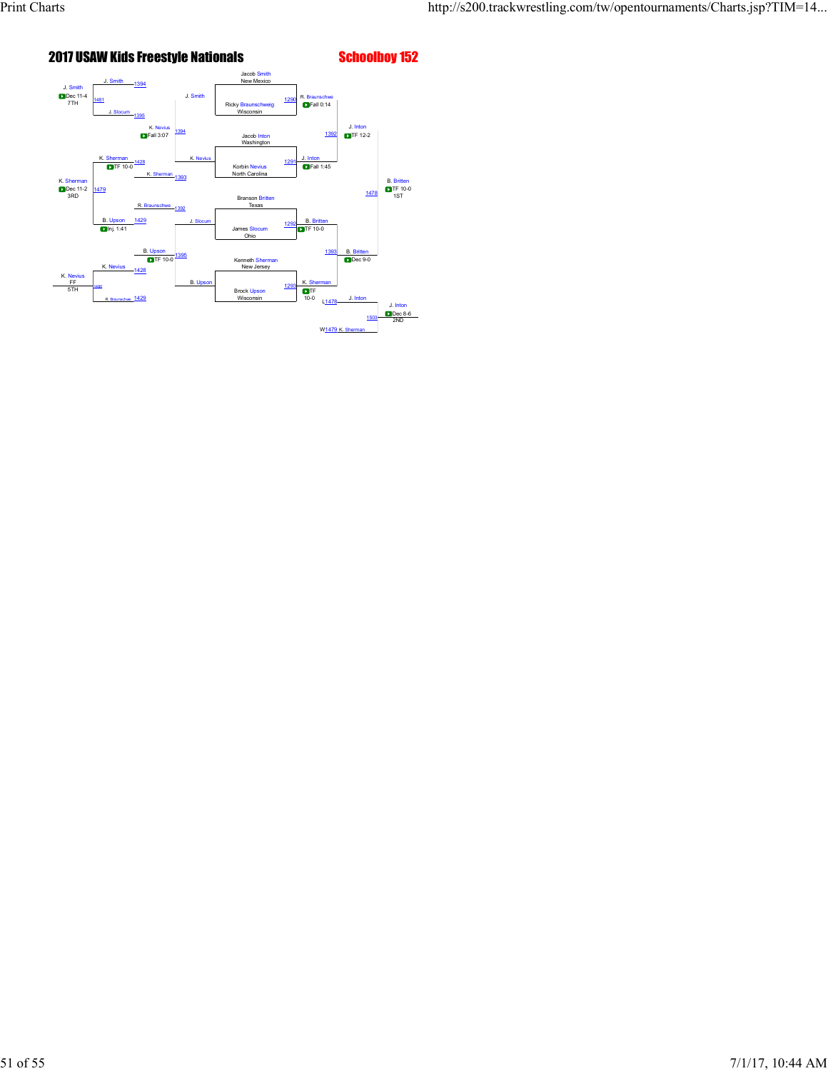## 2017 USAW Kids Freestyle Nationals

### Schoolboy 152

**Championship Bracket**

- Jacob Smith (New Mexico) vs. Ricky Braunschweig (Wisconsin) — 1290 — R. Braunschwe, Fall 0:14
- Jacob Inton (Washington) vs. Korbin Nevius (North Carolina) — 1291 — J. Inton, Fall 1:45
- Branson Britten (Texas) vs. James Slocum (Ohio) — 1292 — B. Britten, TF 10-0
- Kenneth Sherman (New Jersey) vs. Brock Upson (Wisconsin) — 1293 — K. Sherman, TF 10-0
- R. Braunschwe vs. J. Inton — 1392 — J. Inton, TF 12-2
- B. Britten vs. K. Sherman — 1393 — B. Britten, Dec 9-0
- J. Inton vs. B. Britten — 1478 — B. Britten, TF 10-0 — **1ST**

**Consolation Bracket**

- J. Smith vs. K. Nevius — 1394 — K. Nevius, Fall 3:07
- J. Slocum vs. B. Upson — 1395 — B. Upson, TF 10-0
- K. Sherman vs. K. Nevius — 1393 — K. Sherman
- R. Braunschwe vs. B. Upson — 1392 — B. Upson
- J. Smith vs. J. Slocum — 1481 — J. Smith, Dec 11-4 — **7TH**
- K. Sherman vs. B. Upson — 1428 / 1429
- K. Sherman, TF 10-0 — 1428
- B. Upson, Inj. 1:41 — 1429
- K. Sherman vs. B. Upson — 1479 — K. Sherman, Dec 11-2 — **3RD**
- K. Nevius vs. R. Braunschwe — 1480 — K. Nevius, FF — **5TH**
- L1478 J. Inton vs. W1479 K. Sherman — 1503 — J. Inton, Dec 8-6 — **2ND**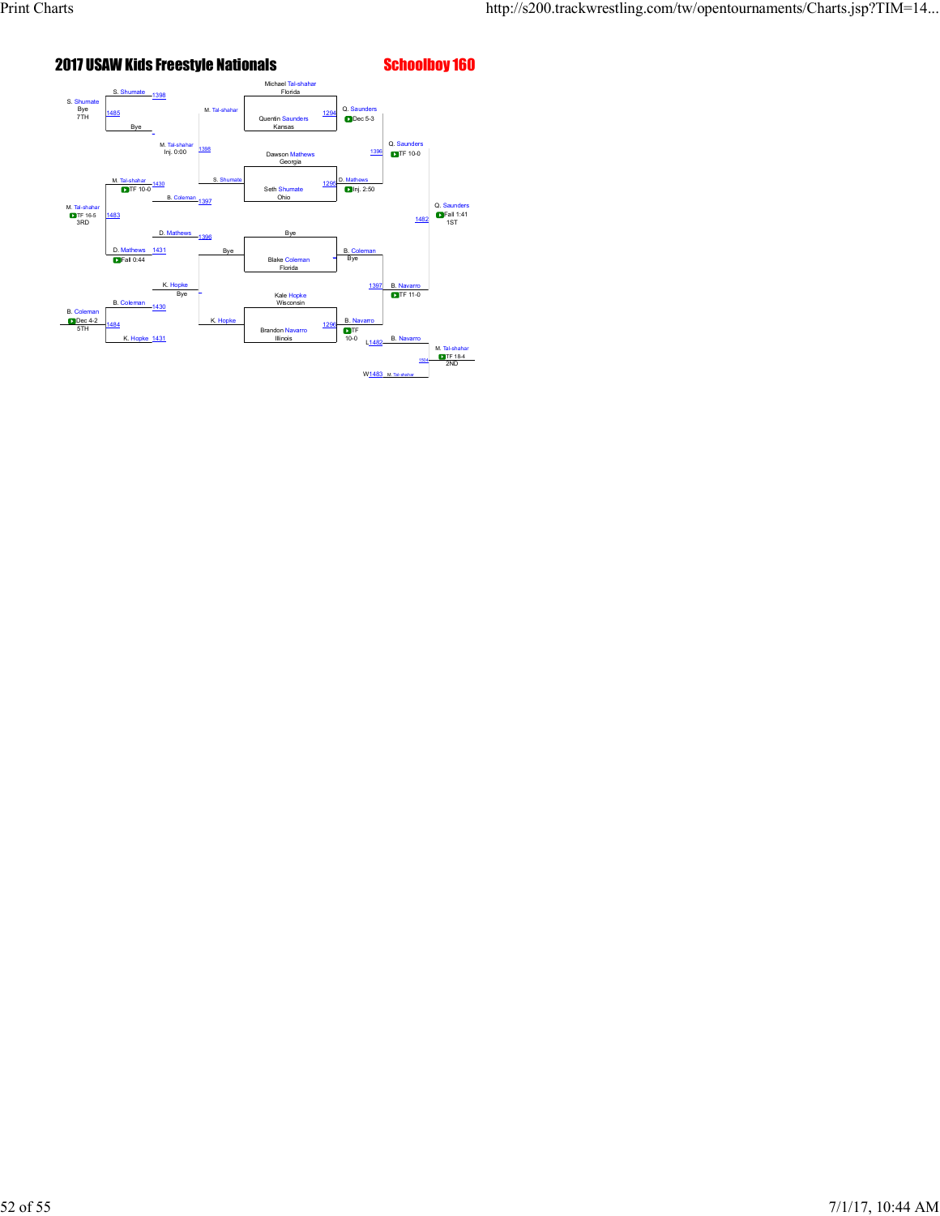# 2017 USAW Kids Freestyle Nationals

## Schoolboy 160

Michael Tal-shahar
Florida

Quentin Saunders
Kansas

Dawson Mathews
Georgia

Seth Shumate
Ohio

Bye

Blake Coleman
Florida

Kale Hopke
Wisconsin

Brandon Navarro
Illinois

M. Tal-shahar
1294
Q. Saunders
Dec 5-3

S. Shumate
1295
D. Mathews
Inj. 2:50

B. Coleman
Bye

K. Hopke
1296
B. Navarro
TF 10-0

1396
Q. Saunders
TF 10-0

1397
B. Navarro
TF 11-0

1482
Q. Saunders
Fall 1:41
1ST

L1482
B. Navarro

1504
M. Tal-shahar
TF 18-4
2ND

W1483
M. Tal-shahar

S. Shumate
1398
Bye

M. Tal-shahar
Inj. 0:00
1398

M. Tal-shahar
1430
TF 10-0

B. Coleman
1397

D. Mathews
1396

D. Mathews
1431
Fall 0:44

K. Hopke
Bye

B. Coleman
1430

K. Hopke
1431

S. Shumate
Bye
1485
7TH

M. Tal-shahar
TF 16-5
1483
3RD

B. Coleman
Dec 4-2
1484
5TH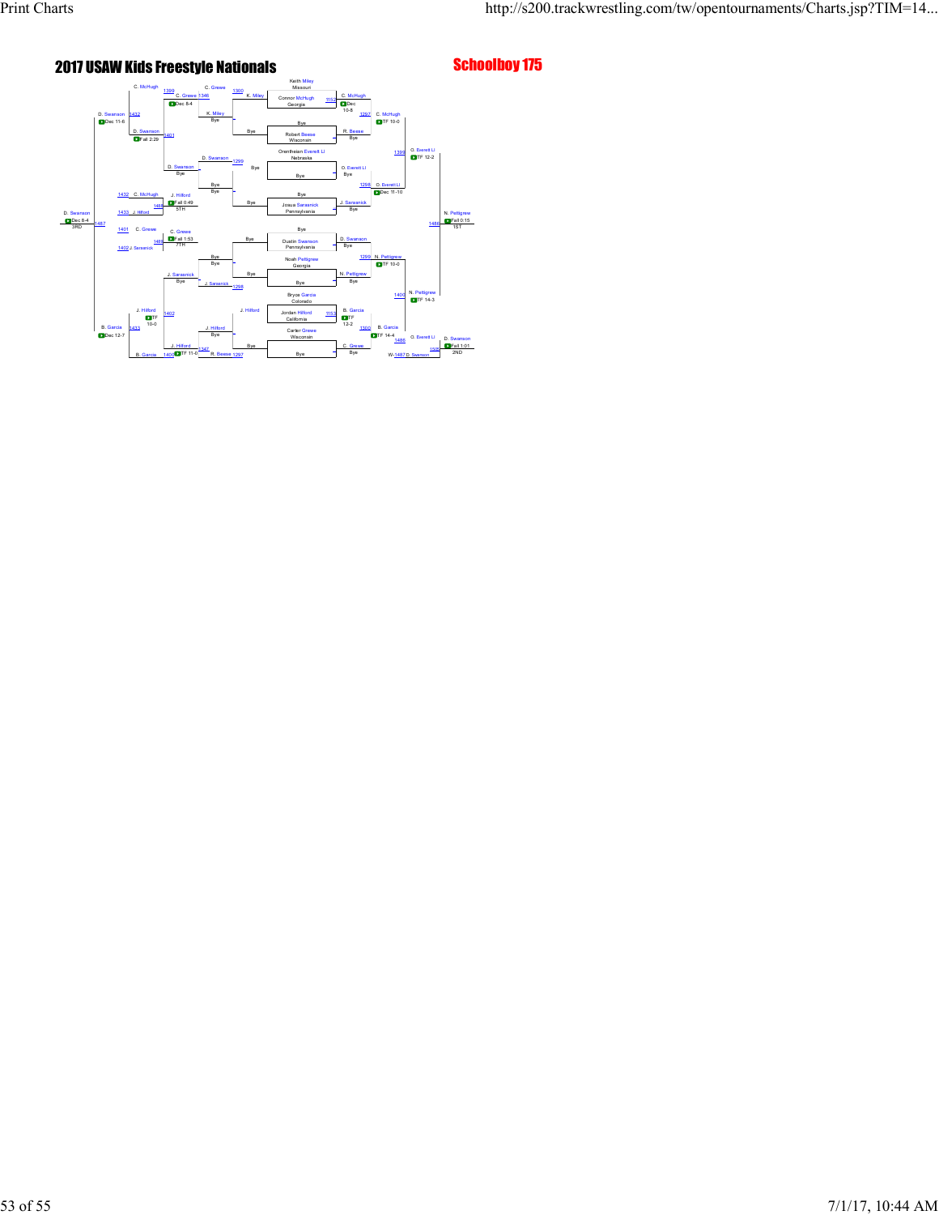# 2017 USAW Kids Freestyle Nationals

## Schoolboy 175

### Championship Bracket

| Wrestler | State |
|---|---|
| Keith Miley | Missouri |
| Connor McHugh | Georgia |
| Bye | |
| Robert Beese | Wisconsin |
| Orenthsian Everett Ll | Nebraska |
| Bye | |
| Bye | |
| Josua Saranick | Pennsylvania |
| Bye | |
| Dustin Swanson | Pennsylvania |
| Noah Pettigrew | Georgia |
| Bye | |
| Bryce Garcia | Colorado |
| Jordan Hilford | California |
| Carter Grewe | Wisconsin |
| Bye | |

**Round 1**
- 1152: C. McHugh — Dec 10-8
- R. Beese — Bye
- O. Everett Ll — Bye
- J. Saranick — Bye
- D. Swanson — Bye
- N. Pettigrew — Bye
- 1153: B. Garcia — TF 12-2
- C. Grewe — Bye

**Quarterfinals**
- 1297: C. McHugh — TF 10-0
- 1298: O. Everett Ll — Dec 11-10
- 1299: N. Pettigrew — TF 10-0
- 1300: B. Garcia — TF 14-4

**Semifinals**
- 1399: O. Everett Ll — TF 12-2
- 1400: N. Pettigrew — TF 14-3

**Final**
- 1488: N. Pettigrew — Fall 0:15 — 1ST

**2nd Place Match**
- 1486: O. Everett Ll
- W-1487 D. Swanson
- 1502: D. Swanson — Fall 1:01 — 2ND

### Consolation Bracket

- 1300: K. Miley — Bye
- Bye
- 1299: D. Swanson — Bye
- Bye
- J. Hilford
- 1297: R. Beese
- 1298: J. Saranick

- 1346: C. Grewe — Dec 8-4 (vs C. Grewe / K. Miley)
- K. Miley — Bye
- D. Swanson — Bye
- Bye — Bye
- J. Saranick — Bye
- J. Saranick
- J. Hilford — Bye
- 1347: J. Hilford — TF 11-0

- 1399: C. McHugh
- 1401: D. Swanson — Fall 2:29
- 1402: J. Hilford — TF 10-0
- 1400: B. Garcia

- 1432: D. Swanson — Dec 11-6
- 1433: B. Garcia — Dec 12-7

- 1487: D. Swanson — Dec 8-4 — 3RD

### Placement Matches

- 1432 C. McHugh vs 1433 J. Hilford — 1485: J. Hilford — Fall 0:49 — 5TH
- 1401 C. Grewe vs 1402 J. Saranick — 1484: C. Grewe — Fall 1:53 — 7TH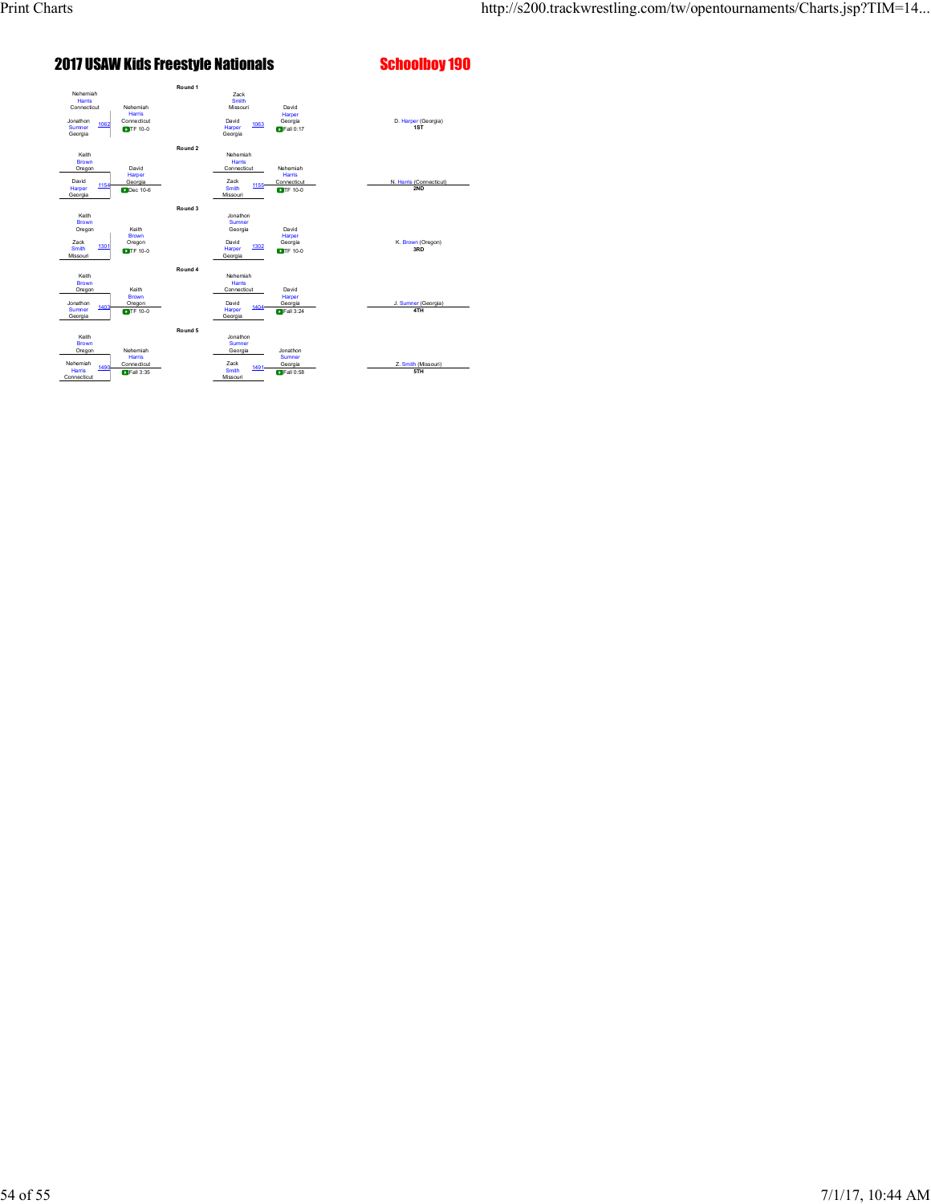# 2017 USAW Kids Freestyle Nationals

## Schoolboy 190

### Round 1

Nehemiah Harris, Connecticut vs. Jonathon Sumner, Georgia (1062) — Winner: Nehemiah Harris, Connecticut — TF 10-0

Zack Smith, Missouri vs. David Harper, Georgia (1063) — Winner: David Harper, Georgia — Fall 0:17

### Round 2

Keith Brown, Oregon vs. David Harper, Georgia (1154) — Winner: David Harper, Georgia — Dec 10-6

Nehemiah Harris, Connecticut vs. Zack Smith, Missouri (1155) — Winner: Nehemiah Harris, Connecticut — TF 10-0

### Round 3

Keith Brown, Oregon vs. Zack Smith, Missouri (1301) — Winner: Keith Brown, Oregon — TF 10-0

Jonathon Sumner, Georgia vs. David Harper, Georgia (1302) — Winner: David Harper, Georgia — TF 10-0

### Round 4

Keith Brown, Oregon vs. Jonathon Sumner, Georgia (1403) — Winner: Keith Brown, Oregon — TF 10-0

Nehemiah Harris, Connecticut vs. David Harper, Georgia (1404) — Winner: David Harper, Georgia — Fall 3:24

### Round 5

Keith Brown, Oregon vs. Nehemiah Harris, Connecticut (1490) — Winner: Nehemiah Harris, Connecticut — Fall 3:35

Jonathon Sumner, Georgia vs. Zack Smith, Missouri (1491) — Winner: Jonathon Sumner, Georgia — Fall 0:58

### Placings

D. Harper (Georgia) — 1ST

N. Harris (Connecticut) — 2ND

K. Brown (Oregon) — 3RD

J. Sumner (Georgia) — 4TH

Z. Smith (Missouri) — 5TH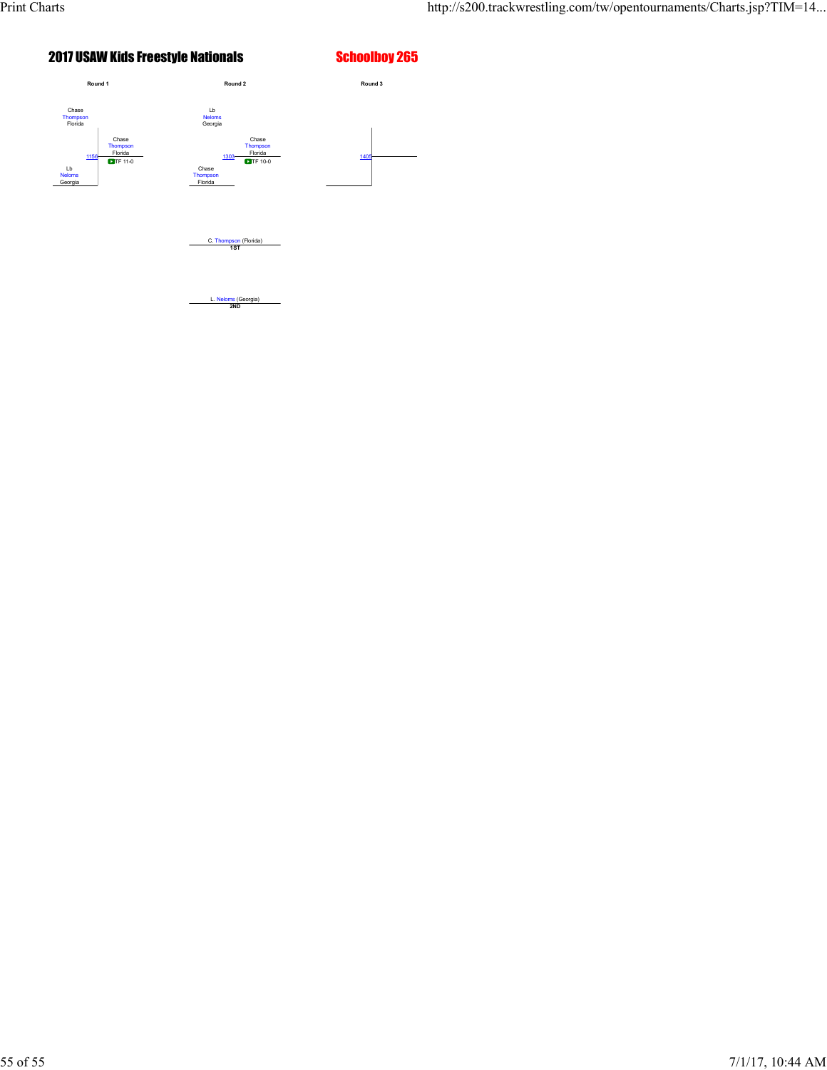# 2017 USAW Kids Freestyle Nationals

## Schoolboy 265

**Round 1**

Chase Thompson Florida

1156

Lb Neloms Georgia

Chase Thompson Florida

TF 11-0

**Round 2**

Lb Neloms Georgia

1303

Chase Thompson Florida

Chase Thompson Florida

TF 10-0

**Round 3**

1405

C. Thompson (Florida)

**1ST**

L. Neloms (Georgia)

**2ND**